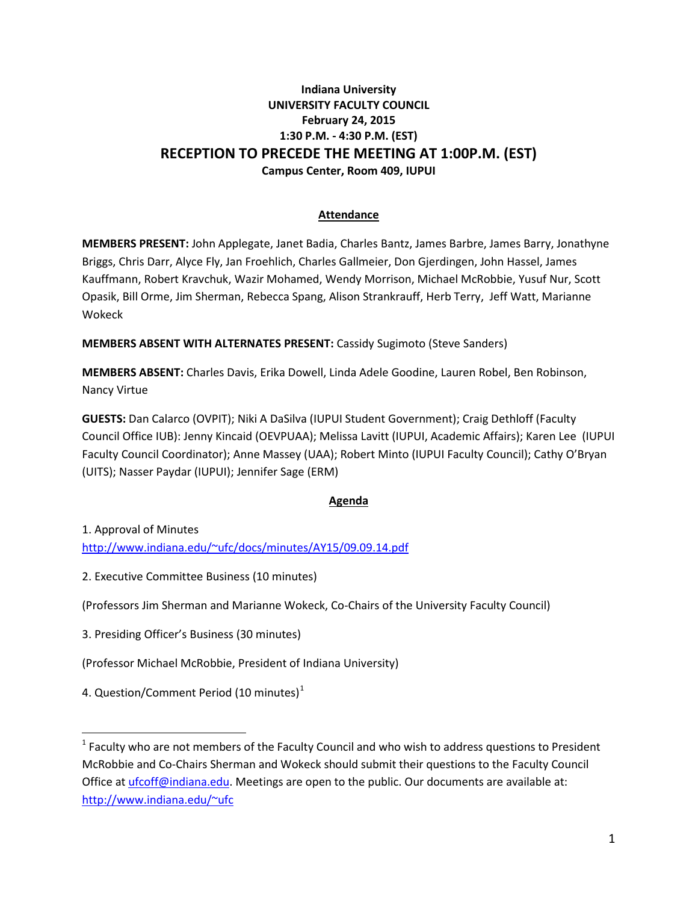**Indiana University**
**UNIVERSITY FACULTY COUNCIL**
**February 24, 2015**
**1:30 P.M. - 4:30 P.M. (EST)**

# RECEPTION TO PRECEDE THE MEETING AT 1:00P.M. (EST)

**Campus Center, Room 409, IUPUI**

## Attendance

**MEMBERS PRESENT:** John Applegate, Janet Badia, Charles Bantz, James Barbre, James Barry, Jonathyne Briggs, Chris Darr, Alyce Fly, Jan Froehlich, Charles Gallmeier, Don Gjerdingen, John Hassel, James Kauffmann, Robert Kravchuk, Wazir Mohamed, Wendy Morrison, Michael McRobbie, Yusuf Nur, Scott Opasik, Bill Orme, Jim Sherman, Rebecca Spang, Alison Strankrauff, Herb Terry, Jeff Watt, Marianne Wokeck

**MEMBERS ABSENT WITH ALTERNATES PRESENT:** Cassidy Sugimoto (Steve Sanders)

**MEMBERS ABSENT:** Charles Davis, Erika Dowell, Linda Adele Goodine, Lauren Robel, Ben Robinson, Nancy Virtue

**GUESTS:** Dan Calarco (OVPIT); Niki A DaSilva (IUPUI Student Government); Craig Dethloff (Faculty Council Office IUB): Jenny Kincaid (OEVPUAA); Melissa Lavitt (IUPUI, Academic Affairs); Karen Lee (IUPUI Faculty Council Coordinator); Anne Massey (UAA); Robert Minto (IUPUI Faculty Council); Cathy O'Bryan (UITS); Nasser Paydar (IUPUI); Jennifer Sage (ERM)

## Agenda

1. Approval of Minutes
http://www.indiana.edu/~ufc/docs/minutes/AY15/09.09.14.pdf

2. Executive Committee Business (10 minutes)

(Professors Jim Sherman and Marianne Wokeck, Co-Chairs of the University Faculty Council)

3. Presiding Officer's Business (30 minutes)

(Professor Michael McRobbie, President of Indiana University)

4. Question/Comment Period (10 minutes)[1]

---

[1] Faculty who are not members of the Faculty Council and who wish to address questions to President McRobbie and Co-Chairs Sherman and Wokeck should submit their questions to the Faculty Council Office at ufcoff@indiana.edu. Meetings are open to the public. Our documents are available at: http://www.indiana.edu/~ufc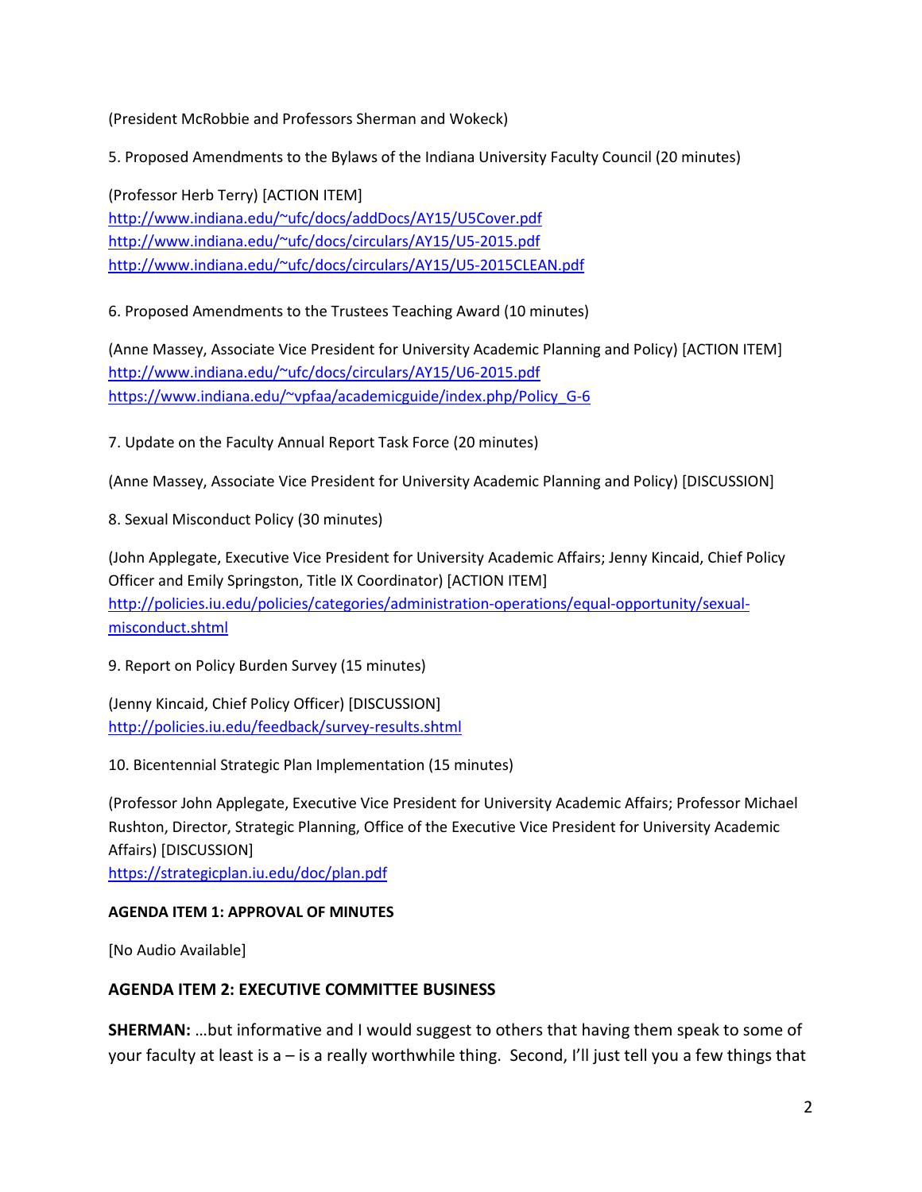(President McRobbie and Professors Sherman and Wokeck)

5. Proposed Amendments to the Bylaws of the Indiana University Faculty Council (20 minutes)

(Professor Herb Terry) [ACTION ITEM]
http://www.indiana.edu/~ufc/docs/addDocs/AY15/U5Cover.pdf
http://www.indiana.edu/~ufc/docs/circulars/AY15/U5-2015.pdf
http://www.indiana.edu/~ufc/docs/circulars/AY15/U5-2015CLEAN.pdf

6. Proposed Amendments to the Trustees Teaching Award (10 minutes)

(Anne Massey, Associate Vice President for University Academic Planning and Policy) [ACTION ITEM]
http://www.indiana.edu/~ufc/docs/circulars/AY15/U6-2015.pdf
https://www.indiana.edu/~vpfaa/academicguide/index.php/Policy_G-6

7. Update on the Faculty Annual Report Task Force (20 minutes)

(Anne Massey, Associate Vice President for University Academic Planning and Policy) [DISCUSSION]

8. Sexual Misconduct Policy (30 minutes)

(John Applegate, Executive Vice President for University Academic Affairs; Jenny Kincaid, Chief Policy Officer and Emily Springston, Title IX Coordinator) [ACTION ITEM]
http://policies.iu.edu/policies/categories/administration-operations/equal-opportunity/sexual-misconduct.shtml

9. Report on Policy Burden Survey (15 minutes)

(Jenny Kincaid, Chief Policy Officer) [DISCUSSION]
http://policies.iu.edu/feedback/survey-results.shtml

10. Bicentennial Strategic Plan Implementation (15 minutes)

(Professor John Applegate, Executive Vice President for University Academic Affairs; Professor Michael Rushton, Director, Strategic Planning, Office of the Executive Vice President for University Academic Affairs) [DISCUSSION]
https://strategicplan.iu.edu/doc/plan.pdf

**AGENDA ITEM 1: APPROVAL OF MINUTES**

[No Audio Available]

**AGENDA ITEM 2: EXECUTIVE COMMITTEE BUSINESS**

**SHERMAN:** …but informative and I would suggest to others that having them speak to some of your faculty at least is a – is a really worthwhile thing. Second, I'll just tell you a few things that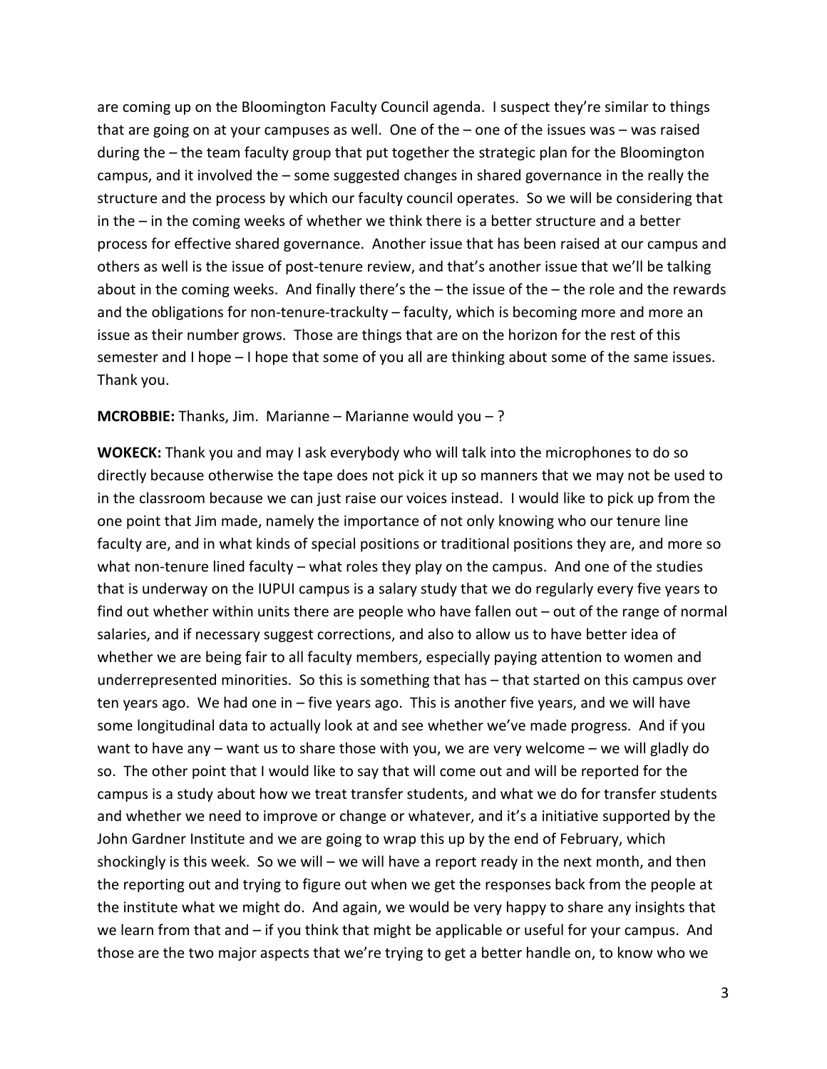are coming up on the Bloomington Faculty Council agenda. I suspect they're similar to things that are going on at your campuses as well. One of the – one of the issues was – was raised during the – the team faculty group that put together the strategic plan for the Bloomington campus, and it involved the – some suggested changes in shared governance in the really the structure and the process by which our faculty council operates. So we will be considering that in the – in the coming weeks of whether we think there is a better structure and a better process for effective shared governance. Another issue that has been raised at our campus and others as well is the issue of post-tenure review, and that's another issue that we'll be talking about in the coming weeks. And finally there's the – the issue of the – the role and the rewards and the obligations for non-tenure-trackulty – faculty, which is becoming more and more an issue as their number grows. Those are things that are on the horizon for the rest of this semester and I hope – I hope that some of you all are thinking about some of the same issues. Thank you.

**MCROBBIE:** Thanks, Jim. Marianne – Marianne would you – ?

**WOKECK:** Thank you and may I ask everybody who will talk into the microphones to do so directly because otherwise the tape does not pick it up so manners that we may not be used to in the classroom because we can just raise our voices instead. I would like to pick up from the one point that Jim made, namely the importance of not only knowing who our tenure line faculty are, and in what kinds of special positions or traditional positions they are, and more so what non-tenure lined faculty – what roles they play on the campus. And one of the studies that is underway on the IUPUI campus is a salary study that we do regularly every five years to find out whether within units there are people who have fallen out – out of the range of normal salaries, and if necessary suggest corrections, and also to allow us to have better idea of whether we are being fair to all faculty members, especially paying attention to women and underrepresented minorities. So this is something that has – that started on this campus over ten years ago. We had one in – five years ago. This is another five years, and we will have some longitudinal data to actually look at and see whether we've made progress. And if you want to have any – want us to share those with you, we are very welcome – we will gladly do so. The other point that I would like to say that will come out and will be reported for the campus is a study about how we treat transfer students, and what we do for transfer students and whether we need to improve or change or whatever, and it's a initiative supported by the John Gardner Institute and we are going to wrap this up by the end of February, which shockingly is this week. So we will – we will have a report ready in the next month, and then the reporting out and trying to figure out when we get the responses back from the people at the institute what we might do. And again, we would be very happy to share any insights that we learn from that and – if you think that might be applicable or useful for your campus. And those are the two major aspects that we're trying to get a better handle on, to know who we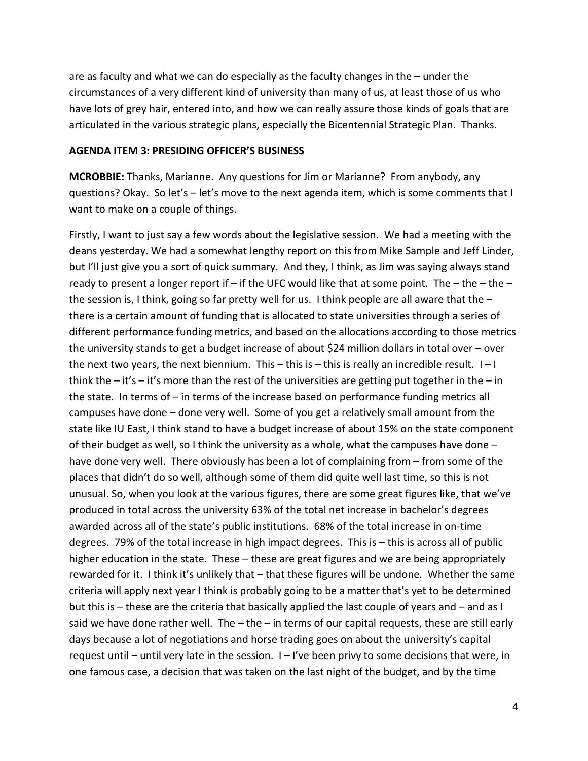are as faculty and what we can do especially as the faculty changes in the – under the circumstances of a very different kind of university than many of us, at least those of us who have lots of grey hair, entered into, and how we can really assure those kinds of goals that are articulated in the various strategic plans, especially the Bicentennial Strategic Plan. Thanks.

**AGENDA ITEM 3: PRESIDING OFFICER'S BUSINESS**

**MCROBBIE:** Thanks, Marianne. Any questions for Jim or Marianne? From anybody, any questions? Okay. So let's – let's move to the next agenda item, which is some comments that I want to make on a couple of things.

Firstly, I want to just say a few words about the legislative session. We had a meeting with the deans yesterday. We had a somewhat lengthy report on this from Mike Sample and Jeff Linder, but I'll just give you a sort of quick summary. And they, I think, as Jim was saying always stand ready to present a longer report if – if the UFC would like that at some point. The – the – the – the session is, I think, going so far pretty well for us. I think people are all aware that the – there is a certain amount of funding that is allocated to state universities through a series of different performance funding metrics, and based on the allocations according to those metrics the university stands to get a budget increase of about $24 million dollars in total over – over the next two years, the next biennium. This – this is – this is really an incredible result. I – I think the – it's – it's more than the rest of the universities are getting put together in the – in the state. In terms of – in terms of the increase based on performance funding metrics all campuses have done – done very well. Some of you get a relatively small amount from the state like IU East, I think stand to have a budget increase of about 15% on the state component of their budget as well, so I think the university as a whole, what the campuses have done – have done very well. There obviously has been a lot of complaining from – from some of the places that didn't do so well, although some of them did quite well last time, so this is not unusual. So, when you look at the various figures, there are some great figures like, that we've produced in total across the university 63% of the total net increase in bachelor's degrees awarded across all of the state's public institutions. 68% of the total increase in on-time degrees. 79% of the total increase in high impact degrees. This is – this is across all of public higher education in the state. These – these are great figures and we are being appropriately rewarded for it. I think it's unlikely that – that these figures will be undone. Whether the same criteria will apply next year I think is probably going to be a matter that's yet to be determined but this is – these are the criteria that basically applied the last couple of years and – and as I said we have done rather well. The – the – in terms of our capital requests, these are still early days because a lot of negotiations and horse trading goes on about the university's capital request until – until very late in the session. I – I've been privy to some decisions that were, in one famous case, a decision that was taken on the last night of the budget, and by the time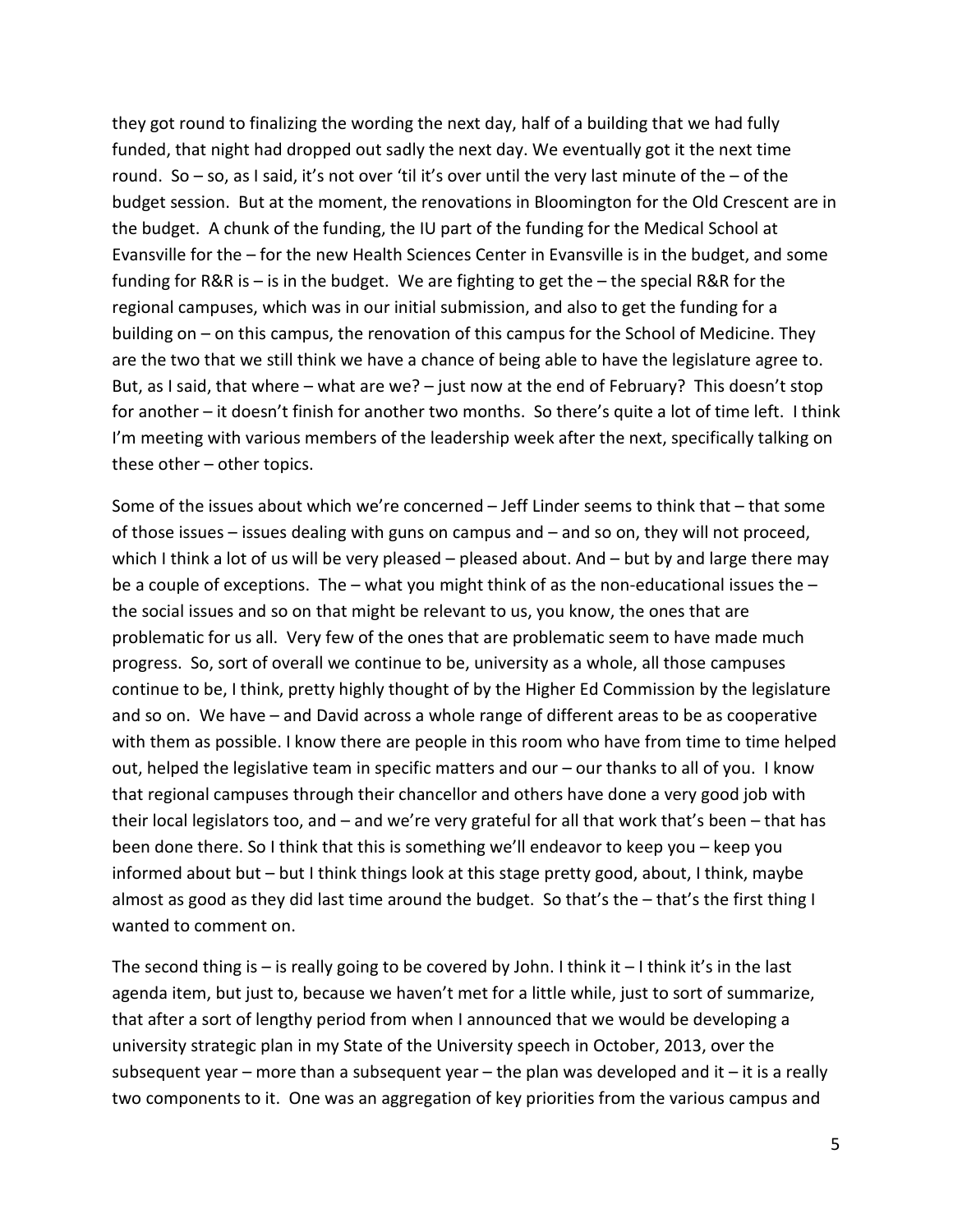they got round to finalizing the wording the next day, half of a building that we had fully funded, that night had dropped out sadly the next day. We eventually got it the next time round. So – so, as I said, it's not over 'til it's over until the very last minute of the – of the budget session. But at the moment, the renovations in Bloomington for the Old Crescent are in the budget. A chunk of the funding, the IU part of the funding for the Medical School at Evansville for the – for the new Health Sciences Center in Evansville is in the budget, and some funding for R&R is – is in the budget. We are fighting to get the – the special R&R for the regional campuses, which was in our initial submission, and also to get the funding for a building on – on this campus, the renovation of this campus for the School of Medicine. They are the two that we still think we have a chance of being able to have the legislature agree to. But, as I said, that where – what are we? – just now at the end of February? This doesn't stop for another – it doesn't finish for another two months. So there's quite a lot of time left. I think I'm meeting with various members of the leadership week after the next, specifically talking on these other – other topics.

Some of the issues about which we're concerned – Jeff Linder seems to think that – that some of those issues – issues dealing with guns on campus and – and so on, they will not proceed, which I think a lot of us will be very pleased – pleased about. And – but by and large there may be a couple of exceptions. The – what you might think of as the non-educational issues the – the social issues and so on that might be relevant to us, you know, the ones that are problematic for us all. Very few of the ones that are problematic seem to have made much progress. So, sort of overall we continue to be, university as a whole, all those campuses continue to be, I think, pretty highly thought of by the Higher Ed Commission by the legislature and so on. We have – and David across a whole range of different areas to be as cooperative with them as possible. I know there are people in this room who have from time to time helped out, helped the legislative team in specific matters and our – our thanks to all of you. I know that regional campuses through their chancellor and others have done a very good job with their local legislators too, and – and we're very grateful for all that work that's been – that has been done there. So I think that this is something we'll endeavor to keep you – keep you informed about but – but I think things look at this stage pretty good, about, I think, maybe almost as good as they did last time around the budget. So that's the – that's the first thing I wanted to comment on.

The second thing is – is really going to be covered by John. I think it – I think it's in the last agenda item, but just to, because we haven't met for a little while, just to sort of summarize, that after a sort of lengthy period from when I announced that we would be developing a university strategic plan in my State of the University speech in October, 2013, over the subsequent year – more than a subsequent year – the plan was developed and it – it is a really two components to it. One was an aggregation of key priorities from the various campus and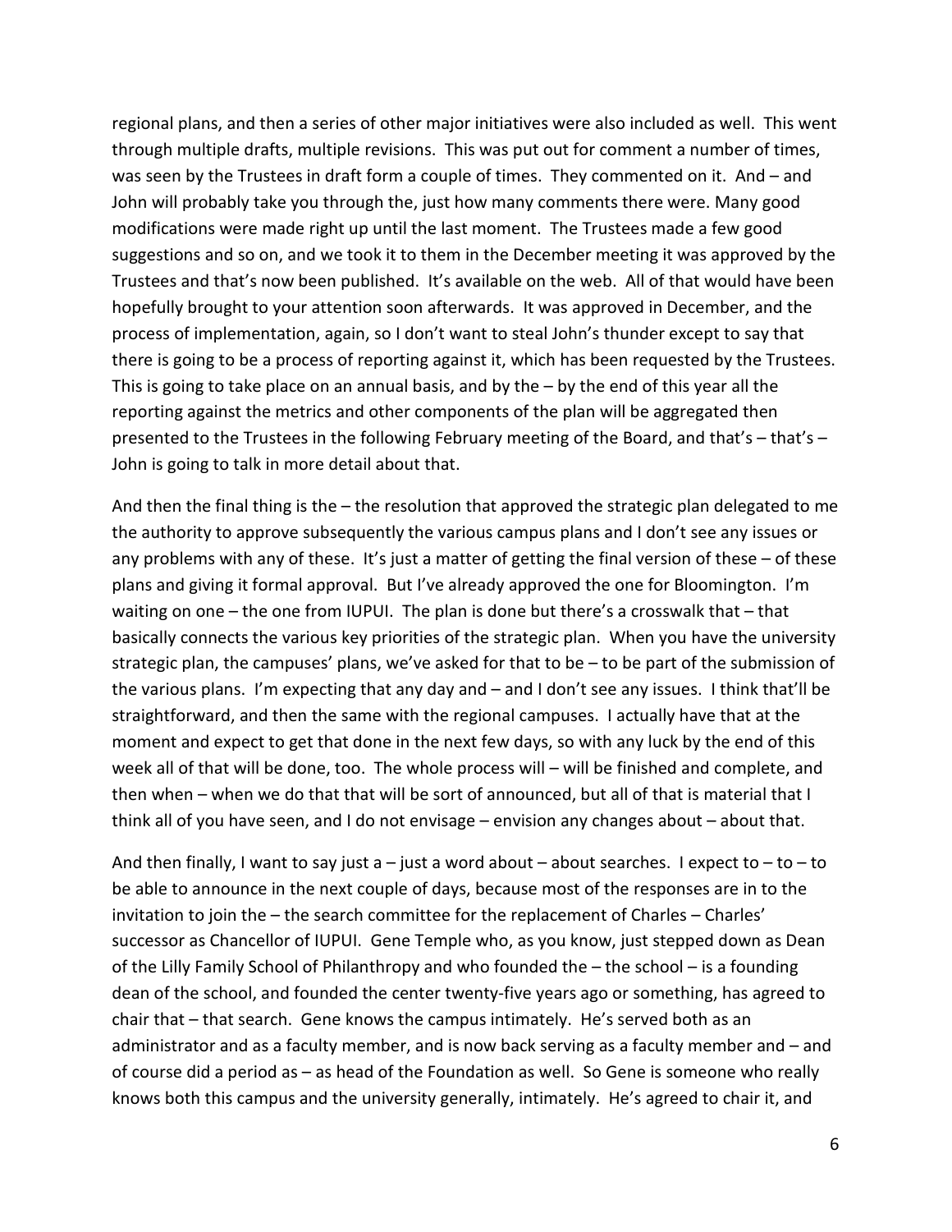regional plans, and then a series of other major initiatives were also included as well. This went through multiple drafts, multiple revisions. This was put out for comment a number of times, was seen by the Trustees in draft form a couple of times. They commented on it. And – and John will probably take you through the, just how many comments there were. Many good modifications were made right up until the last moment. The Trustees made a few good suggestions and so on, and we took it to them in the December meeting it was approved by the Trustees and that's now been published. It's available on the web. All of that would have been hopefully brought to your attention soon afterwards. It was approved in December, and the process of implementation, again, so I don't want to steal John's thunder except to say that there is going to be a process of reporting against it, which has been requested by the Trustees. This is going to take place on an annual basis, and by the – by the end of this year all the reporting against the metrics and other components of the plan will be aggregated then presented to the Trustees in the following February meeting of the Board, and that's – that's – John is going to talk in more detail about that.

And then the final thing is the – the resolution that approved the strategic plan delegated to me the authority to approve subsequently the various campus plans and I don't see any issues or any problems with any of these. It's just a matter of getting the final version of these – of these plans and giving it formal approval. But I've already approved the one for Bloomington. I'm waiting on one – the one from IUPUI. The plan is done but there's a crosswalk that – that basically connects the various key priorities of the strategic plan. When you have the university strategic plan, the campuses' plans, we've asked for that to be – to be part of the submission of the various plans. I'm expecting that any day and – and I don't see any issues. I think that'll be straightforward, and then the same with the regional campuses. I actually have that at the moment and expect to get that done in the next few days, so with any luck by the end of this week all of that will be done, too. The whole process will – will be finished and complete, and then when – when we do that that will be sort of announced, but all of that is material that I think all of you have seen, and I do not envisage – envision any changes about – about that.

And then finally, I want to say just a – just a word about – about searches. I expect to – to – to be able to announce in the next couple of days, because most of the responses are in to the invitation to join the – the search committee for the replacement of Charles – Charles' successor as Chancellor of IUPUI. Gene Temple who, as you know, just stepped down as Dean of the Lilly Family School of Philanthropy and who founded the – the school – is a founding dean of the school, and founded the center twenty-five years ago or something, has agreed to chair that – that search. Gene knows the campus intimately. He's served both as an administrator and as a faculty member, and is now back serving as a faculty member and – and of course did a period as – as head of the Foundation as well. So Gene is someone who really knows both this campus and the university generally, intimately. He's agreed to chair it, and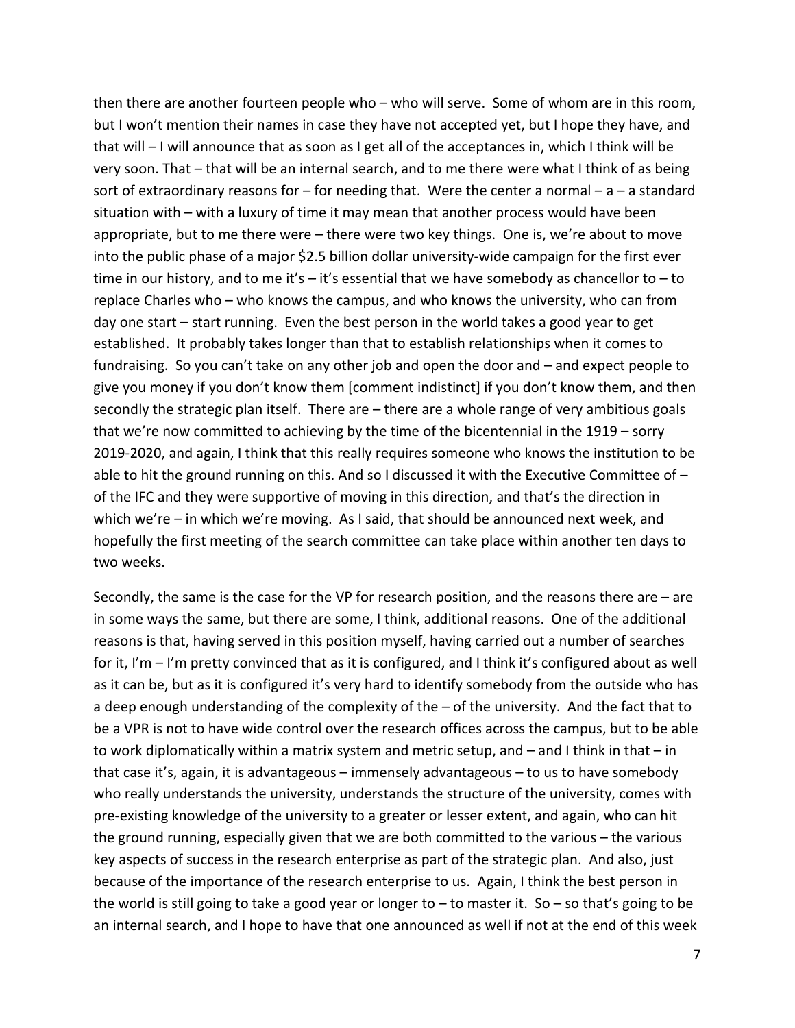then there are another fourteen people who – who will serve. Some of whom are in this room, but I won't mention their names in case they have not accepted yet, but I hope they have, and that will – I will announce that as soon as I get all of the acceptances in, which I think will be very soon. That – that will be an internal search, and to me there were what I think of as being sort of extraordinary reasons for – for needing that. Were the center a normal – a – a standard situation with – with a luxury of time it may mean that another process would have been appropriate, but to me there were – there were two key things. One is, we're about to move into the public phase of a major $2.5 billion dollar university-wide campaign for the first ever time in our history, and to me it's – it's essential that we have somebody as chancellor to – to replace Charles who – who knows the campus, and who knows the university, who can from day one start – start running. Even the best person in the world takes a good year to get established. It probably takes longer than that to establish relationships when it comes to fundraising. So you can't take on any other job and open the door and – and expect people to give you money if you don't know them [comment indistinct] if you don't know them, and then secondly the strategic plan itself. There are – there are a whole range of very ambitious goals that we're now committed to achieving by the time of the bicentennial in the 1919 – sorry 2019-2020, and again, I think that this really requires someone who knows the institution to be able to hit the ground running on this. And so I discussed it with the Executive Committee of – of the IFC and they were supportive of moving in this direction, and that's the direction in which we're – in which we're moving. As I said, that should be announced next week, and hopefully the first meeting of the search committee can take place within another ten days to two weeks.

Secondly, the same is the case for the VP for research position, and the reasons there are – are in some ways the same, but there are some, I think, additional reasons. One of the additional reasons is that, having served in this position myself, having carried out a number of searches for it, I'm – I'm pretty convinced that as it is configured, and I think it's configured about as well as it can be, but as it is configured it's very hard to identify somebody from the outside who has a deep enough understanding of the complexity of the – of the university. And the fact that to be a VPR is not to have wide control over the research offices across the campus, but to be able to work diplomatically within a matrix system and metric setup, and – and I think in that – in that case it's, again, it is advantageous – immensely advantageous – to us to have somebody who really understands the university, understands the structure of the university, comes with pre-existing knowledge of the university to a greater or lesser extent, and again, who can hit the ground running, especially given that we are both committed to the various – the various key aspects of success in the research enterprise as part of the strategic plan. And also, just because of the importance of the research enterprise to us. Again, I think the best person in the world is still going to take a good year or longer to – to master it. So – so that's going to be an internal search, and I hope to have that one announced as well if not at the end of this week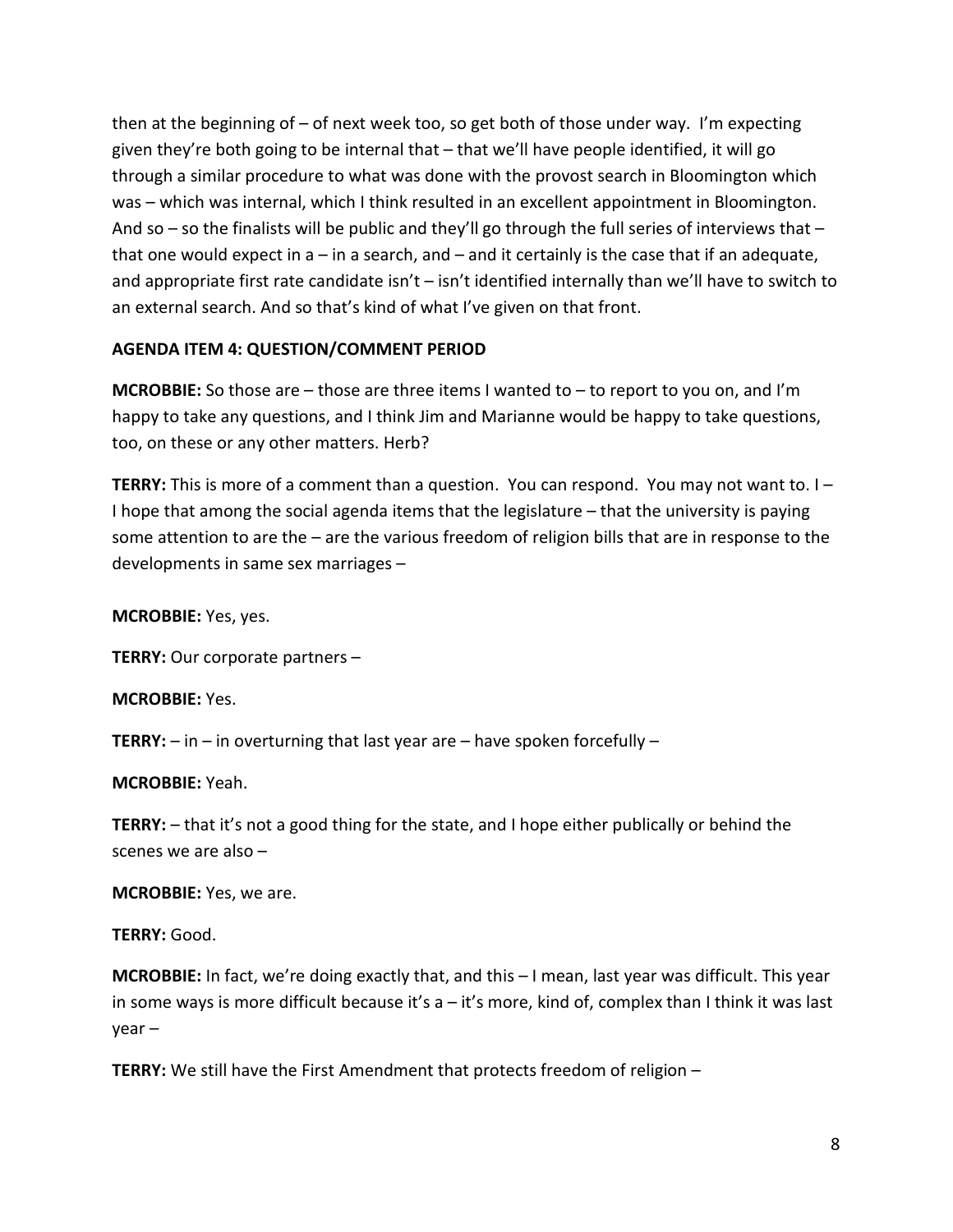then at the beginning of – of next week too, so get both of those under way. I'm expecting given they're both going to be internal that – that we'll have people identified, it will go through a similar procedure to what was done with the provost search in Bloomington which was – which was internal, which I think resulted in an excellent appointment in Bloomington. And so – so the finalists will be public and they'll go through the full series of interviews that – that one would expect in a – in a search, and – and it certainly is the case that if an adequate, and appropriate first rate candidate isn't – isn't identified internally than we'll have to switch to an external search. And so that's kind of what I've given on that front.

**AGENDA ITEM 4: QUESTION/COMMENT PERIOD**

**MCROBBIE:** So those are – those are three items I wanted to – to report to you on, and I'm happy to take any questions, and I think Jim and Marianne would be happy to take questions, too, on these or any other matters. Herb?

**TERRY:** This is more of a comment than a question. You can respond. You may not want to. I – I hope that among the social agenda items that the legislature – that the university is paying some attention to are the – are the various freedom of religion bills that are in response to the developments in same sex marriages –

**MCROBBIE:** Yes, yes.

**TERRY:** Our corporate partners –

**MCROBBIE:** Yes.

**TERRY:** – in – in overturning that last year are – have spoken forcefully –

**MCROBBIE:** Yeah.

**TERRY:** – that it's not a good thing for the state, and I hope either publically or behind the scenes we are also –

**MCROBBIE:** Yes, we are.

**TERRY:** Good.

**MCROBBIE:** In fact, we're doing exactly that, and this – I mean, last year was difficult. This year in some ways is more difficult because it's a – it's more, kind of, complex than I think it was last year –

**TERRY:** We still have the First Amendment that protects freedom of religion –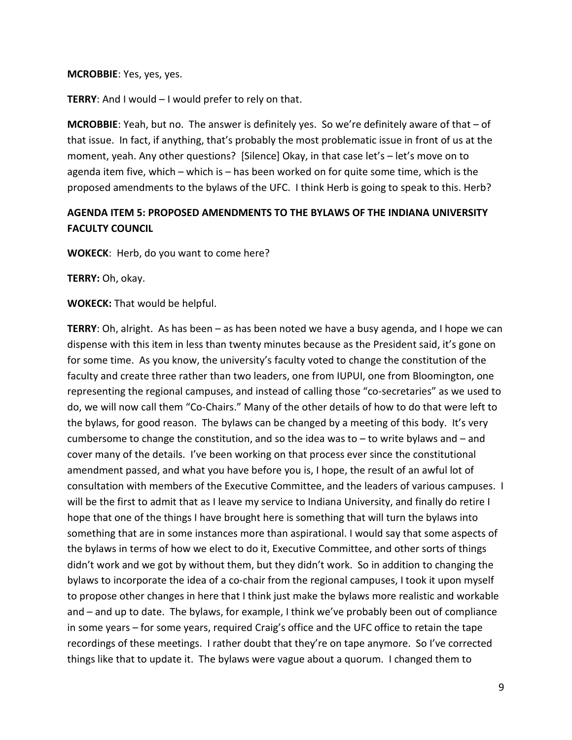**MCROBBIE**: Yes, yes, yes.

**TERRY**: And I would – I would prefer to rely on that.

**MCROBBIE**: Yeah, but no. The answer is definitely yes. So we're definitely aware of that – of that issue. In fact, if anything, that's probably the most problematic issue in front of us at the moment, yeah. Any other questions? [Silence] Okay, in that case let's – let's move on to agenda item five, which – which is – has been worked on for quite some time, which is the proposed amendments to the bylaws of the UFC. I think Herb is going to speak to this. Herb?

**AGENDA ITEM 5: PROPOSED AMENDMENTS TO THE BYLAWS OF THE INDIANA UNIVERSITY FACULTY COUNCIL**

**WOKECK**: Herb, do you want to come here?

**TERRY:** Oh, okay.

**WOKECK:** That would be helpful.

**TERRY**: Oh, alright. As has been – as has been noted we have a busy agenda, and I hope we can dispense with this item in less than twenty minutes because as the President said, it's gone on for some time. As you know, the university's faculty voted to change the constitution of the faculty and create three rather than two leaders, one from IUPUI, one from Bloomington, one representing the regional campuses, and instead of calling those "co-secretaries" as we used to do, we will now call them "Co-Chairs." Many of the other details of how to do that were left to the bylaws, for good reason. The bylaws can be changed by a meeting of this body. It's very cumbersome to change the constitution, and so the idea was to – to write bylaws and – and cover many of the details. I've been working on that process ever since the constitutional amendment passed, and what you have before you is, I hope, the result of an awful lot of consultation with members of the Executive Committee, and the leaders of various campuses. I will be the first to admit that as I leave my service to Indiana University, and finally do retire I hope that one of the things I have brought here is something that will turn the bylaws into something that are in some instances more than aspirational. I would say that some aspects of the bylaws in terms of how we elect to do it, Executive Committee, and other sorts of things didn't work and we got by without them, but they didn't work. So in addition to changing the bylaws to incorporate the idea of a co-chair from the regional campuses, I took it upon myself to propose other changes in here that I think just make the bylaws more realistic and workable and – and up to date. The bylaws, for example, I think we've probably been out of compliance in some years – for some years, required Craig's office and the UFC office to retain the tape recordings of these meetings. I rather doubt that they're on tape anymore. So I've corrected things like that to update it. The bylaws were vague about a quorum. I changed them to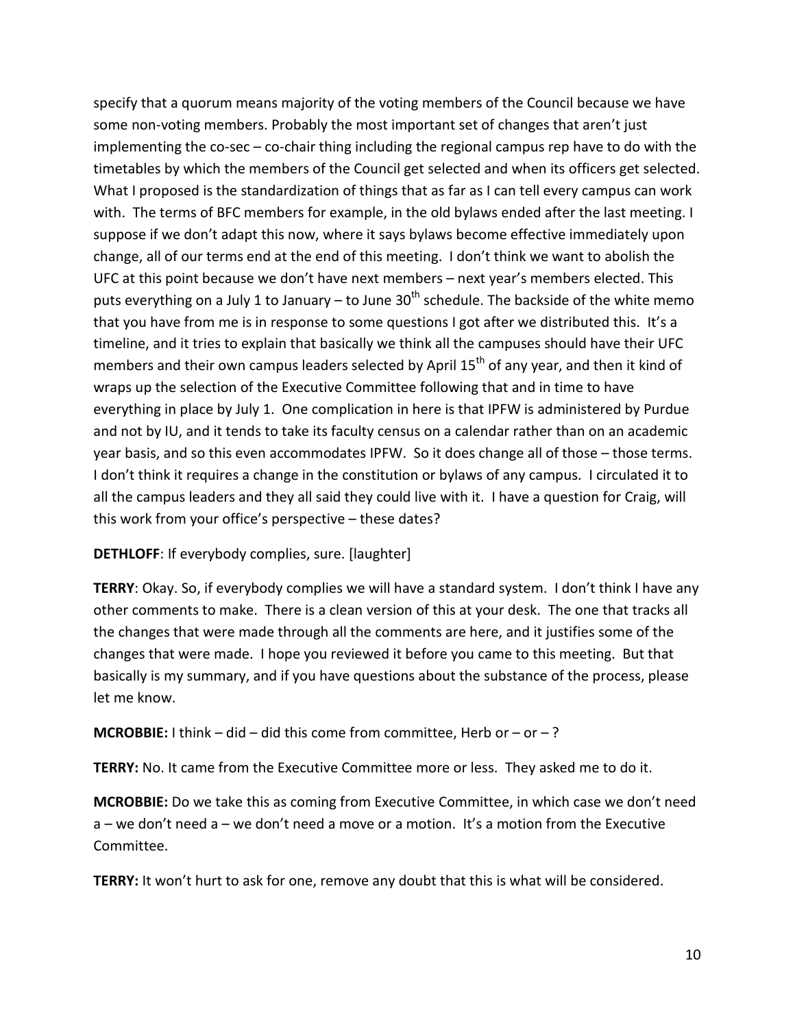specify that a quorum means majority of the voting members of the Council because we have some non-voting members. Probably the most important set of changes that aren't just implementing the co-sec – co-chair thing including the regional campus rep have to do with the timetables by which the members of the Council get selected and when its officers get selected. What I proposed is the standardization of things that as far as I can tell every campus can work with. The terms of BFC members for example, in the old bylaws ended after the last meeting. I suppose if we don't adapt this now, where it says bylaws become effective immediately upon change, all of our terms end at the end of this meeting. I don't think we want to abolish the UFC at this point because we don't have next members – next year's members elected. This puts everything on a July 1 to January – to June 30th schedule. The backside of the white memo that you have from me is in response to some questions I got after we distributed this. It's a timeline, and it tries to explain that basically we think all the campuses should have their UFC members and their own campus leaders selected by April 15th of any year, and then it kind of wraps up the selection of the Executive Committee following that and in time to have everything in place by July 1. One complication in here is that IPFW is administered by Purdue and not by IU, and it tends to take its faculty census on a calendar rather than on an academic year basis, and so this even accommodates IPFW. So it does change all of those – those terms. I don't think it requires a change in the constitution or bylaws of any campus. I circulated it to all the campus leaders and they all said they could live with it. I have a question for Craig, will this work from your office's perspective – these dates?

**DETHLOFF**: If everybody complies, sure. [laughter]

**TERRY**: Okay. So, if everybody complies we will have a standard system. I don't think I have any other comments to make. There is a clean version of this at your desk. The one that tracks all the changes that were made through all the comments are here, and it justifies some of the changes that were made. I hope you reviewed it before you came to this meeting. But that basically is my summary, and if you have questions about the substance of the process, please let me know.

**MCROBBIE:** I think – did – did this come from committee, Herb or – or – ?

**TERRY:** No. It came from the Executive Committee more or less. They asked me to do it.

**MCROBBIE:** Do we take this as coming from Executive Committee, in which case we don't need a – we don't need a – we don't need a move or a motion. It's a motion from the Executive Committee.

**TERRY:** It won't hurt to ask for one, remove any doubt that this is what will be considered.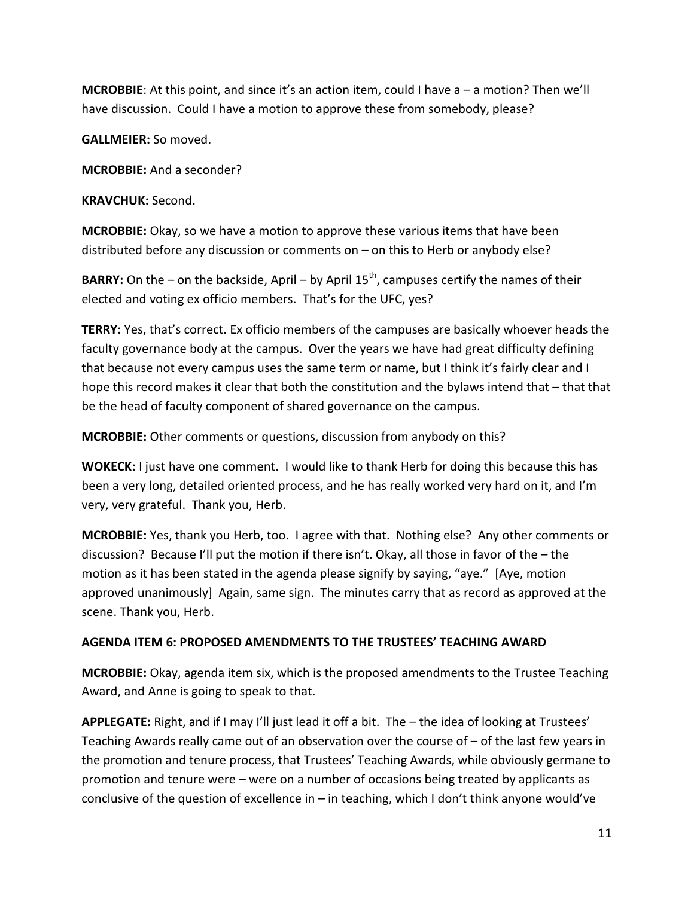**MCROBBIE**: At this point, and since it's an action item, could I have a – a motion? Then we'll have discussion. Could I have a motion to approve these from somebody, please?

**GALLMEIER:** So moved.

**MCROBBIE:** And a seconder?

**KRAVCHUK:** Second.

**MCROBBIE:** Okay, so we have a motion to approve these various items that have been distributed before any discussion or comments on – on this to Herb or anybody else?

**BARRY:** On the – on the backside, April – by April 15th, campuses certify the names of their elected and voting ex officio members. That's for the UFC, yes?

**TERRY:** Yes, that's correct. Ex officio members of the campuses are basically whoever heads the faculty governance body at the campus. Over the years we have had great difficulty defining that because not every campus uses the same term or name, but I think it's fairly clear and I hope this record makes it clear that both the constitution and the bylaws intend that – that that be the head of faculty component of shared governance on the campus.

**MCROBBIE:** Other comments or questions, discussion from anybody on this?

**WOKECK:** I just have one comment. I would like to thank Herb for doing this because this has been a very long, detailed oriented process, and he has really worked very hard on it, and I'm very, very grateful. Thank you, Herb.

**MCROBBIE:** Yes, thank you Herb, too. I agree with that. Nothing else? Any other comments or discussion? Because I'll put the motion if there isn't. Okay, all those in favor of the – the motion as it has been stated in the agenda please signify by saying, "aye." [Aye, motion approved unanimously] Again, same sign. The minutes carry that as record as approved at the scene. Thank you, Herb.

**AGENDA ITEM 6: PROPOSED AMENDMENTS TO THE TRUSTEES' TEACHING AWARD**

**MCROBBIE:** Okay, agenda item six, which is the proposed amendments to the Trustee Teaching Award, and Anne is going to speak to that.

**APPLEGATE:** Right, and if I may I'll just lead it off a bit. The – the idea of looking at Trustees' Teaching Awards really came out of an observation over the course of – of the last few years in the promotion and tenure process, that Trustees' Teaching Awards, while obviously germane to promotion and tenure were – were on a number of occasions being treated by applicants as conclusive of the question of excellence in – in teaching, which I don't think anyone would've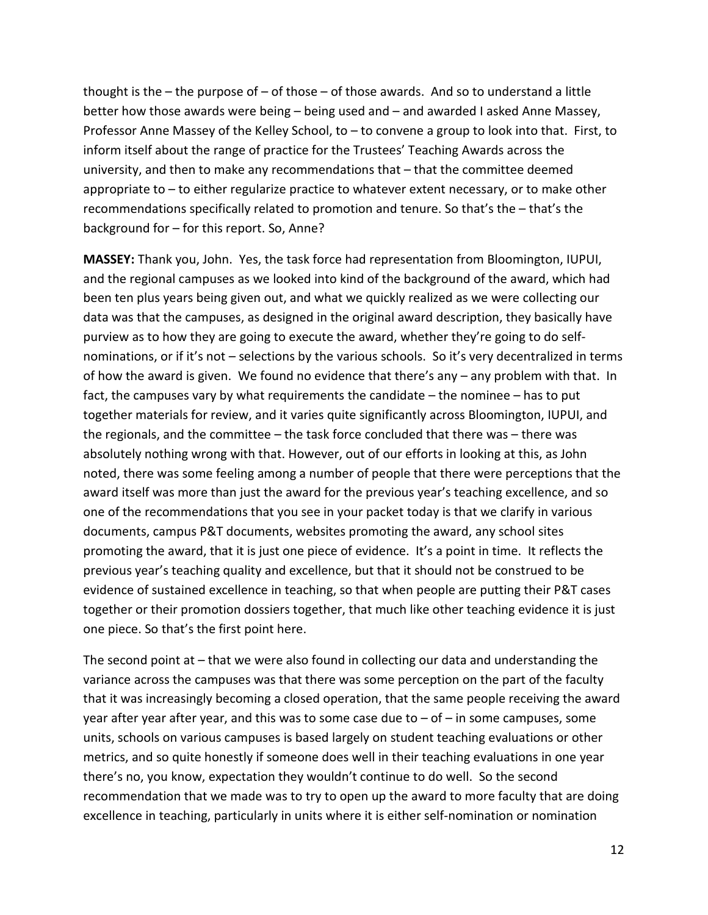thought is the – the purpose of – of those – of those awards. And so to understand a little better how those awards were being – being used and – and awarded I asked Anne Massey, Professor Anne Massey of the Kelley School, to – to convene a group to look into that. First, to inform itself about the range of practice for the Trustees' Teaching Awards across the university, and then to make any recommendations that – that the committee deemed appropriate to – to either regularize practice to whatever extent necessary, or to make other recommendations specifically related to promotion and tenure. So that's the – that's the background for – for this report. So, Anne?

**MASSEY:** Thank you, John. Yes, the task force had representation from Bloomington, IUPUI, and the regional campuses as we looked into kind of the background of the award, which had been ten plus years being given out, and what we quickly realized as we were collecting our data was that the campuses, as designed in the original award description, they basically have purview as to how they are going to execute the award, whether they're going to do self-nominations, or if it's not – selections by the various schools. So it's very decentralized in terms of how the award is given. We found no evidence that there's any – any problem with that. In fact, the campuses vary by what requirements the candidate – the nominee – has to put together materials for review, and it varies quite significantly across Bloomington, IUPUI, and the regionals, and the committee – the task force concluded that there was – there was absolutely nothing wrong with that. However, out of our efforts in looking at this, as John noted, there was some feeling among a number of people that there were perceptions that the award itself was more than just the award for the previous year's teaching excellence, and so one of the recommendations that you see in your packet today is that we clarify in various documents, campus P&T documents, websites promoting the award, any school sites promoting the award, that it is just one piece of evidence. It's a point in time. It reflects the previous year's teaching quality and excellence, but that it should not be construed to be evidence of sustained excellence in teaching, so that when people are putting their P&T cases together or their promotion dossiers together, that much like other teaching evidence it is just one piece. So that's the first point here.

The second point at – that we were also found in collecting our data and understanding the variance across the campuses was that there was some perception on the part of the faculty that it was increasingly becoming a closed operation, that the same people receiving the award year after year after year, and this was to some case due to – of – in some campuses, some units, schools on various campuses is based largely on student teaching evaluations or other metrics, and so quite honestly if someone does well in their teaching evaluations in one year there's no, you know, expectation they wouldn't continue to do well. So the second recommendation that we made was to try to open up the award to more faculty that are doing excellence in teaching, particularly in units where it is either self-nomination or nomination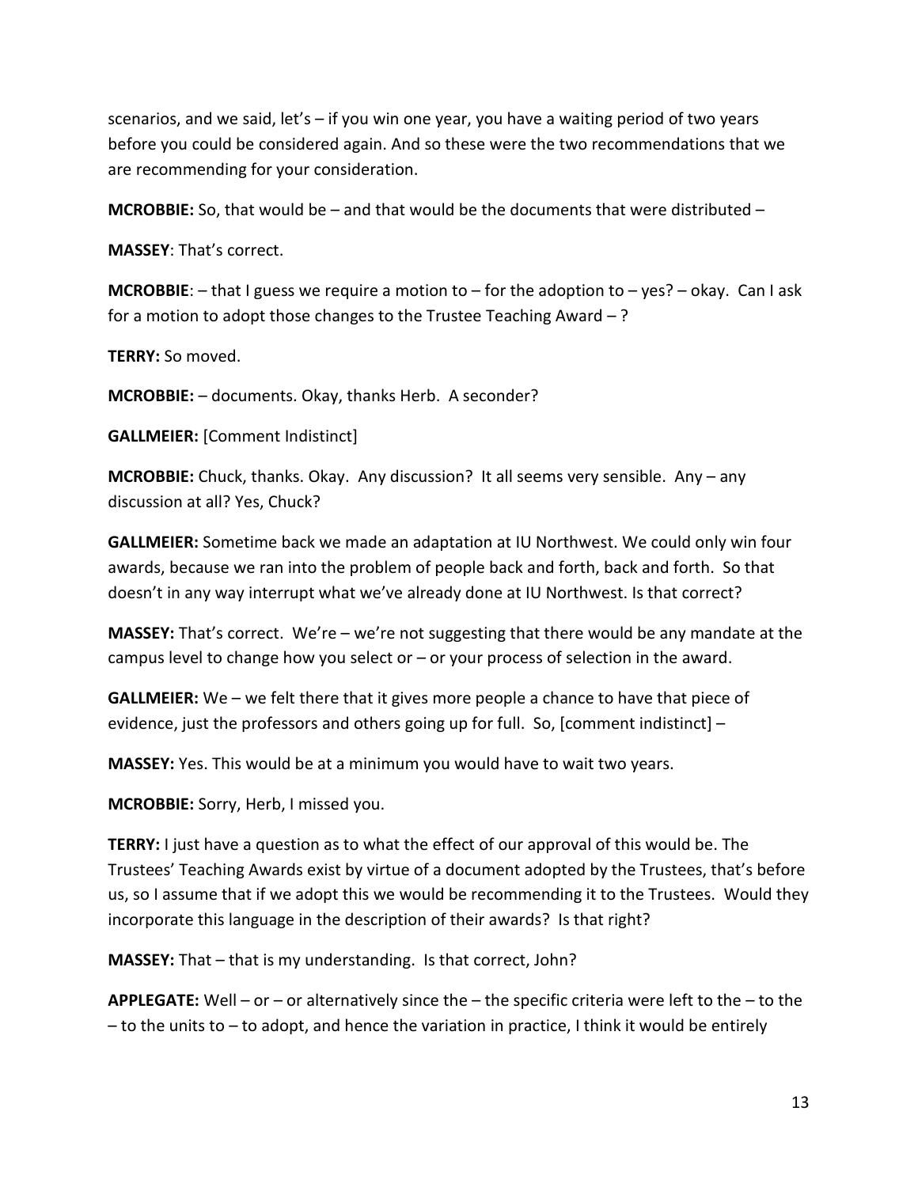scenarios, and we said, let's – if you win one year, you have a waiting period of two years before you could be considered again. And so these were the two recommendations that we are recommending for your consideration.

**MCROBBIE:** So, that would be – and that would be the documents that were distributed –

**MASSEY**: That's correct.

**MCROBBIE**: – that I guess we require a motion to – for the adoption to – yes? – okay. Can I ask for a motion to adopt those changes to the Trustee Teaching Award – ?

**TERRY:** So moved.

**MCROBBIE:** – documents. Okay, thanks Herb. A seconder?

**GALLMEIER:** [Comment Indistinct]

**MCROBBIE:** Chuck, thanks. Okay. Any discussion? It all seems very sensible. Any – any discussion at all? Yes, Chuck?

**GALLMEIER:** Sometime back we made an adaptation at IU Northwest. We could only win four awards, because we ran into the problem of people back and forth, back and forth. So that doesn't in any way interrupt what we've already done at IU Northwest. Is that correct?

**MASSEY:** That's correct. We're – we're not suggesting that there would be any mandate at the campus level to change how you select or – or your process of selection in the award.

**GALLMEIER:** We – we felt there that it gives more people a chance to have that piece of evidence, just the professors and others going up for full. So, [comment indistinct] –

**MASSEY:** Yes. This would be at a minimum you would have to wait two years.

**MCROBBIE:** Sorry, Herb, I missed you.

**TERRY:** I just have a question as to what the effect of our approval of this would be. The Trustees' Teaching Awards exist by virtue of a document adopted by the Trustees, that's before us, so I assume that if we adopt this we would be recommending it to the Trustees. Would they incorporate this language in the description of their awards? Is that right?

**MASSEY:** That – that is my understanding. Is that correct, John?

**APPLEGATE:** Well – or – or alternatively since the – the specific criteria were left to the – to the – to the units to – to adopt, and hence the variation in practice, I think it would be entirely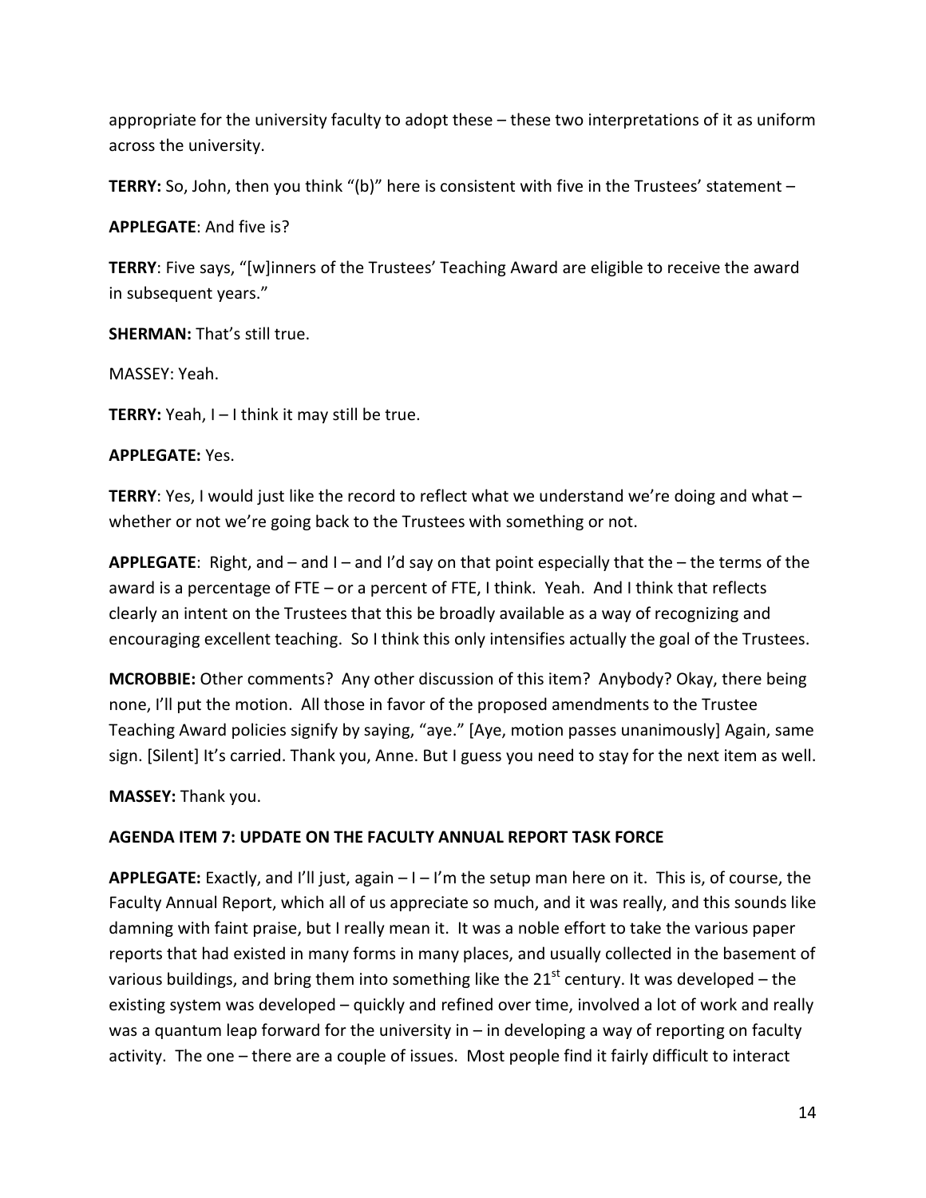appropriate for the university faculty to adopt these – these two interpretations of it as uniform across the university.

**TERRY:** So, John, then you think "(b)" here is consistent with five in the Trustees' statement –

**APPLEGATE**: And five is?

**TERRY**: Five says, "[w]inners of the Trustees' Teaching Award are eligible to receive the award in subsequent years."

**SHERMAN:** That's still true.

MASSEY: Yeah.

**TERRY:** Yeah, I – I think it may still be true.

**APPLEGATE:** Yes.

**TERRY**: Yes, I would just like the record to reflect what we understand we're doing and what – whether or not we're going back to the Trustees with something or not.

**APPLEGATE**: Right, and – and I – and I'd say on that point especially that the – the terms of the award is a percentage of FTE – or a percent of FTE, I think. Yeah. And I think that reflects clearly an intent on the Trustees that this be broadly available as a way of recognizing and encouraging excellent teaching. So I think this only intensifies actually the goal of the Trustees.

**MCROBBIE:** Other comments? Any other discussion of this item? Anybody? Okay, there being none, I'll put the motion. All those in favor of the proposed amendments to the Trustee Teaching Award policies signify by saying, "aye." [Aye, motion passes unanimously] Again, same sign. [Silent] It's carried. Thank you, Anne. But I guess you need to stay for the next item as well.

**MASSEY:** Thank you.

**AGENDA ITEM 7: UPDATE ON THE FACULTY ANNUAL REPORT TASK FORCE**

**APPLEGATE:** Exactly, and I'll just, again – I – I'm the setup man here on it. This is, of course, the Faculty Annual Report, which all of us appreciate so much, and it was really, and this sounds like damning with faint praise, but I really mean it. It was a noble effort to take the various paper reports that had existed in many forms in many places, and usually collected in the basement of various buildings, and bring them into something like the 21st century. It was developed – the existing system was developed – quickly and refined over time, involved a lot of work and really was a quantum leap forward for the university in – in developing a way of reporting on faculty activity. The one – there are a couple of issues. Most people find it fairly difficult to interact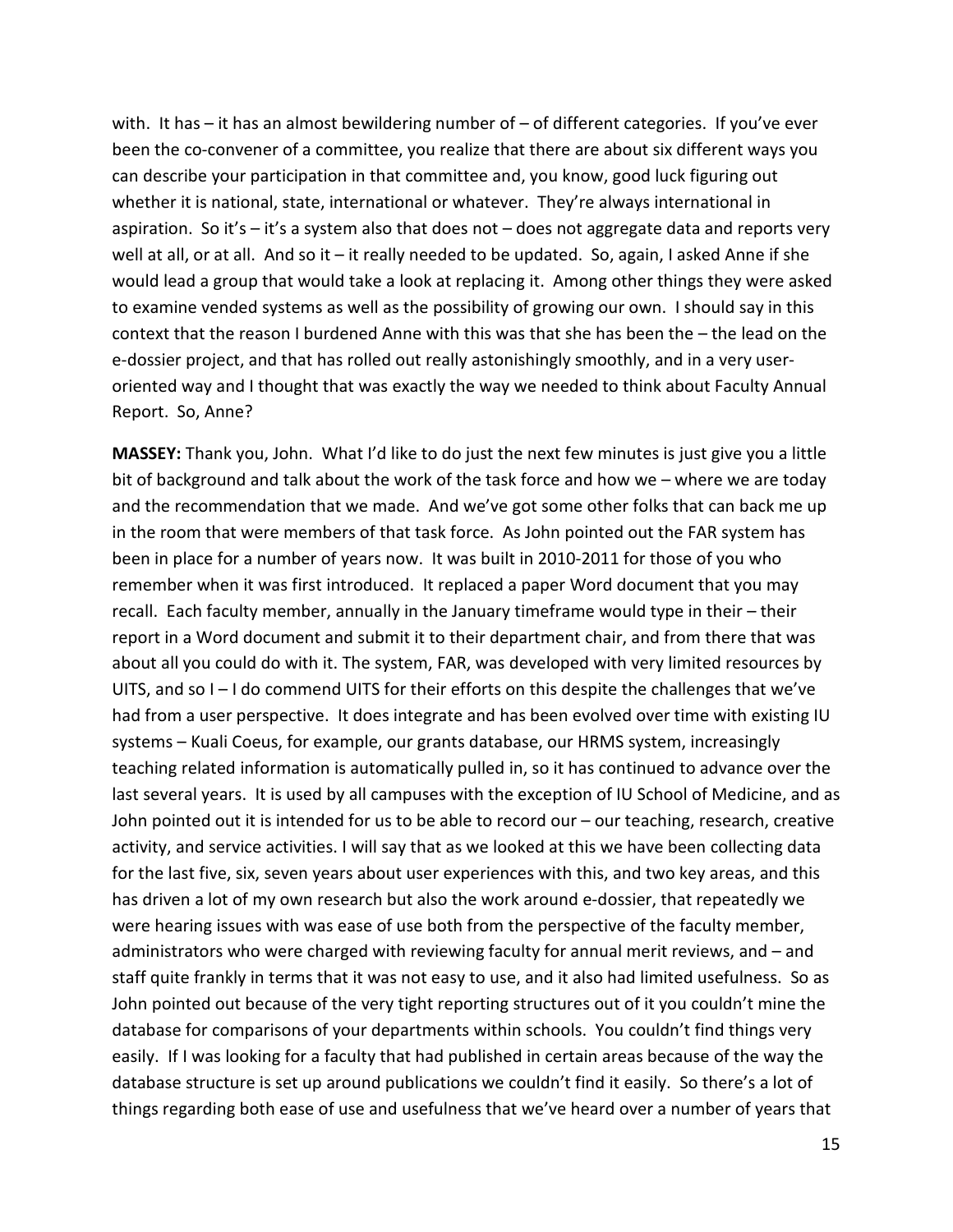with. It has – it has an almost bewildering number of – of different categories. If you've ever been the co-convener of a committee, you realize that there are about six different ways you can describe your participation in that committee and, you know, good luck figuring out whether it is national, state, international or whatever. They're always international in aspiration. So it's – it's a system also that does not – does not aggregate data and reports very well at all, or at all. And so it – it really needed to be updated. So, again, I asked Anne if she would lead a group that would take a look at replacing it. Among other things they were asked to examine vended systems as well as the possibility of growing our own. I should say in this context that the reason I burdened Anne with this was that she has been the – the lead on the e-dossier project, and that has rolled out really astonishingly smoothly, and in a very user-oriented way and I thought that was exactly the way we needed to think about Faculty Annual Report. So, Anne?

**MASSEY:** Thank you, John. What I'd like to do just the next few minutes is just give you a little bit of background and talk about the work of the task force and how we – where we are today and the recommendation that we made. And we've got some other folks that can back me up in the room that were members of that task force. As John pointed out the FAR system has been in place for a number of years now. It was built in 2010-2011 for those of you who remember when it was first introduced. It replaced a paper Word document that you may recall. Each faculty member, annually in the January timeframe would type in their – their report in a Word document and submit it to their department chair, and from there that was about all you could do with it. The system, FAR, was developed with very limited resources by UITS, and so I – I do commend UITS for their efforts on this despite the challenges that we've had from a user perspective. It does integrate and has been evolved over time with existing IU systems – Kuali Coeus, for example, our grants database, our HRMS system, increasingly teaching related information is automatically pulled in, so it has continued to advance over the last several years. It is used by all campuses with the exception of IU School of Medicine, and as John pointed out it is intended for us to be able to record our – our teaching, research, creative activity, and service activities. I will say that as we looked at this we have been collecting data for the last five, six, seven years about user experiences with this, and two key areas, and this has driven a lot of my own research but also the work around e-dossier, that repeatedly we were hearing issues with was ease of use both from the perspective of the faculty member, administrators who were charged with reviewing faculty for annual merit reviews, and – and staff quite frankly in terms that it was not easy to use, and it also had limited usefulness. So as John pointed out because of the very tight reporting structures out of it you couldn't mine the database for comparisons of your departments within schools. You couldn't find things very easily. If I was looking for a faculty that had published in certain areas because of the way the database structure is set up around publications we couldn't find it easily. So there's a lot of things regarding both ease of use and usefulness that we've heard over a number of years that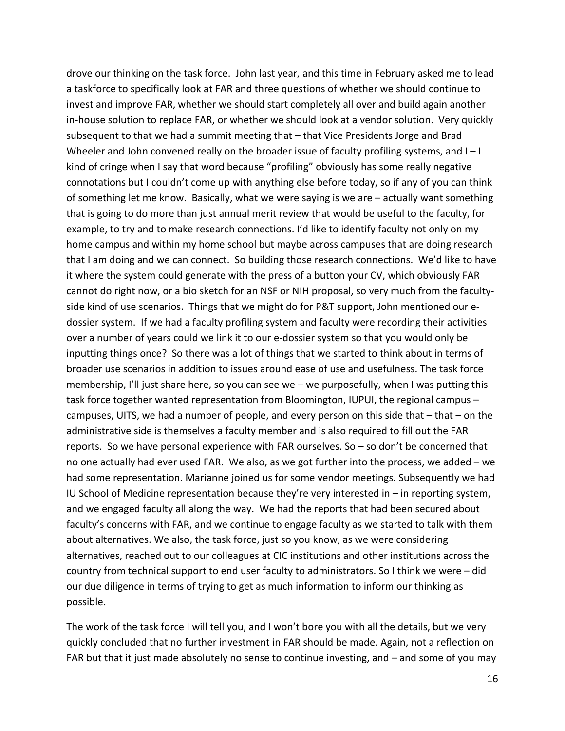drove our thinking on the task force. John last year, and this time in February asked me to lead a taskforce to specifically look at FAR and three questions of whether we should continue to invest and improve FAR, whether we should start completely all over and build again another in-house solution to replace FAR, or whether we should look at a vendor solution. Very quickly subsequent to that we had a summit meeting that – that Vice Presidents Jorge and Brad Wheeler and John convened really on the broader issue of faculty profiling systems, and I – I kind of cringe when I say that word because "profiling" obviously has some really negative connotations but I couldn't come up with anything else before today, so if any of you can think of something let me know. Basically, what we were saying is we are – actually want something that is going to do more than just annual merit review that would be useful to the faculty, for example, to try and to make research connections. I'd like to identify faculty not only on my home campus and within my home school but maybe across campuses that are doing research that I am doing and we can connect. So building those research connections. We'd like to have it where the system could generate with the press of a button your CV, which obviously FAR cannot do right now, or a bio sketch for an NSF or NIH proposal, so very much from the faculty-side kind of use scenarios. Things that we might do for P&T support, John mentioned our e-dossier system. If we had a faculty profiling system and faculty were recording their activities over a number of years could we link it to our e-dossier system so that you would only be inputting things once? So there was a lot of things that we started to think about in terms of broader use scenarios in addition to issues around ease of use and usefulness. The task force membership, I'll just share here, so you can see we – we purposefully, when I was putting this task force together wanted representation from Bloomington, IUPUI, the regional campus – campuses, UITS, we had a number of people, and every person on this side that – that – on the administrative side is themselves a faculty member and is also required to fill out the FAR reports. So we have personal experience with FAR ourselves. So – so don't be concerned that no one actually had ever used FAR. We also, as we got further into the process, we added – we had some representation. Marianne joined us for some vendor meetings. Subsequently we had IU School of Medicine representation because they're very interested in – in reporting system, and we engaged faculty all along the way. We had the reports that had been secured about faculty's concerns with FAR, and we continue to engage faculty as we started to talk with them about alternatives. We also, the task force, just so you know, as we were considering alternatives, reached out to our colleagues at CIC institutions and other institutions across the country from technical support to end user faculty to administrators. So I think we were – did our due diligence in terms of trying to get as much information to inform our thinking as possible.

The work of the task force I will tell you, and I won't bore you with all the details, but we very quickly concluded that no further investment in FAR should be made. Again, not a reflection on FAR but that it just made absolutely no sense to continue investing, and – and some of you may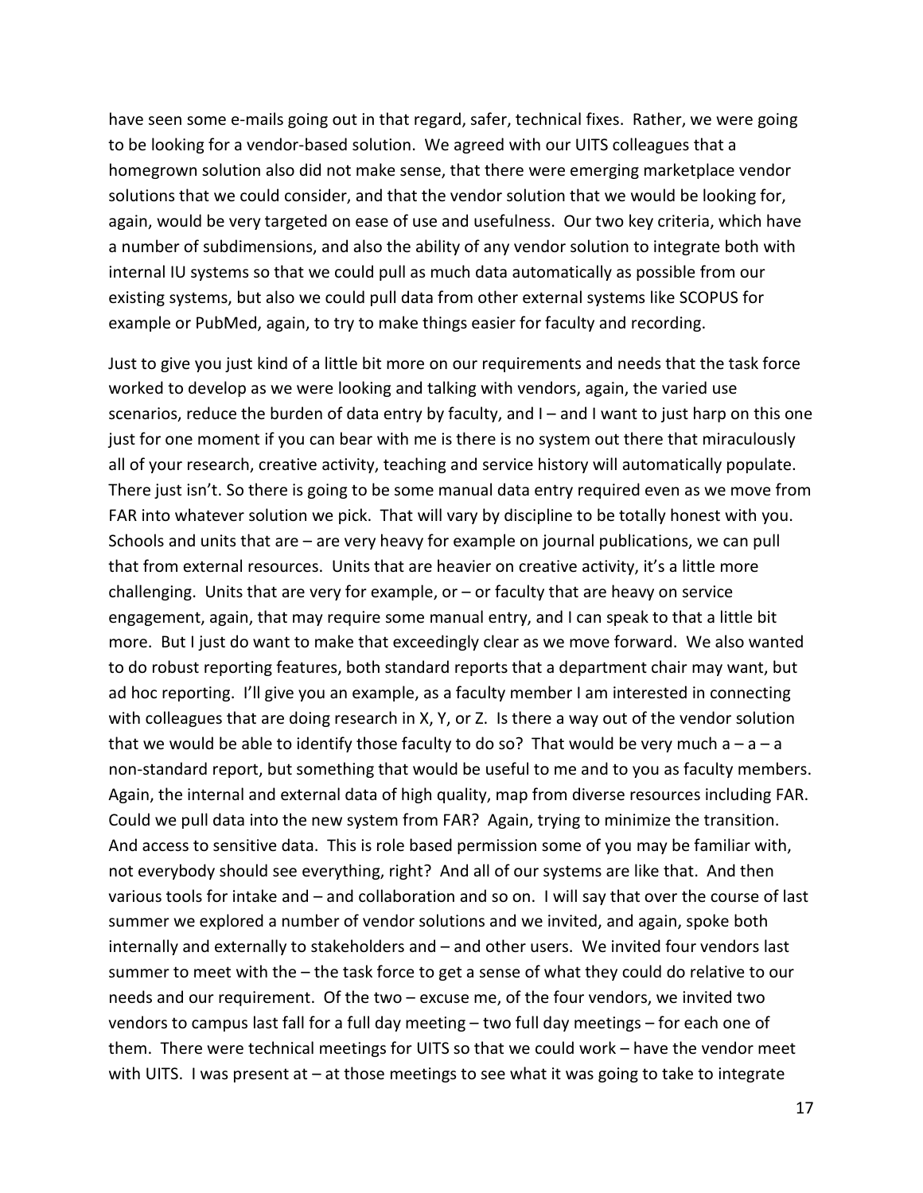have seen some e-mails going out in that regard, safer, technical fixes. Rather, we were going to be looking for a vendor-based solution. We agreed with our UITS colleagues that a homegrown solution also did not make sense, that there were emerging marketplace vendor solutions that we could consider, and that the vendor solution that we would be looking for, again, would be very targeted on ease of use and usefulness. Our two key criteria, which have a number of subdimensions, and also the ability of any vendor solution to integrate both with internal IU systems so that we could pull as much data automatically as possible from our existing systems, but also we could pull data from other external systems like SCOPUS for example or PubMed, again, to try to make things easier for faculty and recording.

Just to give you just kind of a little bit more on our requirements and needs that the task force worked to develop as we were looking and talking with vendors, again, the varied use scenarios, reduce the burden of data entry by faculty, and I – and I want to just harp on this one just for one moment if you can bear with me is there is no system out there that miraculously all of your research, creative activity, teaching and service history will automatically populate. There just isn't. So there is going to be some manual data entry required even as we move from FAR into whatever solution we pick. That will vary by discipline to be totally honest with you. Schools and units that are – are very heavy for example on journal publications, we can pull that from external resources. Units that are heavier on creative activity, it's a little more challenging. Units that are very for example, or – or faculty that are heavy on service engagement, again, that may require some manual entry, and I can speak to that a little bit more. But I just do want to make that exceedingly clear as we move forward. We also wanted to do robust reporting features, both standard reports that a department chair may want, but ad hoc reporting. I'll give you an example, as a faculty member I am interested in connecting with colleagues that are doing research in X, Y, or Z. Is there a way out of the vendor solution that we would be able to identify those faculty to do so? That would be very much a – a – a non-standard report, but something that would be useful to me and to you as faculty members. Again, the internal and external data of high quality, map from diverse resources including FAR. Could we pull data into the new system from FAR? Again, trying to minimize the transition. And access to sensitive data. This is role based permission some of you may be familiar with, not everybody should see everything, right? And all of our systems are like that. And then various tools for intake and – and collaboration and so on. I will say that over the course of last summer we explored a number of vendor solutions and we invited, and again, spoke both internally and externally to stakeholders and – and other users. We invited four vendors last summer to meet with the – the task force to get a sense of what they could do relative to our needs and our requirement. Of the two – excuse me, of the four vendors, we invited two vendors to campus last fall for a full day meeting – two full day meetings – for each one of them. There were technical meetings for UITS so that we could work – have the vendor meet with UITS. I was present at – at those meetings to see what it was going to take to integrate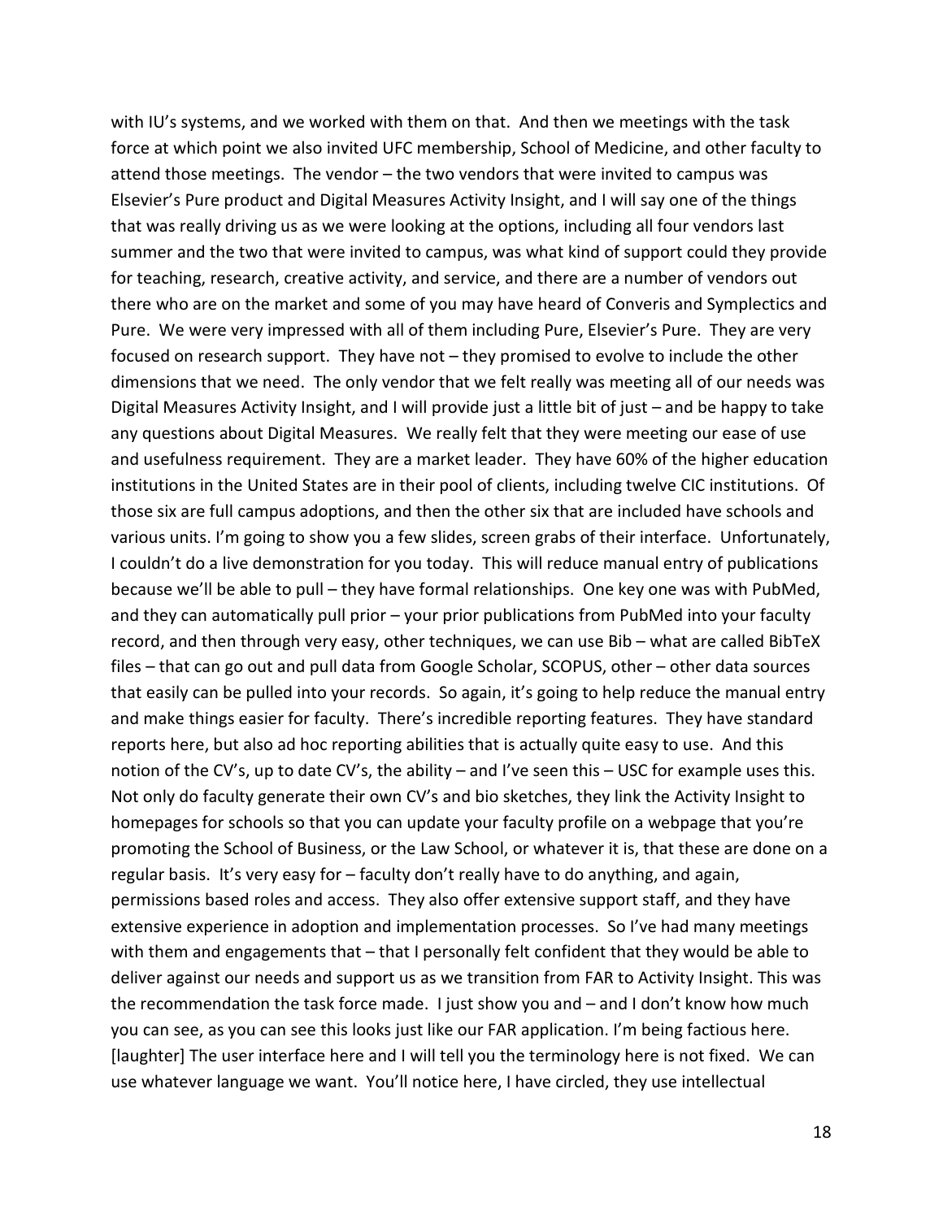with IU's systems, and we worked with them on that. And then we meetings with the task force at which point we also invited UFC membership, School of Medicine, and other faculty to attend those meetings. The vendor – the two vendors that were invited to campus was Elsevier's Pure product and Digital Measures Activity Insight, and I will say one of the things that was really driving us as we were looking at the options, including all four vendors last summer and the two that were invited to campus, was what kind of support could they provide for teaching, research, creative activity, and service, and there are a number of vendors out there who are on the market and some of you may have heard of Converis and Symplectics and Pure. We were very impressed with all of them including Pure, Elsevier's Pure. They are very focused on research support. They have not – they promised to evolve to include the other dimensions that we need. The only vendor that we felt really was meeting all of our needs was Digital Measures Activity Insight, and I will provide just a little bit of just – and be happy to take any questions about Digital Measures. We really felt that they were meeting our ease of use and usefulness requirement. They are a market leader. They have 60% of the higher education institutions in the United States are in their pool of clients, including twelve CIC institutions. Of those six are full campus adoptions, and then the other six that are included have schools and various units. I'm going to show you a few slides, screen grabs of their interface. Unfortunately, I couldn't do a live demonstration for you today. This will reduce manual entry of publications because we'll be able to pull – they have formal relationships. One key one was with PubMed, and they can automatically pull prior – your prior publications from PubMed into your faculty record, and then through very easy, other techniques, we can use Bib – what are called BibTeX files – that can go out and pull data from Google Scholar, SCOPUS, other – other data sources that easily can be pulled into your records. So again, it's going to help reduce the manual entry and make things easier for faculty. There's incredible reporting features. They have standard reports here, but also ad hoc reporting abilities that is actually quite easy to use. And this notion of the CV's, up to date CV's, the ability – and I've seen this – USC for example uses this. Not only do faculty generate their own CV's and bio sketches, they link the Activity Insight to homepages for schools so that you can update your faculty profile on a webpage that you're promoting the School of Business, or the Law School, or whatever it is, that these are done on a regular basis. It's very easy for – faculty don't really have to do anything, and again, permissions based roles and access. They also offer extensive support staff, and they have extensive experience in adoption and implementation processes. So I've had many meetings with them and engagements that – that I personally felt confident that they would be able to deliver against our needs and support us as we transition from FAR to Activity Insight. This was the recommendation the task force made. I just show you and – and I don't know how much you can see, as you can see this looks just like our FAR application. I'm being factious here. [laughter] The user interface here and I will tell you the terminology here is not fixed. We can use whatever language we want. You'll notice here, I have circled, they use intellectual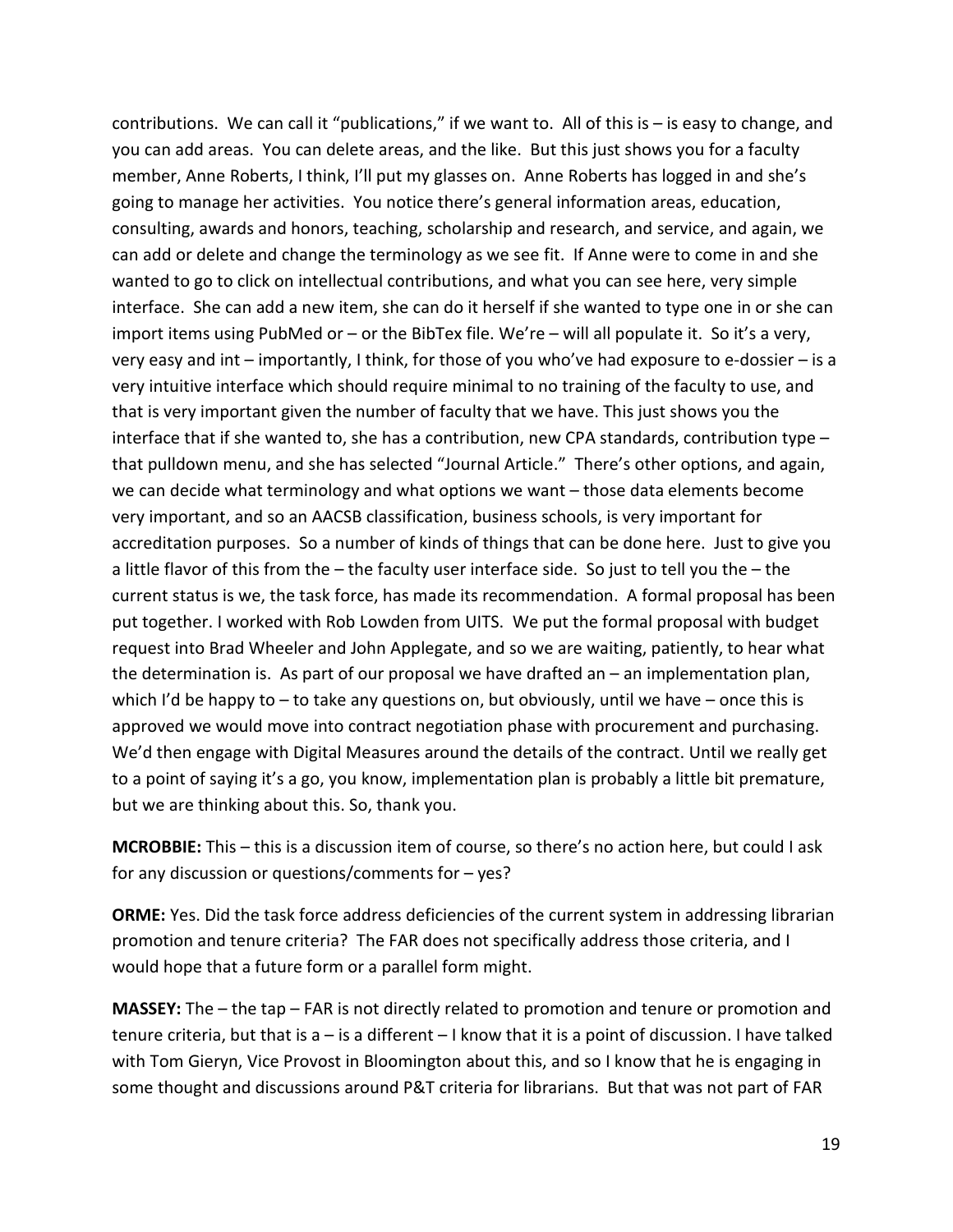contributions. We can call it "publications," if we want to. All of this is – is easy to change, and you can add areas. You can delete areas, and the like. But this just shows you for a faculty member, Anne Roberts, I think, I'll put my glasses on. Anne Roberts has logged in and she's going to manage her activities. You notice there's general information areas, education, consulting, awards and honors, teaching, scholarship and research, and service, and again, we can add or delete and change the terminology as we see fit. If Anne were to come in and she wanted to go to click on intellectual contributions, and what you can see here, very simple interface. She can add a new item, she can do it herself if she wanted to type one in or she can import items using PubMed or – or the BibTex file. We're – will all populate it. So it's a very, very easy and int – importantly, I think, for those of you who've had exposure to e-dossier – is a very intuitive interface which should require minimal to no training of the faculty to use, and that is very important given the number of faculty that we have. This just shows you the interface that if she wanted to, she has a contribution, new CPA standards, contribution type – that pulldown menu, and she has selected "Journal Article." There's other options, and again, we can decide what terminology and what options we want – those data elements become very important, and so an AACSB classification, business schools, is very important for accreditation purposes. So a number of kinds of things that can be done here. Just to give you a little flavor of this from the – the faculty user interface side. So just to tell you the – the current status is we, the task force, has made its recommendation. A formal proposal has been put together. I worked with Rob Lowden from UITS. We put the formal proposal with budget request into Brad Wheeler and John Applegate, and so we are waiting, patiently, to hear what the determination is. As part of our proposal we have drafted an – an implementation plan, which I'd be happy to – to take any questions on, but obviously, until we have – once this is approved we would move into contract negotiation phase with procurement and purchasing. We'd then engage with Digital Measures around the details of the contract. Until we really get to a point of saying it's a go, you know, implementation plan is probably a little bit premature, but we are thinking about this. So, thank you.

**MCROBBIE:** This – this is a discussion item of course, so there's no action here, but could I ask for any discussion or questions/comments for – yes?

**ORME:** Yes. Did the task force address deficiencies of the current system in addressing librarian promotion and tenure criteria? The FAR does not specifically address those criteria, and I would hope that a future form or a parallel form might.

**MASSEY:** The – the tap – FAR is not directly related to promotion and tenure or promotion and tenure criteria, but that is a – is a different – I know that it is a point of discussion. I have talked with Tom Gieryn, Vice Provost in Bloomington about this, and so I know that he is engaging in some thought and discussions around P&T criteria for librarians. But that was not part of FAR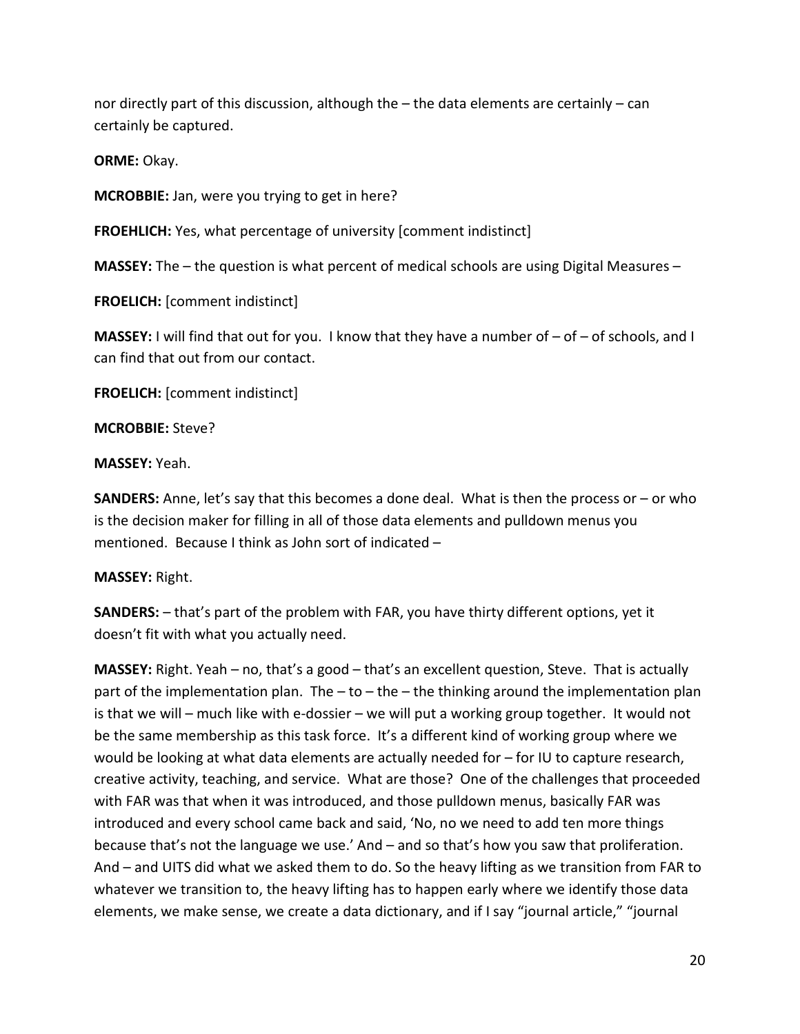nor directly part of this discussion, although the – the data elements are certainly – can certainly be captured.

**ORME:** Okay.

**MCROBBIE:** Jan, were you trying to get in here?

**FROEHLICH:** Yes, what percentage of university [comment indistinct]

**MASSEY:** The – the question is what percent of medical schools are using Digital Measures –

**FROELICH:** [comment indistinct]

**MASSEY:** I will find that out for you. I know that they have a number of – of – of schools, and I can find that out from our contact.

**FROELICH:** [comment indistinct]

**MCROBBIE:** Steve?

**MASSEY:** Yeah.

**SANDERS:** Anne, let's say that this becomes a done deal. What is then the process or – or who is the decision maker for filling in all of those data elements and pulldown menus you mentioned. Because I think as John sort of indicated –

**MASSEY:** Right.

**SANDERS:** – that's part of the problem with FAR, you have thirty different options, yet it doesn't fit with what you actually need.

**MASSEY:** Right. Yeah – no, that's a good – that's an excellent question, Steve. That is actually part of the implementation plan. The – to – the – the thinking around the implementation plan is that we will – much like with e-dossier – we will put a working group together. It would not be the same membership as this task force. It's a different kind of working group where we would be looking at what data elements are actually needed for – for IU to capture research, creative activity, teaching, and service. What are those? One of the challenges that proceeded with FAR was that when it was introduced, and those pulldown menus, basically FAR was introduced and every school came back and said, 'No, no we need to add ten more things because that's not the language we use.' And – and so that's how you saw that proliferation. And – and UITS did what we asked them to do. So the heavy lifting as we transition from FAR to whatever we transition to, the heavy lifting has to happen early where we identify those data elements, we make sense, we create a data dictionary, and if I say "journal article," "journal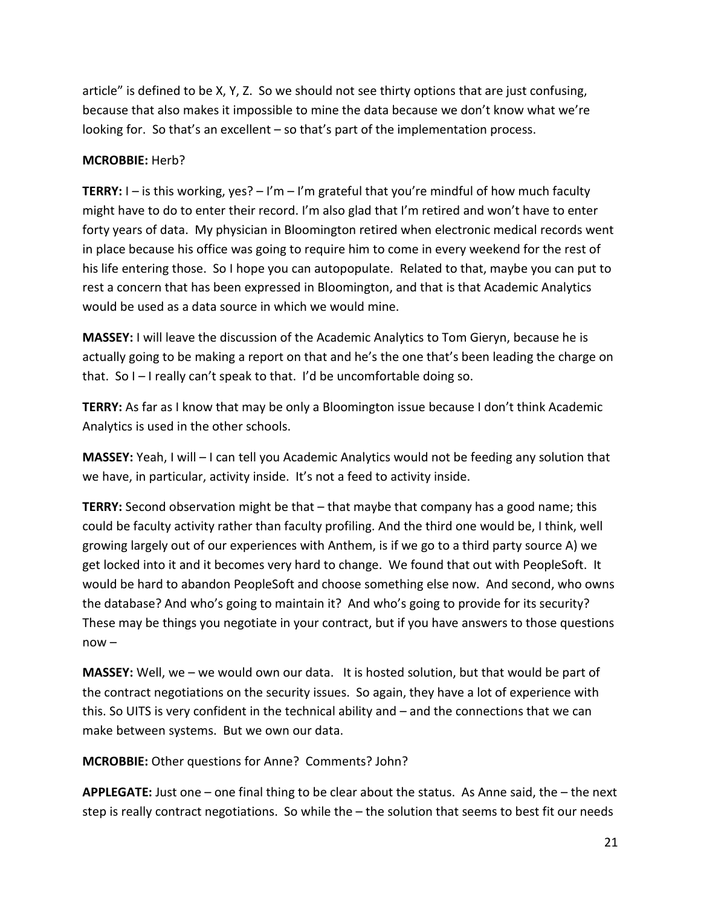article" is defined to be X, Y, Z. So we should not see thirty options that are just confusing, because that also makes it impossible to mine the data because we don't know what we're looking for. So that's an excellent – so that's part of the implementation process.

**MCROBBIE:** Herb?

**TERRY:** I – is this working, yes? – I'm – I'm grateful that you're mindful of how much faculty might have to do to enter their record. I'm also glad that I'm retired and won't have to enter forty years of data. My physician in Bloomington retired when electronic medical records went in place because his office was going to require him to come in every weekend for the rest of his life entering those. So I hope you can autopopulate. Related to that, maybe you can put to rest a concern that has been expressed in Bloomington, and that is that Academic Analytics would be used as a data source in which we would mine.

**MASSEY:** I will leave the discussion of the Academic Analytics to Tom Gieryn, because he is actually going to be making a report on that and he's the one that's been leading the charge on that. So I – I really can't speak to that. I'd be uncomfortable doing so.

**TERRY:** As far as I know that may be only a Bloomington issue because I don't think Academic Analytics is used in the other schools.

**MASSEY:** Yeah, I will – I can tell you Academic Analytics would not be feeding any solution that we have, in particular, activity inside. It's not a feed to activity inside.

**TERRY:** Second observation might be that – that maybe that company has a good name; this could be faculty activity rather than faculty profiling. And the third one would be, I think, well growing largely out of our experiences with Anthem, is if we go to a third party source A) we get locked into it and it becomes very hard to change. We found that out with PeopleSoft. It would be hard to abandon PeopleSoft and choose something else now. And second, who owns the database? And who's going to maintain it? And who's going to provide for its security? These may be things you negotiate in your contract, but if you have answers to those questions now –

**MASSEY:** Well, we – we would own our data. It is hosted solution, but that would be part of the contract negotiations on the security issues. So again, they have a lot of experience with this. So UITS is very confident in the technical ability and – and the connections that we can make between systems. But we own our data.

**MCROBBIE:** Other questions for Anne? Comments? John?

**APPLEGATE:** Just one – one final thing to be clear about the status. As Anne said, the – the next step is really contract negotiations. So while the – the solution that seems to best fit our needs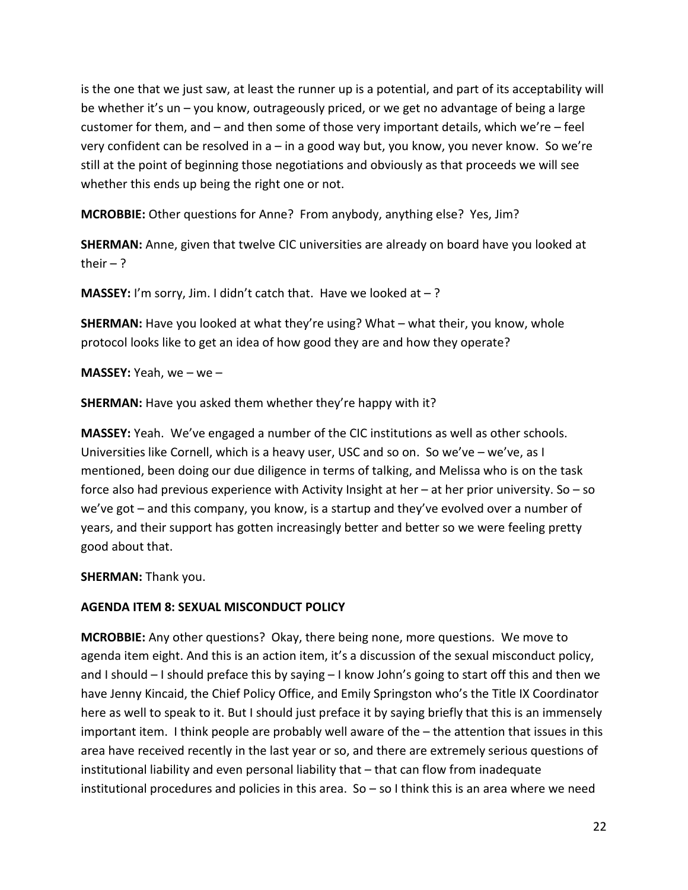is the one that we just saw, at least the runner up is a potential, and part of its acceptability will be whether it's un – you know, outrageously priced, or we get no advantage of being a large customer for them, and – and then some of those very important details, which we're – feel very confident can be resolved in a – in a good way but, you know, you never know. So we're still at the point of beginning those negotiations and obviously as that proceeds we will see whether this ends up being the right one or not.

**MCROBBIE:** Other questions for Anne? From anybody, anything else? Yes, Jim?

**SHERMAN:** Anne, given that twelve CIC universities are already on board have you looked at their – ?

**MASSEY:** I'm sorry, Jim. I didn't catch that. Have we looked at – ?

**SHERMAN:** Have you looked at what they're using? What – what their, you know, whole protocol looks like to get an idea of how good they are and how they operate?

**MASSEY:** Yeah, we – we –

**SHERMAN:** Have you asked them whether they're happy with it?

**MASSEY:** Yeah. We've engaged a number of the CIC institutions as well as other schools. Universities like Cornell, which is a heavy user, USC and so on. So we've – we've, as I mentioned, been doing our due diligence in terms of talking, and Melissa who is on the task force also had previous experience with Activity Insight at her – at her prior university. So – so we've got – and this company, you know, is a startup and they've evolved over a number of years, and their support has gotten increasingly better and better so we were feeling pretty good about that.

**SHERMAN:** Thank you.

**AGENDA ITEM 8: SEXUAL MISCONDUCT POLICY**

**MCROBBIE:** Any other questions? Okay, there being none, more questions. We move to agenda item eight. And this is an action item, it's a discussion of the sexual misconduct policy, and I should – I should preface this by saying – I know John's going to start off this and then we have Jenny Kincaid, the Chief Policy Office, and Emily Springston who's the Title IX Coordinator here as well to speak to it. But I should just preface it by saying briefly that this is an immensely important item. I think people are probably well aware of the – the attention that issues in this area have received recently in the last year or so, and there are extremely serious questions of institutional liability and even personal liability that – that can flow from inadequate institutional procedures and policies in this area. So – so I think this is an area where we need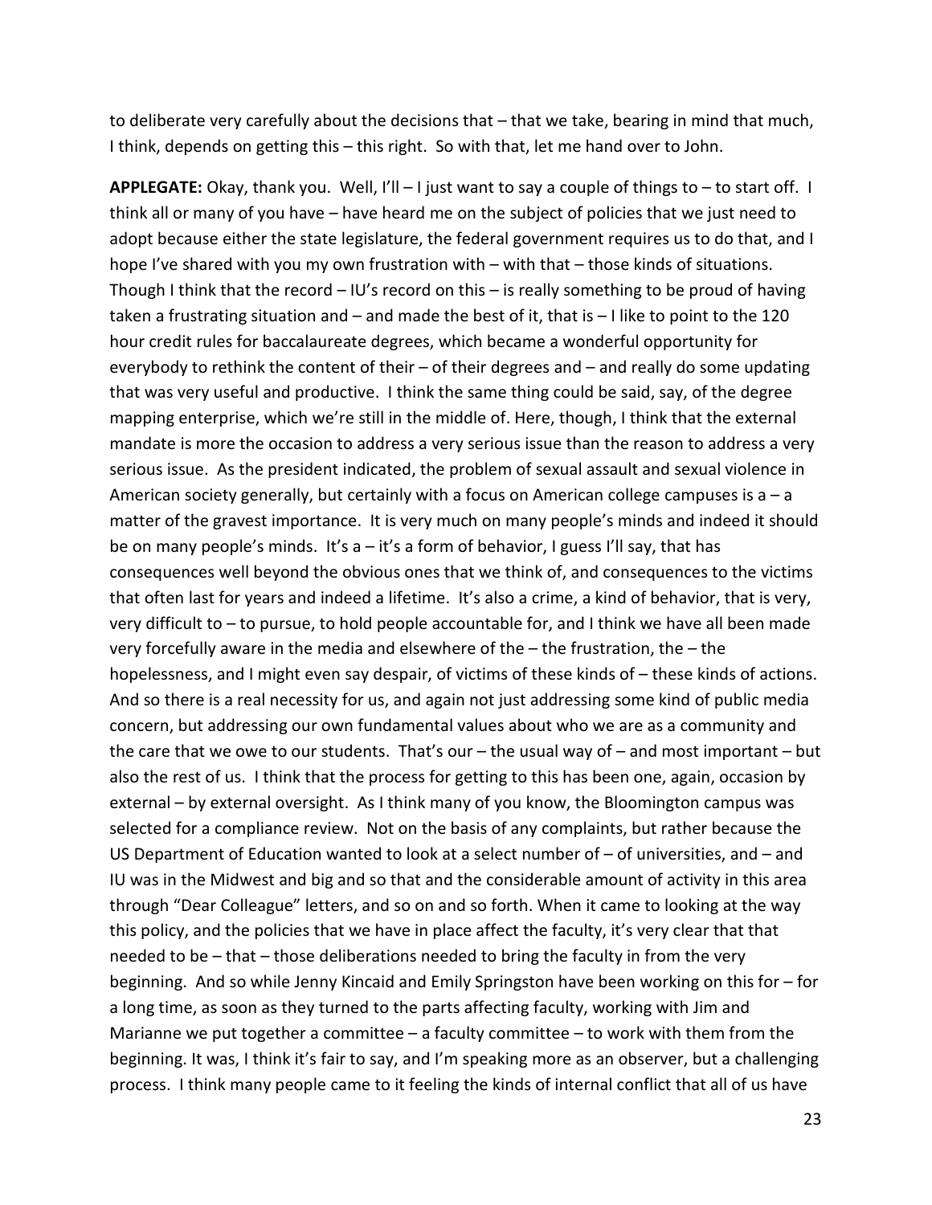to deliberate very carefully about the decisions that – that we take, bearing in mind that much, I think, depends on getting this – this right. So with that, let me hand over to John.

**APPLEGATE:** Okay, thank you. Well, I'll – I just want to say a couple of things to – to start off. I think all or many of you have – have heard me on the subject of policies that we just need to adopt because either the state legislature, the federal government requires us to do that, and I hope I've shared with you my own frustration with – with that – those kinds of situations. Though I think that the record – IU's record on this – is really something to be proud of having taken a frustrating situation and – and made the best of it, that is – I like to point to the 120 hour credit rules for baccalaureate degrees, which became a wonderful opportunity for everybody to rethink the content of their – of their degrees and – and really do some updating that was very useful and productive. I think the same thing could be said, say, of the degree mapping enterprise, which we're still in the middle of. Here, though, I think that the external mandate is more the occasion to address a very serious issue than the reason to address a very serious issue. As the president indicated, the problem of sexual assault and sexual violence in American society generally, but certainly with a focus on American college campuses is a – a matter of the gravest importance. It is very much on many people's minds and indeed it should be on many people's minds. It's a – it's a form of behavior, I guess I'll say, that has consequences well beyond the obvious ones that we think of, and consequences to the victims that often last for years and indeed a lifetime. It's also a crime, a kind of behavior, that is very, very difficult to – to pursue, to hold people accountable for, and I think we have all been made very forcefully aware in the media and elsewhere of the – the frustration, the – the hopelessness, and I might even say despair, of victims of these kinds of – these kinds of actions. And so there is a real necessity for us, and again not just addressing some kind of public media concern, but addressing our own fundamental values about who we are as a community and the care that we owe to our students. That's our – the usual way of – and most important – but also the rest of us. I think that the process for getting to this has been one, again, occasion by external – by external oversight. As I think many of you know, the Bloomington campus was selected for a compliance review. Not on the basis of any complaints, but rather because the US Department of Education wanted to look at a select number of – of universities, and – and IU was in the Midwest and big and so that and the considerable amount of activity in this area through "Dear Colleague" letters, and so on and so forth. When it came to looking at the way this policy, and the policies that we have in place affect the faculty, it's very clear that that needed to be – that – those deliberations needed to bring the faculty in from the very beginning. And so while Jenny Kincaid and Emily Springston have been working on this for – for a long time, as soon as they turned to the parts affecting faculty, working with Jim and Marianne we put together a committee – a faculty committee – to work with them from the beginning. It was, I think it's fair to say, and I'm speaking more as an observer, but a challenging process. I think many people came to it feeling the kinds of internal conflict that all of us have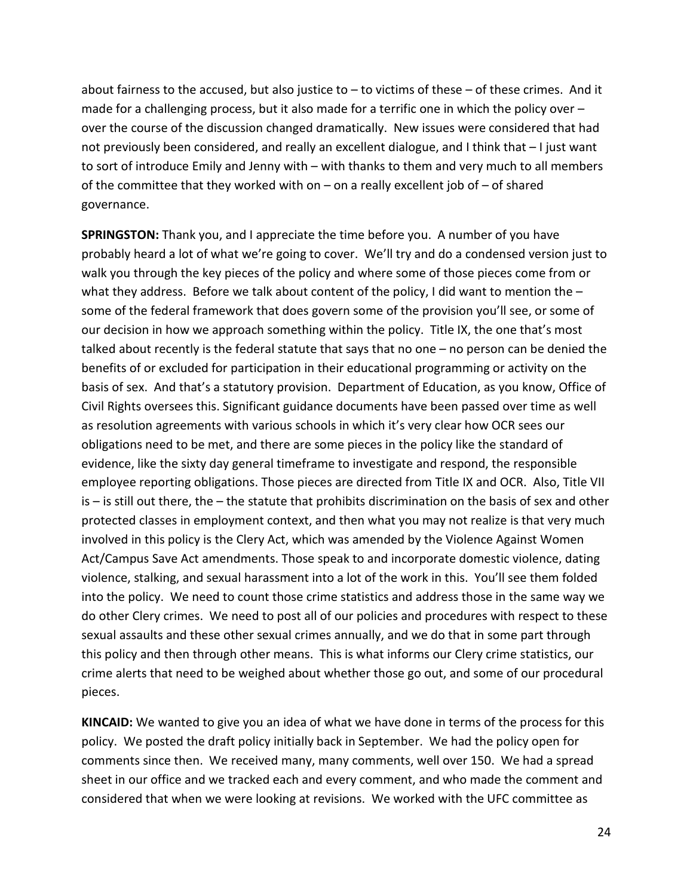about fairness to the accused, but also justice to – to victims of these – of these crimes. And it made for a challenging process, but it also made for a terrific one in which the policy over – over the course of the discussion changed dramatically. New issues were considered that had not previously been considered, and really an excellent dialogue, and I think that – I just want to sort of introduce Emily and Jenny with – with thanks to them and very much to all members of the committee that they worked with on – on a really excellent job of – of shared governance.

**SPRINGSTON:** Thank you, and I appreciate the time before you. A number of you have probably heard a lot of what we're going to cover. We'll try and do a condensed version just to walk you through the key pieces of the policy and where some of those pieces come from or what they address. Before we talk about content of the policy, I did want to mention the – some of the federal framework that does govern some of the provision you'll see, or some of our decision in how we approach something within the policy. Title IX, the one that's most talked about recently is the federal statute that says that no one – no person can be denied the benefits of or excluded for participation in their educational programming or activity on the basis of sex. And that's a statutory provision. Department of Education, as you know, Office of Civil Rights oversees this. Significant guidance documents have been passed over time as well as resolution agreements with various schools in which it's very clear how OCR sees our obligations need to be met, and there are some pieces in the policy like the standard of evidence, like the sixty day general timeframe to investigate and respond, the responsible employee reporting obligations. Those pieces are directed from Title IX and OCR. Also, Title VII is – is still out there, the – the statute that prohibits discrimination on the basis of sex and other protected classes in employment context, and then what you may not realize is that very much involved in this policy is the Clery Act, which was amended by the Violence Against Women Act/Campus Save Act amendments. Those speak to and incorporate domestic violence, dating violence, stalking, and sexual harassment into a lot of the work in this. You'll see them folded into the policy. We need to count those crime statistics and address those in the same way we do other Clery crimes. We need to post all of our policies and procedures with respect to these sexual assaults and these other sexual crimes annually, and we do that in some part through this policy and then through other means. This is what informs our Clery crime statistics, our crime alerts that need to be weighed about whether those go out, and some of our procedural pieces.

**KINCAID:** We wanted to give you an idea of what we have done in terms of the process for this policy. We posted the draft policy initially back in September. We had the policy open for comments since then. We received many, many comments, well over 150. We had a spread sheet in our office and we tracked each and every comment, and who made the comment and considered that when we were looking at revisions. We worked with the UFC committee as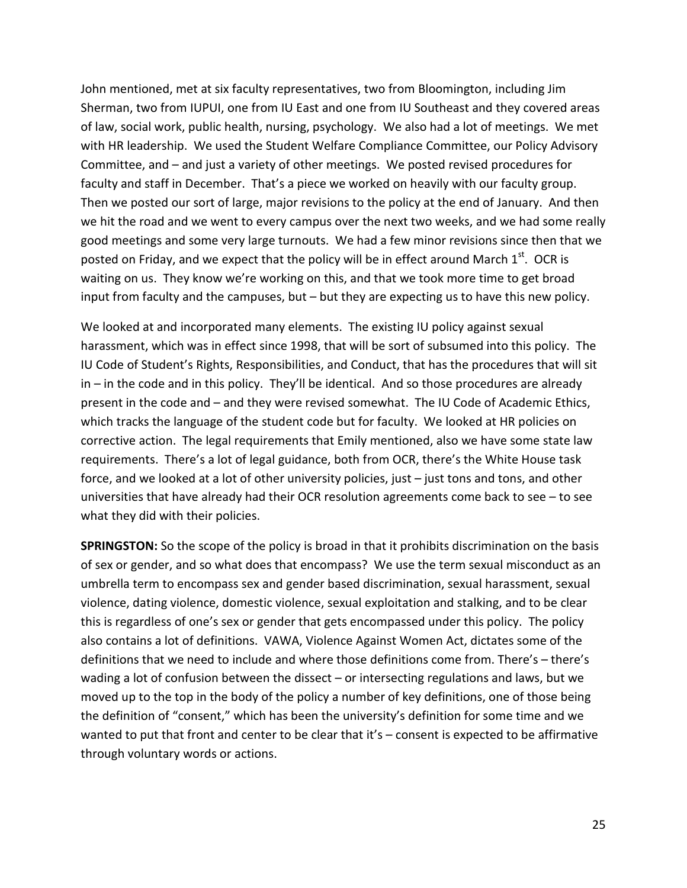John mentioned, met at six faculty representatives, two from Bloomington, including Jim Sherman, two from IUPUI, one from IU East and one from IU Southeast and they covered areas of law, social work, public health, nursing, psychology. We also had a lot of meetings. We met with HR leadership. We used the Student Welfare Compliance Committee, our Policy Advisory Committee, and – and just a variety of other meetings. We posted revised procedures for faculty and staff in December. That's a piece we worked on heavily with our faculty group. Then we posted our sort of large, major revisions to the policy at the end of January. And then we hit the road and we went to every campus over the next two weeks, and we had some really good meetings and some very large turnouts. We had a few minor revisions since then that we posted on Friday, and we expect that the policy will be in effect around March 1st. OCR is waiting on us. They know we're working on this, and that we took more time to get broad input from faculty and the campuses, but – but they are expecting us to have this new policy.

We looked at and incorporated many elements. The existing IU policy against sexual harassment, which was in effect since 1998, that will be sort of subsumed into this policy. The IU Code of Student's Rights, Responsibilities, and Conduct, that has the procedures that will sit in – in the code and in this policy. They'll be identical. And so those procedures are already present in the code and – and they were revised somewhat. The IU Code of Academic Ethics, which tracks the language of the student code but for faculty. We looked at HR policies on corrective action. The legal requirements that Emily mentioned, also we have some state law requirements. There's a lot of legal guidance, both from OCR, there's the White House task force, and we looked at a lot of other university policies, just – just tons and tons, and other universities that have already had their OCR resolution agreements come back to see – to see what they did with their policies.

**SPRINGSTON:** So the scope of the policy is broad in that it prohibits discrimination on the basis of sex or gender, and so what does that encompass? We use the term sexual misconduct as an umbrella term to encompass sex and gender based discrimination, sexual harassment, sexual violence, dating violence, domestic violence, sexual exploitation and stalking, and to be clear this is regardless of one's sex or gender that gets encompassed under this policy. The policy also contains a lot of definitions. VAWA, Violence Against Women Act, dictates some of the definitions that we need to include and where those definitions come from. There's – there's wading a lot of confusion between the dissect – or intersecting regulations and laws, but we moved up to the top in the body of the policy a number of key definitions, one of those being the definition of "consent," which has been the university's definition for some time and we wanted to put that front and center to be clear that it's – consent is expected to be affirmative through voluntary words or actions.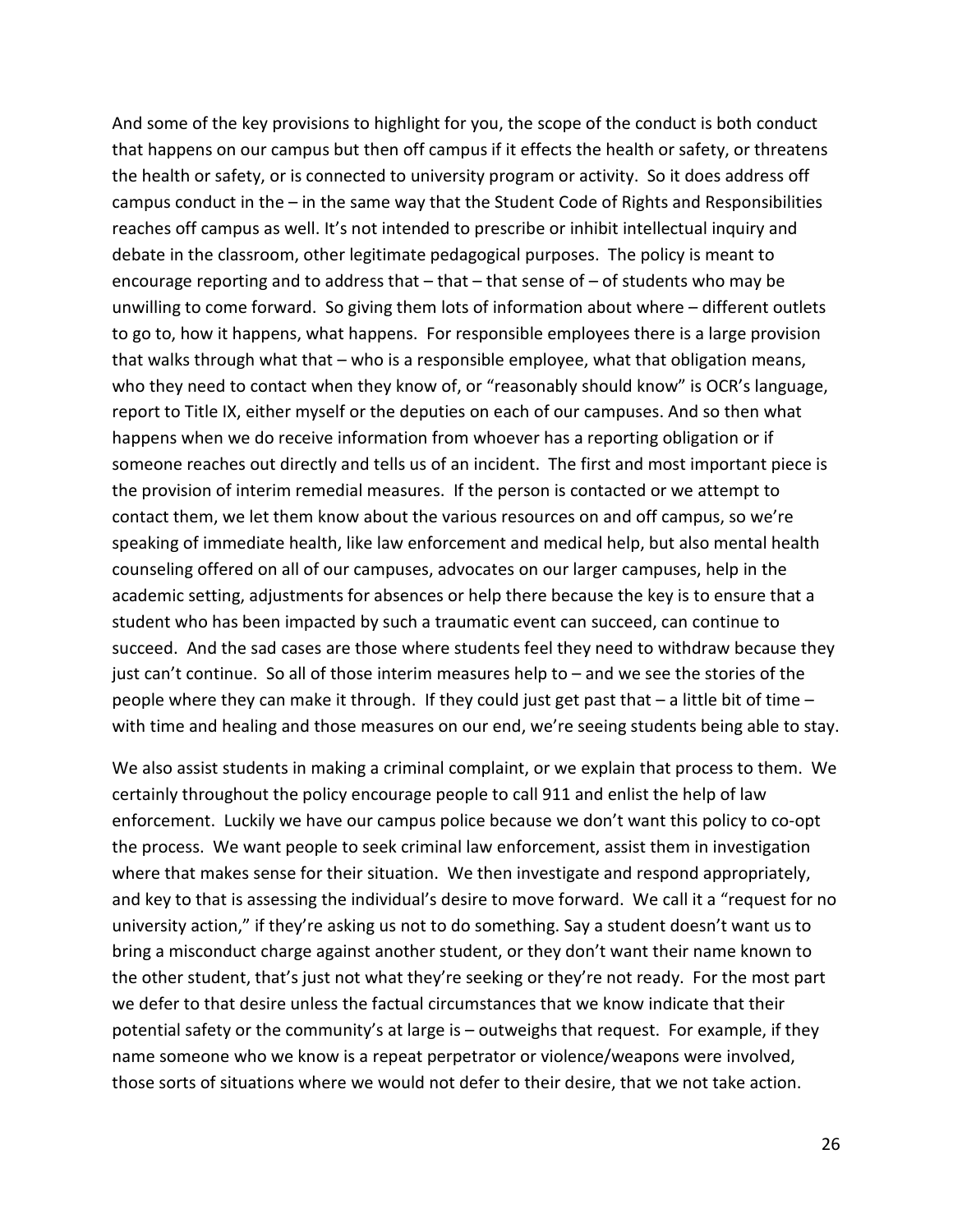And some of the key provisions to highlight for you, the scope of the conduct is both conduct that happens on our campus but then off campus if it effects the health or safety, or threatens the health or safety, or is connected to university program or activity. So it does address off campus conduct in the – in the same way that the Student Code of Rights and Responsibilities reaches off campus as well. It's not intended to prescribe or inhibit intellectual inquiry and debate in the classroom, other legitimate pedagogical purposes. The policy is meant to encourage reporting and to address that – that – that sense of – of students who may be unwilling to come forward. So giving them lots of information about where – different outlets to go to, how it happens, what happens. For responsible employees there is a large provision that walks through what that – who is a responsible employee, what that obligation means, who they need to contact when they know of, or "reasonably should know" is OCR's language, report to Title IX, either myself or the deputies on each of our campuses. And so then what happens when we do receive information from whoever has a reporting obligation or if someone reaches out directly and tells us of an incident. The first and most important piece is the provision of interim remedial measures. If the person is contacted or we attempt to contact them, we let them know about the various resources on and off campus, so we're speaking of immediate health, like law enforcement and medical help, but also mental health counseling offered on all of our campuses, advocates on our larger campuses, help in the academic setting, adjustments for absences or help there because the key is to ensure that a student who has been impacted by such a traumatic event can succeed, can continue to succeed. And the sad cases are those where students feel they need to withdraw because they just can't continue. So all of those interim measures help to – and we see the stories of the people where they can make it through. If they could just get past that – a little bit of time – with time and healing and those measures on our end, we're seeing students being able to stay.

We also assist students in making a criminal complaint, or we explain that process to them. We certainly throughout the policy encourage people to call 911 and enlist the help of law enforcement. Luckily we have our campus police because we don't want this policy to co-opt the process. We want people to seek criminal law enforcement, assist them in investigation where that makes sense for their situation. We then investigate and respond appropriately, and key to that is assessing the individual's desire to move forward. We call it a "request for no university action," if they're asking us not to do something. Say a student doesn't want us to bring a misconduct charge against another student, or they don't want their name known to the other student, that's just not what they're seeking or they're not ready. For the most part we defer to that desire unless the factual circumstances that we know indicate that their potential safety or the community's at large is – outweighs that request. For example, if they name someone who we know is a repeat perpetrator or violence/weapons were involved, those sorts of situations where we would not defer to their desire, that we not take action.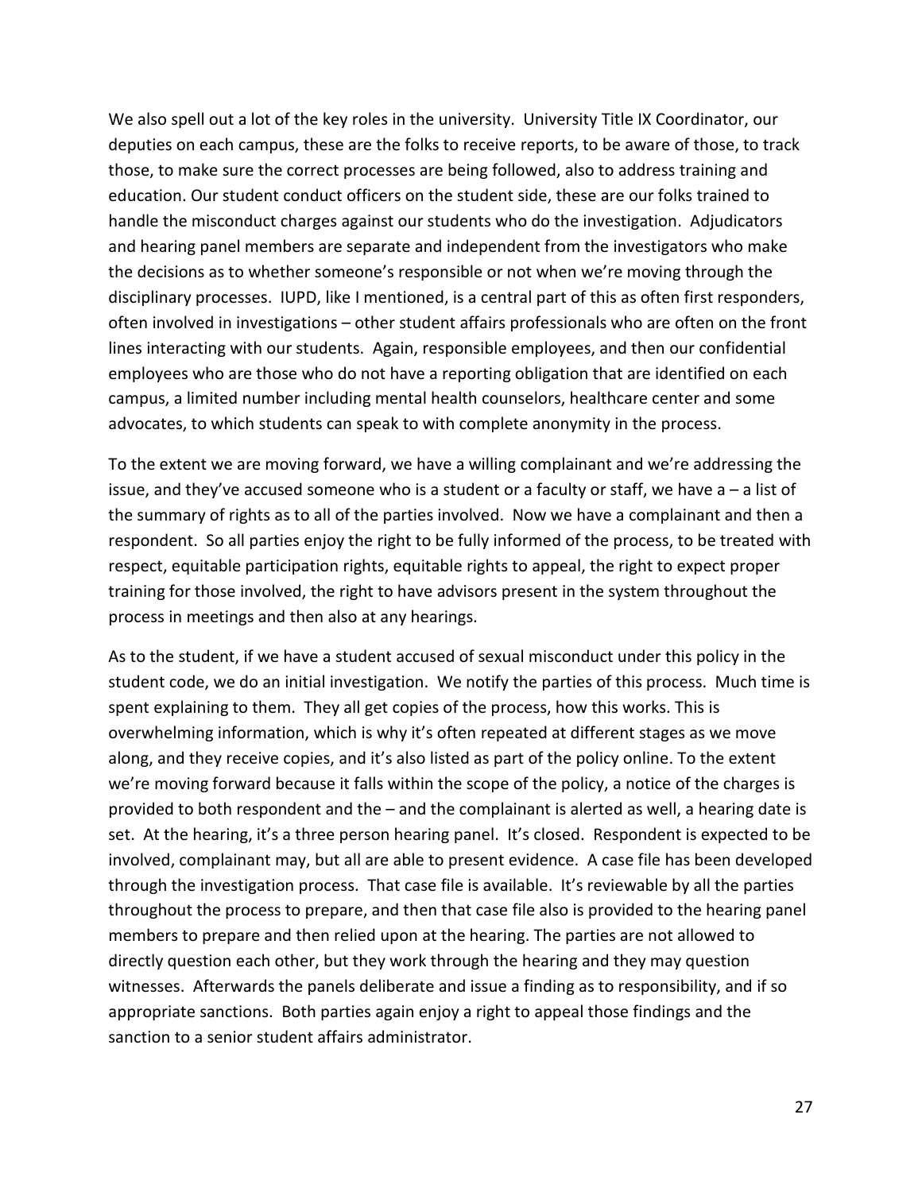We also spell out a lot of the key roles in the university. University Title IX Coordinator, our deputies on each campus, these are the folks to receive reports, to be aware of those, to track those, to make sure the correct processes are being followed, also to address training and education. Our student conduct officers on the student side, these are our folks trained to handle the misconduct charges against our students who do the investigation. Adjudicators and hearing panel members are separate and independent from the investigators who make the decisions as to whether someone's responsible or not when we're moving through the disciplinary processes. IUPD, like I mentioned, is a central part of this as often first responders, often involved in investigations – other student affairs professionals who are often on the front lines interacting with our students. Again, responsible employees, and then our confidential employees who are those who do not have a reporting obligation that are identified on each campus, a limited number including mental health counselors, healthcare center and some advocates, to which students can speak to with complete anonymity in the process.

To the extent we are moving forward, we have a willing complainant and we're addressing the issue, and they've accused someone who is a student or a faculty or staff, we have a – a list of the summary of rights as to all of the parties involved. Now we have a complainant and then a respondent. So all parties enjoy the right to be fully informed of the process, to be treated with respect, equitable participation rights, equitable rights to appeal, the right to expect proper training for those involved, the right to have advisors present in the system throughout the process in meetings and then also at any hearings.

As to the student, if we have a student accused of sexual misconduct under this policy in the student code, we do an initial investigation. We notify the parties of this process. Much time is spent explaining to them. They all get copies of the process, how this works. This is overwhelming information, which is why it's often repeated at different stages as we move along, and they receive copies, and it's also listed as part of the policy online. To the extent we're moving forward because it falls within the scope of the policy, a notice of the charges is provided to both respondent and the – and the complainant is alerted as well, a hearing date is set. At the hearing, it's a three person hearing panel. It's closed. Respondent is expected to be involved, complainant may, but all are able to present evidence. A case file has been developed through the investigation process. That case file is available. It's reviewable by all the parties throughout the process to prepare, and then that case file also is provided to the hearing panel members to prepare and then relied upon at the hearing. The parties are not allowed to directly question each other, but they work through the hearing and they may question witnesses. Afterwards the panels deliberate and issue a finding as to responsibility, and if so appropriate sanctions. Both parties again enjoy a right to appeal those findings and the sanction to a senior student affairs administrator.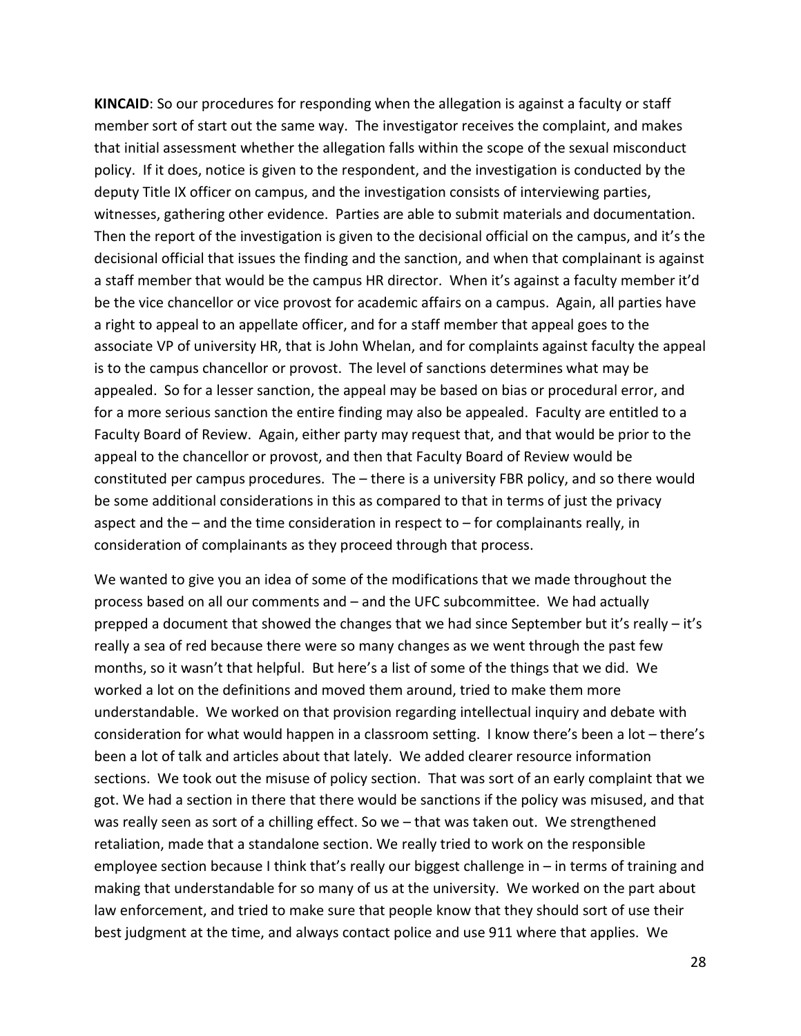**KINCAID**: So our procedures for responding when the allegation is against a faculty or staff member sort of start out the same way. The investigator receives the complaint, and makes that initial assessment whether the allegation falls within the scope of the sexual misconduct policy. If it does, notice is given to the respondent, and the investigation is conducted by the deputy Title IX officer on campus, and the investigation consists of interviewing parties, witnesses, gathering other evidence. Parties are able to submit materials and documentation. Then the report of the investigation is given to the decisional official on the campus, and it's the decisional official that issues the finding and the sanction, and when that complainant is against a staff member that would be the campus HR director. When it's against a faculty member it'd be the vice chancellor or vice provost for academic affairs on a campus. Again, all parties have a right to appeal to an appellate officer, and for a staff member that appeal goes to the associate VP of university HR, that is John Whelan, and for complaints against faculty the appeal is to the campus chancellor or provost. The level of sanctions determines what may be appealed. So for a lesser sanction, the appeal may be based on bias or procedural error, and for a more serious sanction the entire finding may also be appealed. Faculty are entitled to a Faculty Board of Review. Again, either party may request that, and that would be prior to the appeal to the chancellor or provost, and then that Faculty Board of Review would be constituted per campus procedures. The – there is a university FBR policy, and so there would be some additional considerations in this as compared to that in terms of just the privacy aspect and the – and the time consideration in respect to – for complainants really, in consideration of complainants as they proceed through that process.

We wanted to give you an idea of some of the modifications that we made throughout the process based on all our comments and – and the UFC subcommittee. We had actually prepped a document that showed the changes that we had since September but it's really – it's really a sea of red because there were so many changes as we went through the past few months, so it wasn't that helpful. But here's a list of some of the things that we did. We worked a lot on the definitions and moved them around, tried to make them more understandable. We worked on that provision regarding intellectual inquiry and debate with consideration for what would happen in a classroom setting. I know there's been a lot – there's been a lot of talk and articles about that lately. We added clearer resource information sections. We took out the misuse of policy section. That was sort of an early complaint that we got. We had a section in there that there would be sanctions if the policy was misused, and that was really seen as sort of a chilling effect. So we – that was taken out. We strengthened retaliation, made that a standalone section. We really tried to work on the responsible employee section because I think that's really our biggest challenge in – in terms of training and making that understandable for so many of us at the university. We worked on the part about law enforcement, and tried to make sure that people know that they should sort of use their best judgment at the time, and always contact police and use 911 where that applies. We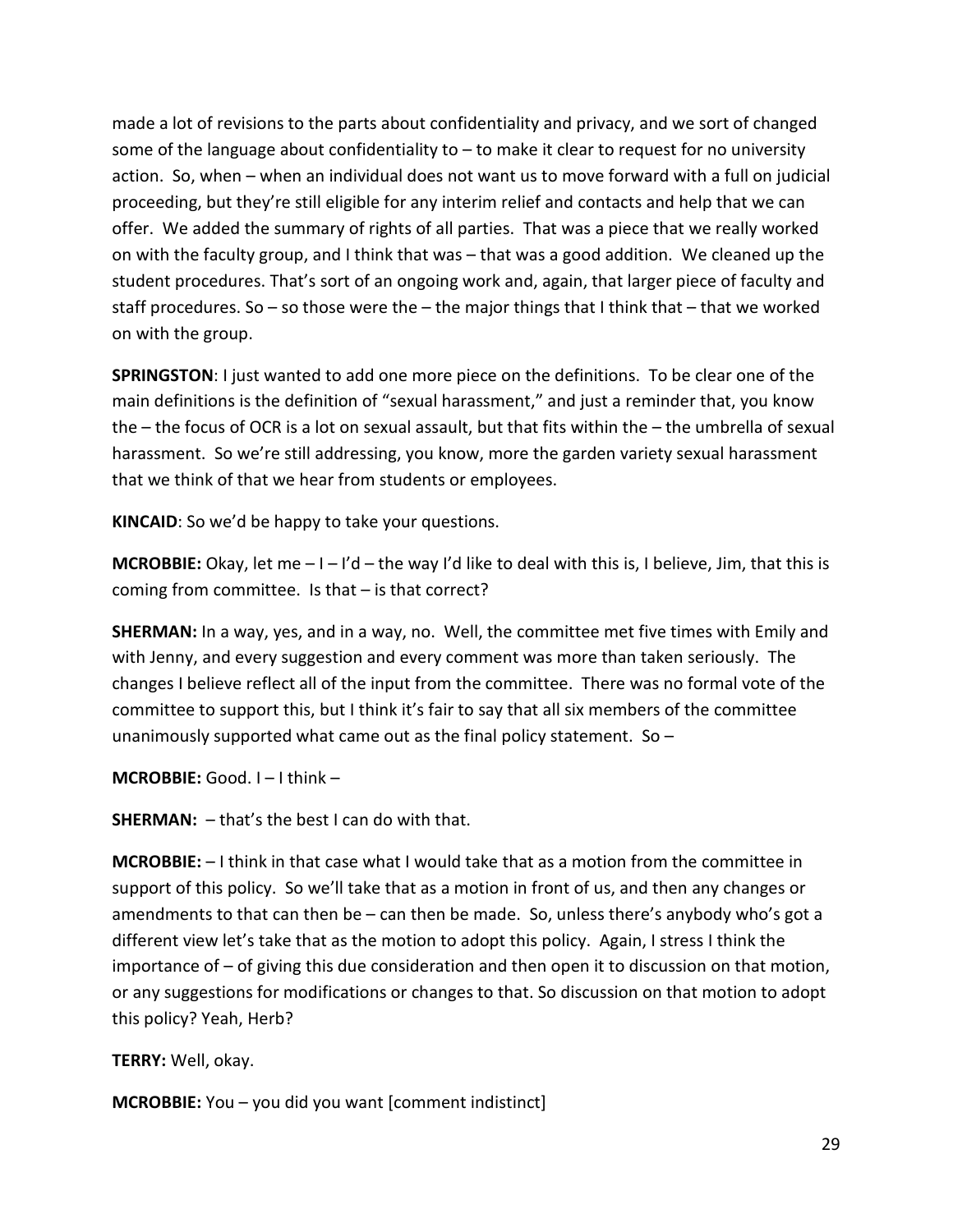made a lot of revisions to the parts about confidentiality and privacy, and we sort of changed some of the language about confidentiality to – to make it clear to request for no university action. So, when – when an individual does not want us to move forward with a full on judicial proceeding, but they're still eligible for any interim relief and contacts and help that we can offer. We added the summary of rights of all parties. That was a piece that we really worked on with the faculty group, and I think that was – that was a good addition. We cleaned up the student procedures. That's sort of an ongoing work and, again, that larger piece of faculty and staff procedures. So – so those were the – the major things that I think that – that we worked on with the group.

**SPRINGSTON**: I just wanted to add one more piece on the definitions. To be clear one of the main definitions is the definition of "sexual harassment," and just a reminder that, you know the – the focus of OCR is a lot on sexual assault, but that fits within the – the umbrella of sexual harassment. So we're still addressing, you know, more the garden variety sexual harassment that we think of that we hear from students or employees.

**KINCAID**: So we'd be happy to take your questions.

**MCROBBIE:** Okay, let me – I – I'd – the way I'd like to deal with this is, I believe, Jim, that this is coming from committee. Is that – is that correct?

**SHERMAN:** In a way, yes, and in a way, no. Well, the committee met five times with Emily and with Jenny, and every suggestion and every comment was more than taken seriously. The changes I believe reflect all of the input from the committee. There was no formal vote of the committee to support this, but I think it's fair to say that all six members of the committee unanimously supported what came out as the final policy statement. So –

**MCROBBIE:** Good. I – I think –

**SHERMAN:** – that's the best I can do with that.

**MCROBBIE:** – I think in that case what I would take that as a motion from the committee in support of this policy. So we'll take that as a motion in front of us, and then any changes or amendments to that can then be – can then be made. So, unless there's anybody who's got a different view let's take that as the motion to adopt this policy. Again, I stress I think the importance of – of giving this due consideration and then open it to discussion on that motion, or any suggestions for modifications or changes to that. So discussion on that motion to adopt this policy? Yeah, Herb?

**TERRY:** Well, okay.

**MCROBBIE:** You – you did you want [comment indistinct]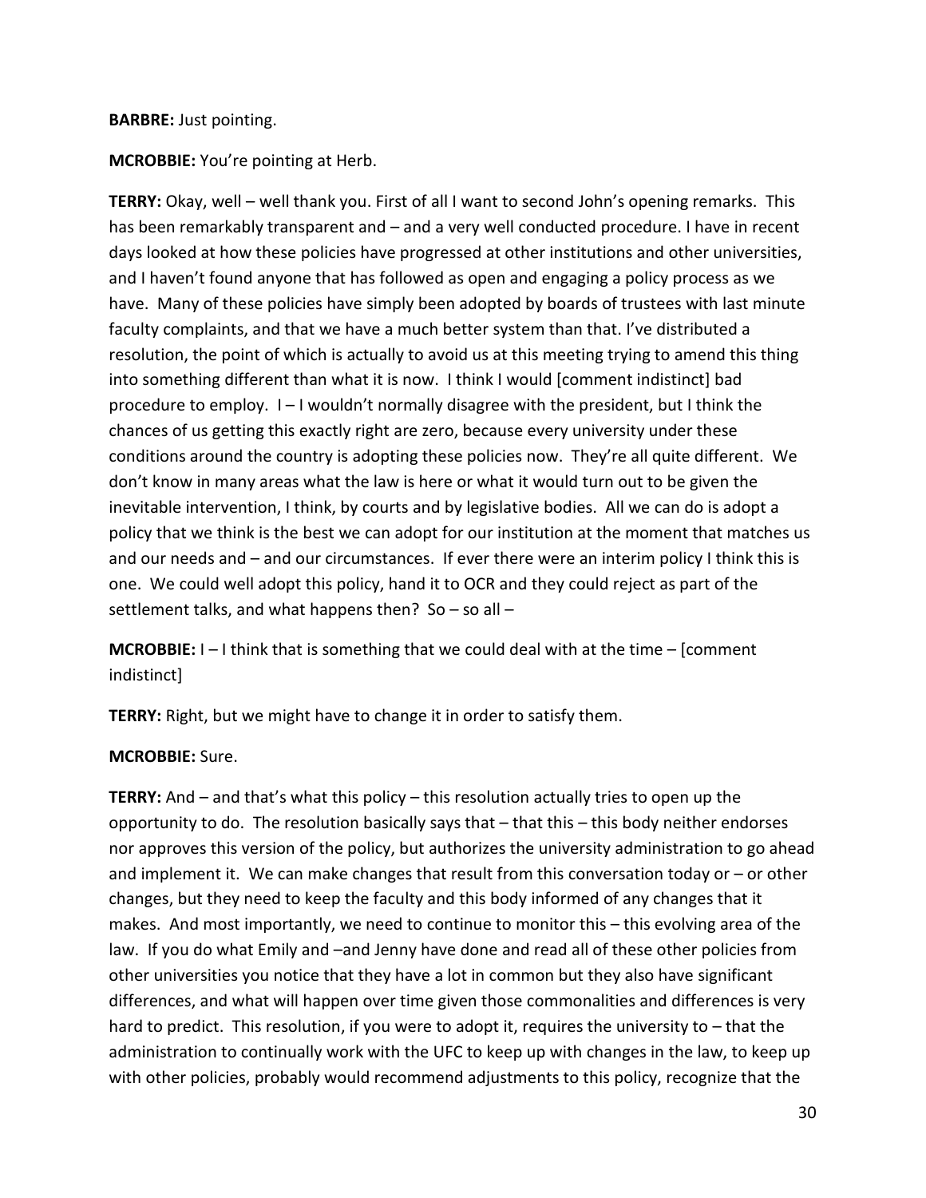**BARBRE:** Just pointing.

**MCROBBIE:** You're pointing at Herb.

**TERRY:** Okay, well – well thank you. First of all I want to second John's opening remarks. This has been remarkably transparent and – and a very well conducted procedure. I have in recent days looked at how these policies have progressed at other institutions and other universities, and I haven't found anyone that has followed as open and engaging a policy process as we have. Many of these policies have simply been adopted by boards of trustees with last minute faculty complaints, and that we have a much better system than that. I've distributed a resolution, the point of which is actually to avoid us at this meeting trying to amend this thing into something different than what it is now. I think I would [comment indistinct] bad procedure to employ. I – I wouldn't normally disagree with the president, but I think the chances of us getting this exactly right are zero, because every university under these conditions around the country is adopting these policies now. They're all quite different. We don't know in many areas what the law is here or what it would turn out to be given the inevitable intervention, I think, by courts and by legislative bodies. All we can do is adopt a policy that we think is the best we can adopt for our institution at the moment that matches us and our needs and – and our circumstances. If ever there were an interim policy I think this is one. We could well adopt this policy, hand it to OCR and they could reject as part of the settlement talks, and what happens then? So – so all –

**MCROBBIE:** I – I think that is something that we could deal with at the time – [comment indistinct]

**TERRY:** Right, but we might have to change it in order to satisfy them.

**MCROBBIE:** Sure.

**TERRY:** And – and that's what this policy – this resolution actually tries to open up the opportunity to do. The resolution basically says that – that this – this body neither endorses nor approves this version of the policy, but authorizes the university administration to go ahead and implement it. We can make changes that result from this conversation today or – or other changes, but they need to keep the faculty and this body informed of any changes that it makes. And most importantly, we need to continue to monitor this – this evolving area of the law. If you do what Emily and –and Jenny have done and read all of these other policies from other universities you notice that they have a lot in common but they also have significant differences, and what will happen over time given those commonalities and differences is very hard to predict. This resolution, if you were to adopt it, requires the university to – that the administration to continually work with the UFC to keep up with changes in the law, to keep up with other policies, probably would recommend adjustments to this policy, recognize that the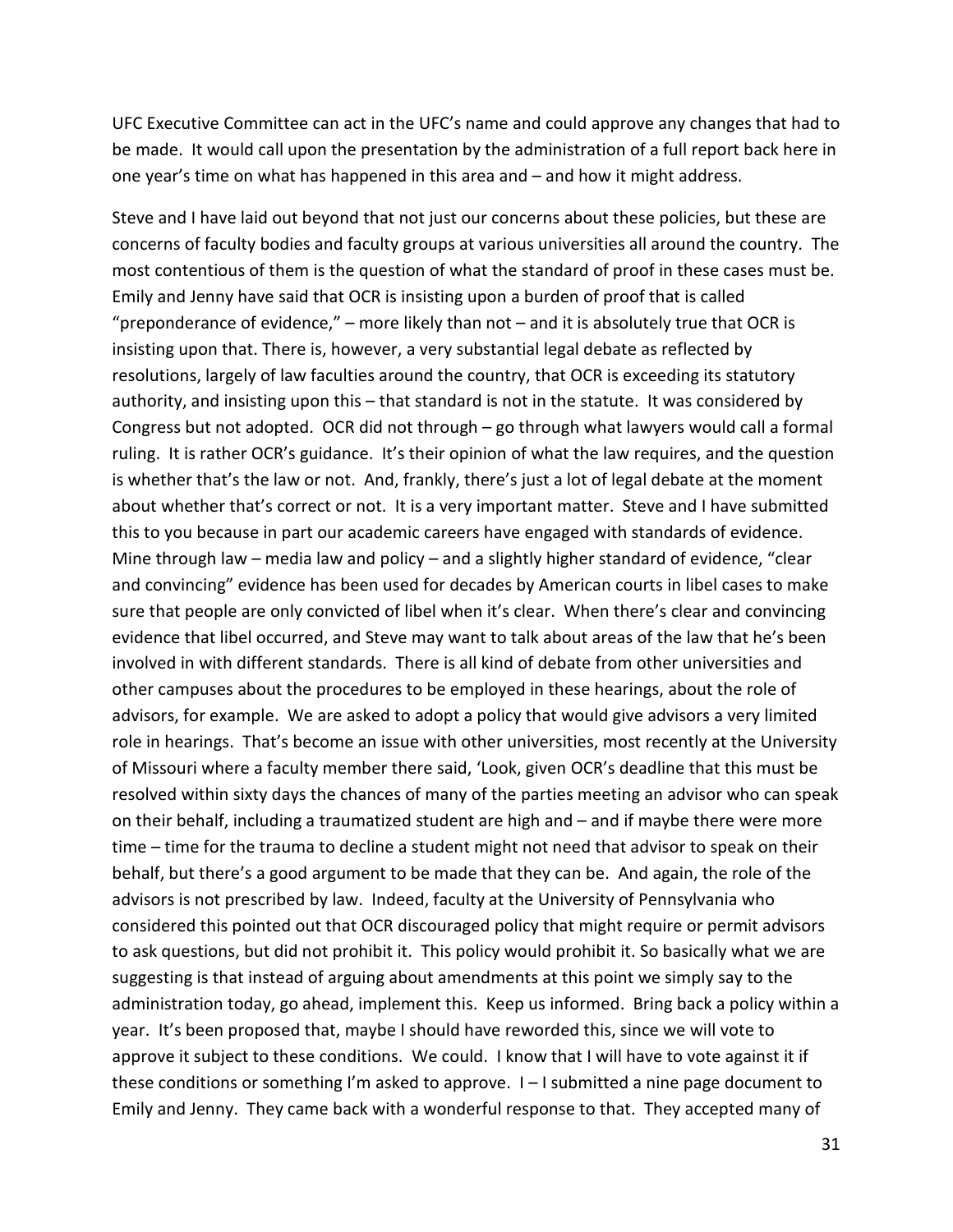UFC Executive Committee can act in the UFC's name and could approve any changes that had to be made. It would call upon the presentation by the administration of a full report back here in one year's time on what has happened in this area and – and how it might address.

Steve and I have laid out beyond that not just our concerns about these policies, but these are concerns of faculty bodies and faculty groups at various universities all around the country. The most contentious of them is the question of what the standard of proof in these cases must be. Emily and Jenny have said that OCR is insisting upon a burden of proof that is called "preponderance of evidence," – more likely than not – and it is absolutely true that OCR is insisting upon that. There is, however, a very substantial legal debate as reflected by resolutions, largely of law faculties around the country, that OCR is exceeding its statutory authority, and insisting upon this – that standard is not in the statute. It was considered by Congress but not adopted. OCR did not through – go through what lawyers would call a formal ruling. It is rather OCR's guidance. It's their opinion of what the law requires, and the question is whether that's the law or not. And, frankly, there's just a lot of legal debate at the moment about whether that's correct or not. It is a very important matter. Steve and I have submitted this to you because in part our academic careers have engaged with standards of evidence. Mine through law – media law and policy – and a slightly higher standard of evidence, "clear and convincing" evidence has been used for decades by American courts in libel cases to make sure that people are only convicted of libel when it's clear. When there's clear and convincing evidence that libel occurred, and Steve may want to talk about areas of the law that he's been involved in with different standards. There is all kind of debate from other universities and other campuses about the procedures to be employed in these hearings, about the role of advisors, for example. We are asked to adopt a policy that would give advisors a very limited role in hearings. That's become an issue with other universities, most recently at the University of Missouri where a faculty member there said, 'Look, given OCR's deadline that this must be resolved within sixty days the chances of many of the parties meeting an advisor who can speak on their behalf, including a traumatized student are high and – and if maybe there were more time – time for the trauma to decline a student might not need that advisor to speak on their behalf, but there's a good argument to be made that they can be. And again, the role of the advisors is not prescribed by law. Indeed, faculty at the University of Pennsylvania who considered this pointed out that OCR discouraged policy that might require or permit advisors to ask questions, but did not prohibit it. This policy would prohibit it. So basically what we are suggesting is that instead of arguing about amendments at this point we simply say to the administration today, go ahead, implement this. Keep us informed. Bring back a policy within a year. It's been proposed that, maybe I should have reworded this, since we will vote to approve it subject to these conditions. We could. I know that I will have to vote against it if these conditions or something I'm asked to approve. I – I submitted a nine page document to Emily and Jenny. They came back with a wonderful response to that. They accepted many of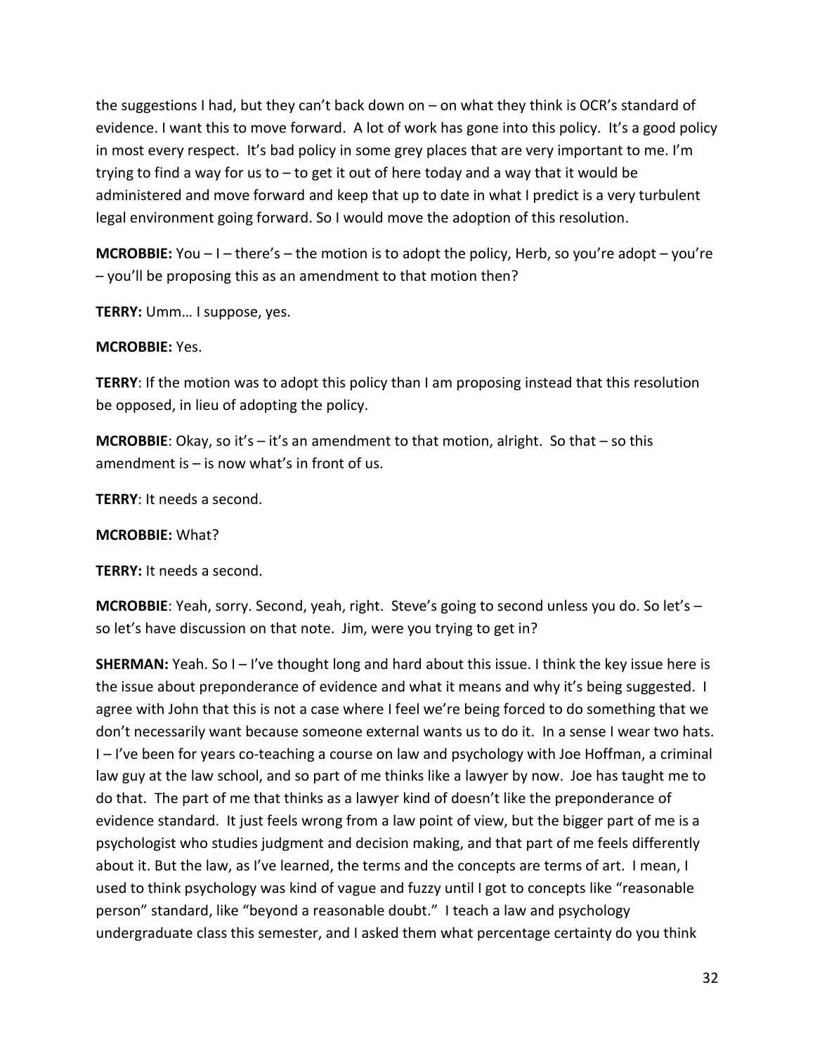the suggestions I had, but they can't back down on – on what they think is OCR's standard of evidence. I want this to move forward. A lot of work has gone into this policy. It's a good policy in most every respect. It's bad policy in some grey places that are very important to me. I'm trying to find a way for us to – to get it out of here today and a way that it would be administered and move forward and keep that up to date in what I predict is a very turbulent legal environment going forward. So I would move the adoption of this resolution.

**MCROBBIE:** You – I – there's – the motion is to adopt the policy, Herb, so you're adopt – you're – you'll be proposing this as an amendment to that motion then?

**TERRY:** Umm… I suppose, yes.

**MCROBBIE:** Yes.

**TERRY**: If the motion was to adopt this policy than I am proposing instead that this resolution be opposed, in lieu of adopting the policy.

**MCROBBIE**: Okay, so it's – it's an amendment to that motion, alright. So that – so this amendment is – is now what's in front of us.

**TERRY**: It needs a second.

**MCROBBIE:** What?

**TERRY:** It needs a second.

**MCROBBIE**: Yeah, sorry. Second, yeah, right. Steve's going to second unless you do. So let's – so let's have discussion on that note. Jim, were you trying to get in?

**SHERMAN:** Yeah. So I – I've thought long and hard about this issue. I think the key issue here is the issue about preponderance of evidence and what it means and why it's being suggested. I agree with John that this is not a case where I feel we're being forced to do something that we don't necessarily want because someone external wants us to do it. In a sense I wear two hats. I – I've been for years co-teaching a course on law and psychology with Joe Hoffman, a criminal law guy at the law school, and so part of me thinks like a lawyer by now. Joe has taught me to do that. The part of me that thinks as a lawyer kind of doesn't like the preponderance of evidence standard. It just feels wrong from a law point of view, but the bigger part of me is a psychologist who studies judgment and decision making, and that part of me feels differently about it. But the law, as I've learned, the terms and the concepts are terms of art. I mean, I used to think psychology was kind of vague and fuzzy until I got to concepts like "reasonable person" standard, like "beyond a reasonable doubt." I teach a law and psychology undergraduate class this semester, and I asked them what percentage certainty do you think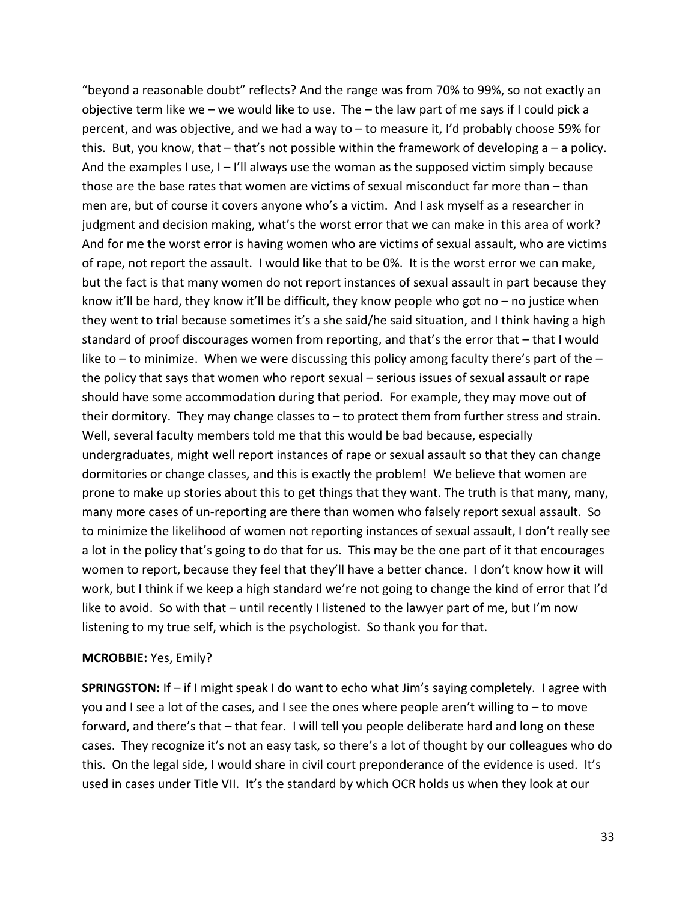"beyond a reasonable doubt" reflects? And the range was from 70% to 99%, so not exactly an objective term like we – we would like to use. The – the law part of me says if I could pick a percent, and was objective, and we had a way to – to measure it, I'd probably choose 59% for this. But, you know, that – that's not possible within the framework of developing a – a policy. And the examples I use, I – I'll always use the woman as the supposed victim simply because those are the base rates that women are victims of sexual misconduct far more than – than men are, but of course it covers anyone who's a victim. And I ask myself as a researcher in judgment and decision making, what's the worst error that we can make in this area of work? And for me the worst error is having women who are victims of sexual assault, who are victims of rape, not report the assault. I would like that to be 0%. It is the worst error we can make, but the fact is that many women do not report instances of sexual assault in part because they know it'll be hard, they know it'll be difficult, they know people who got no – no justice when they went to trial because sometimes it's a she said/he said situation, and I think having a high standard of proof discourages women from reporting, and that's the error that – that I would like to – to minimize. When we were discussing this policy among faculty there's part of the – the policy that says that women who report sexual – serious issues of sexual assault or rape should have some accommodation during that period. For example, they may move out of their dormitory. They may change classes to – to protect them from further stress and strain. Well, several faculty members told me that this would be bad because, especially undergraduates, might well report instances of rape or sexual assault so that they can change dormitories or change classes, and this is exactly the problem! We believe that women are prone to make up stories about this to get things that they want. The truth is that many, many, many more cases of un-reporting are there than women who falsely report sexual assault. So to minimize the likelihood of women not reporting instances of sexual assault, I don't really see a lot in the policy that's going to do that for us. This may be the one part of it that encourages women to report, because they feel that they'll have a better chance. I don't know how it will work, but I think if we keep a high standard we're not going to change the kind of error that I'd like to avoid. So with that – until recently I listened to the lawyer part of me, but I'm now listening to my true self, which is the psychologist. So thank you for that.

**MCROBBIE:** Yes, Emily?

**SPRINGSTON:** If – if I might speak I do want to echo what Jim's saying completely. I agree with you and I see a lot of the cases, and I see the ones where people aren't willing to – to move forward, and there's that – that fear. I will tell you people deliberate hard and long on these cases. They recognize it's not an easy task, so there's a lot of thought by our colleagues who do this. On the legal side, I would share in civil court preponderance of the evidence is used. It's used in cases under Title VII. It's the standard by which OCR holds us when they look at our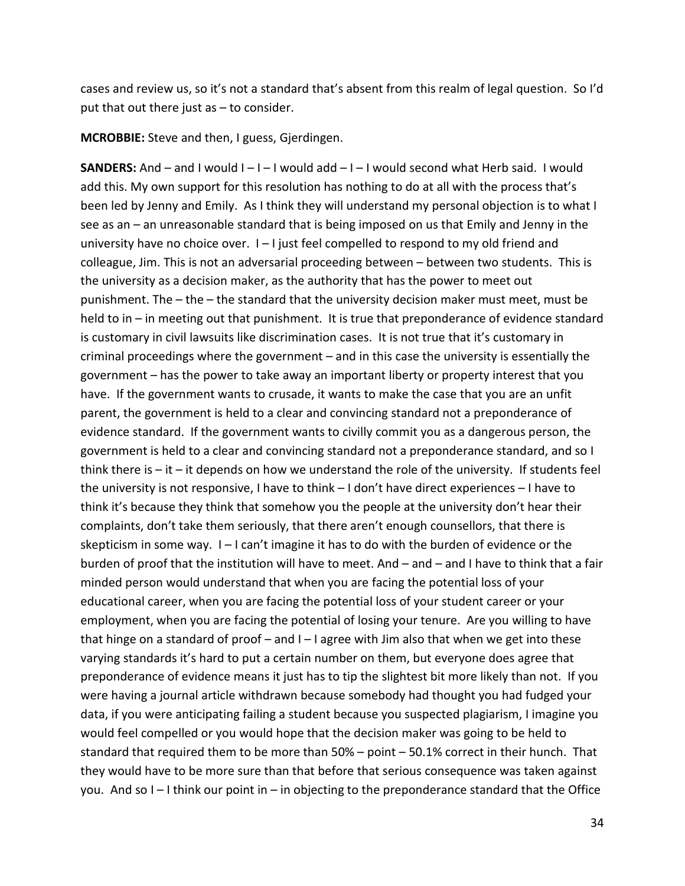cases and review us, so it's not a standard that's absent from this realm of legal question. So I'd put that out there just as – to consider.

**MCROBBIE:** Steve and then, I guess, Gjerdingen.

**SANDERS:** And – and I would I – I – I would add – I – I would second what Herb said. I would add this. My own support for this resolution has nothing to do at all with the process that's been led by Jenny and Emily. As I think they will understand my personal objection is to what I see as an – an unreasonable standard that is being imposed on us that Emily and Jenny in the university have no choice over. I – I just feel compelled to respond to my old friend and colleague, Jim. This is not an adversarial proceeding between – between two students. This is the university as a decision maker, as the authority that has the power to meet out punishment. The – the – the standard that the university decision maker must meet, must be held to in – in meeting out that punishment. It is true that preponderance of evidence standard is customary in civil lawsuits like discrimination cases. It is not true that it's customary in criminal proceedings where the government – and in this case the university is essentially the government – has the power to take away an important liberty or property interest that you have. If the government wants to crusade, it wants to make the case that you are an unfit parent, the government is held to a clear and convincing standard not a preponderance of evidence standard. If the government wants to civilly commit you as a dangerous person, the government is held to a clear and convincing standard not a preponderance standard, and so I think there is – it – it depends on how we understand the role of the university. If students feel the university is not responsive, I have to think – I don't have direct experiences – I have to think it's because they think that somehow you the people at the university don't hear their complaints, don't take them seriously, that there aren't enough counsellors, that there is skepticism in some way. I – I can't imagine it has to do with the burden of evidence or the burden of proof that the institution will have to meet. And – and – and I have to think that a fair minded person would understand that when you are facing the potential loss of your educational career, when you are facing the potential loss of your student career or your employment, when you are facing the potential of losing your tenure. Are you willing to have that hinge on a standard of proof – and I – I agree with Jim also that when we get into these varying standards it's hard to put a certain number on them, but everyone does agree that preponderance of evidence means it just has to tip the slightest bit more likely than not. If you were having a journal article withdrawn because somebody had thought you had fudged your data, if you were anticipating failing a student because you suspected plagiarism, I imagine you would feel compelled or you would hope that the decision maker was going to be held to standard that required them to be more than 50% – point – 50.1% correct in their hunch. That they would have to be more sure than that before that serious consequence was taken against you. And so I – I think our point in – in objecting to the preponderance standard that the Office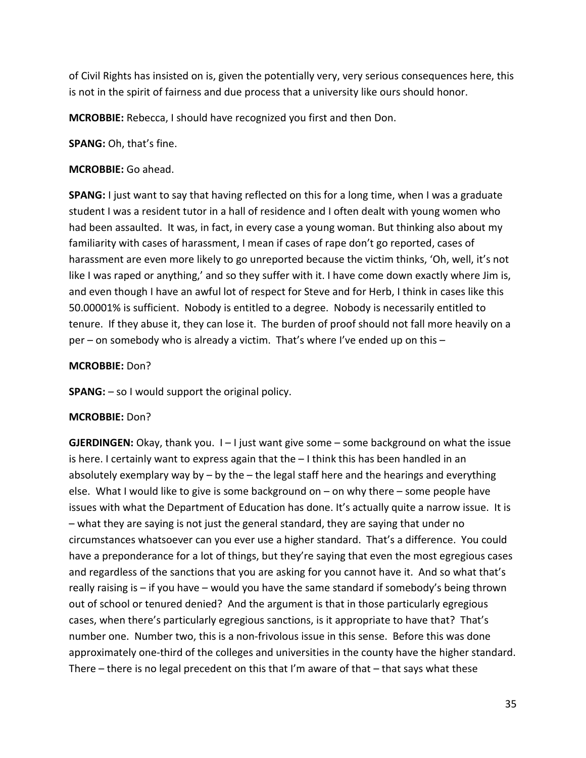of Civil Rights has insisted on is, given the potentially very, very serious consequences here, this is not in the spirit of fairness and due process that a university like ours should honor.

**MCROBBIE:** Rebecca, I should have recognized you first and then Don.

**SPANG:** Oh, that's fine.

**MCROBBIE:** Go ahead.

**SPANG:** I just want to say that having reflected on this for a long time, when I was a graduate student I was a resident tutor in a hall of residence and I often dealt with young women who had been assaulted. It was, in fact, in every case a young woman. But thinking also about my familiarity with cases of harassment, I mean if cases of rape don't go reported, cases of harassment are even more likely to go unreported because the victim thinks, 'Oh, well, it's not like I was raped or anything,' and so they suffer with it. I have come down exactly where Jim is, and even though I have an awful lot of respect for Steve and for Herb, I think in cases like this 50.00001% is sufficient. Nobody is entitled to a degree. Nobody is necessarily entitled to tenure. If they abuse it, they can lose it. The burden of proof should not fall more heavily on a per – on somebody who is already a victim. That's where I've ended up on this –

**MCROBBIE:** Don?

**SPANG:** – so I would support the original policy.

**MCROBBIE:** Don?

**GJERDINGEN:** Okay, thank you. I – I just want give some – some background on what the issue is here. I certainly want to express again that the – I think this has been handled in an absolutely exemplary way by – by the – the legal staff here and the hearings and everything else. What I would like to give is some background on – on why there – some people have issues with what the Department of Education has done. It's actually quite a narrow issue. It is – what they are saying is not just the general standard, they are saying that under no circumstances whatsoever can you ever use a higher standard. That's a difference. You could have a preponderance for a lot of things, but they're saying that even the most egregious cases and regardless of the sanctions that you are asking for you cannot have it. And so what that's really raising is – if you have – would you have the same standard if somebody's being thrown out of school or tenured denied? And the argument is that in those particularly egregious cases, when there's particularly egregious sanctions, is it appropriate to have that? That's number one. Number two, this is a non-frivolous issue in this sense. Before this was done approximately one-third of the colleges and universities in the county have the higher standard. There – there is no legal precedent on this that I'm aware of that – that says what these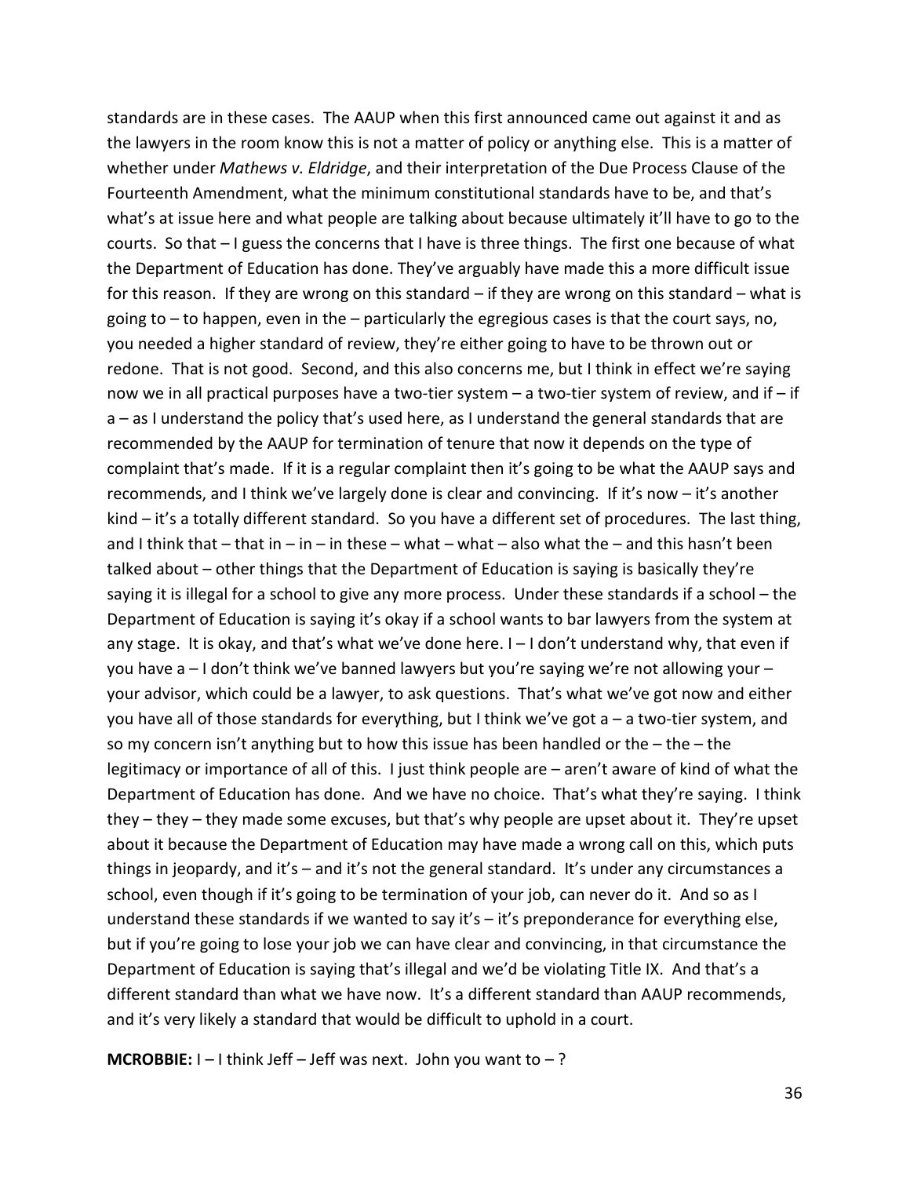standards are in these cases. The AAUP when this first announced came out against it and as the lawyers in the room know this is not a matter of policy or anything else. This is a matter of whether under *Mathews v. Eldridge*, and their interpretation of the Due Process Clause of the Fourteenth Amendment, what the minimum constitutional standards have to be, and that's what's at issue here and what people are talking about because ultimately it'll have to go to the courts. So that – I guess the concerns that I have is three things. The first one because of what the Department of Education has done. They've arguably have made this a more difficult issue for this reason. If they are wrong on this standard – if they are wrong on this standard – what is going to – to happen, even in the – particularly the egregious cases is that the court says, no, you needed a higher standard of review, they're either going to have to be thrown out or redone. That is not good. Second, and this also concerns me, but I think in effect we're saying now we in all practical purposes have a two-tier system – a two-tier system of review, and if – if a – as I understand the policy that's used here, as I understand the general standards that are recommended by the AAUP for termination of tenure that now it depends on the type of complaint that's made. If it is a regular complaint then it's going to be what the AAUP says and recommends, and I think we've largely done is clear and convincing. If it's now – it's another kind – it's a totally different standard. So you have a different set of procedures. The last thing, and I think that – that in – in – in these – what – what – also what the – and this hasn't been talked about – other things that the Department of Education is saying is basically they're saying it is illegal for a school to give any more process. Under these standards if a school – the Department of Education is saying it's okay if a school wants to bar lawyers from the system at any stage. It is okay, and that's what we've done here. I – I don't understand why, that even if you have a – I don't think we've banned lawyers but you're saying we're not allowing your – your advisor, which could be a lawyer, to ask questions. That's what we've got now and either you have all of those standards for everything, but I think we've got a – a two-tier system, and so my concern isn't anything but to how this issue has been handled or the – the – the legitimacy or importance of all of this. I just think people are – aren't aware of kind of what the Department of Education has done. And we have no choice. That's what they're saying. I think they – they – they made some excuses, but that's why people are upset about it. They're upset about it because the Department of Education may have made a wrong call on this, which puts things in jeopardy, and it's – and it's not the general standard. It's under any circumstances a school, even though if it's going to be termination of your job, can never do it. And so as I understand these standards if we wanted to say it's – it's preponderance for everything else, but if you're going to lose your job we can have clear and convincing, in that circumstance the Department of Education is saying that's illegal and we'd be violating Title IX. And that's a different standard than what we have now. It's a different standard than AAUP recommends, and it's very likely a standard that would be difficult to uphold in a court.

**MCROBBIE:** I – I think Jeff – Jeff was next. John you want to – ?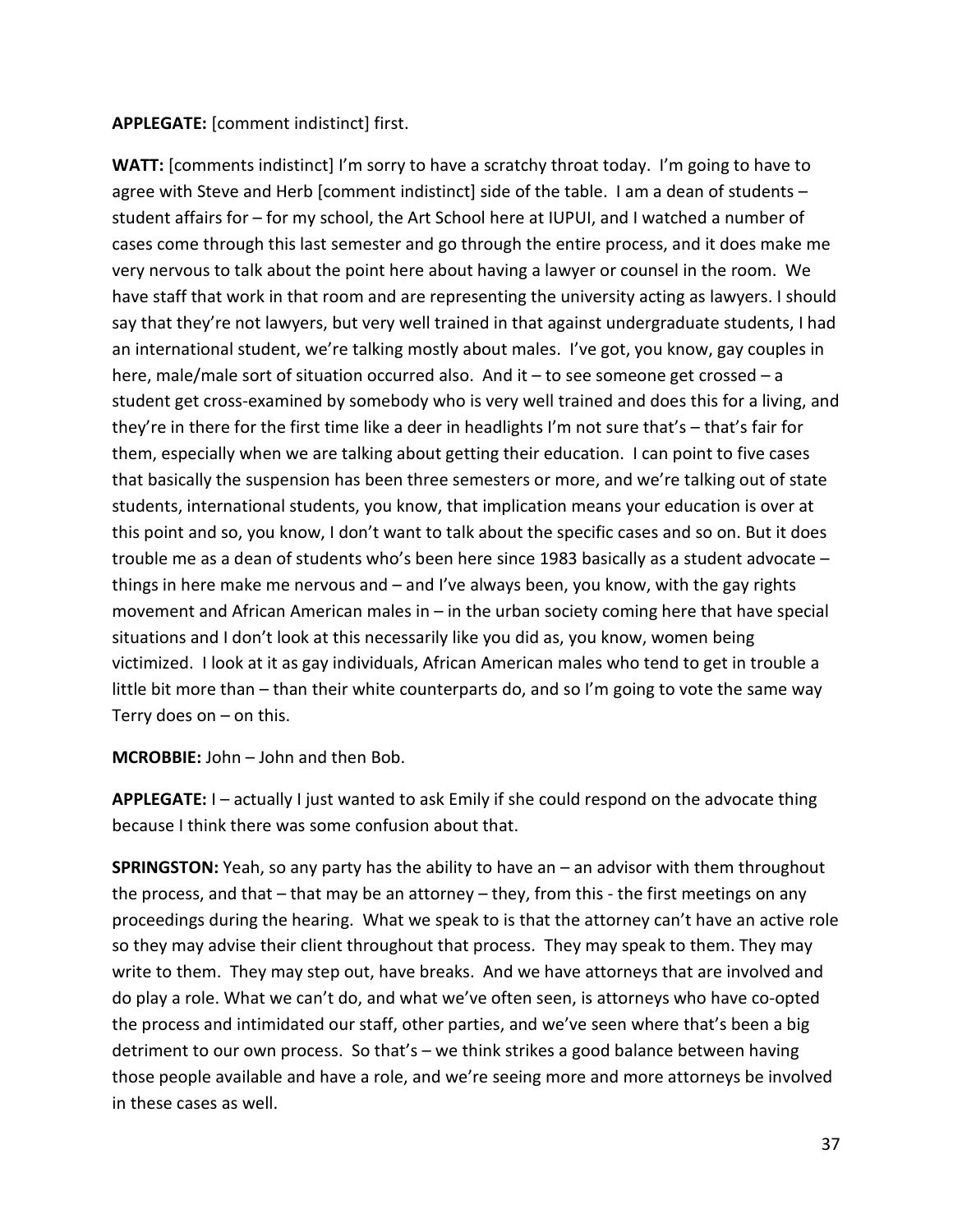**APPLEGATE:** [comment indistinct] first.

**WATT:** [comments indistinct] I'm sorry to have a scratchy throat today. I'm going to have to agree with Steve and Herb [comment indistinct] side of the table. I am a dean of students – student affairs for – for my school, the Art School here at IUPUI, and I watched a number of cases come through this last semester and go through the entire process, and it does make me very nervous to talk about the point here about having a lawyer or counsel in the room. We have staff that work in that room and are representing the university acting as lawyers. I should say that they're not lawyers, but very well trained in that against undergraduate students, I had an international student, we're talking mostly about males. I've got, you know, gay couples in here, male/male sort of situation occurred also. And it – to see someone get crossed – a student get cross-examined by somebody who is very well trained and does this for a living, and they're in there for the first time like a deer in headlights I'm not sure that's – that's fair for them, especially when we are talking about getting their education. I can point to five cases that basically the suspension has been three semesters or more, and we're talking out of state students, international students, you know, that implication means your education is over at this point and so, you know, I don't want to talk about the specific cases and so on. But it does trouble me as a dean of students who's been here since 1983 basically as a student advocate – things in here make me nervous and – and I've always been, you know, with the gay rights movement and African American males in – in the urban society coming here that have special situations and I don't look at this necessarily like you did as, you know, women being victimized. I look at it as gay individuals, African American males who tend to get in trouble a little bit more than – than their white counterparts do, and so I'm going to vote the same way Terry does on – on this.

**MCROBBIE:** John – John and then Bob.

**APPLEGATE:** I – actually I just wanted to ask Emily if she could respond on the advocate thing because I think there was some confusion about that.

**SPRINGSTON:** Yeah, so any party has the ability to have an – an advisor with them throughout the process, and that – that may be an attorney – they, from this - the first meetings on any proceedings during the hearing. What we speak to is that the attorney can't have an active role so they may advise their client throughout that process. They may speak to them. They may write to them. They may step out, have breaks. And we have attorneys that are involved and do play a role. What we can't do, and what we've often seen, is attorneys who have co-opted the process and intimidated our staff, other parties, and we've seen where that's been a big detriment to our own process. So that's – we think strikes a good balance between having those people available and have a role, and we're seeing more and more attorneys be involved in these cases as well.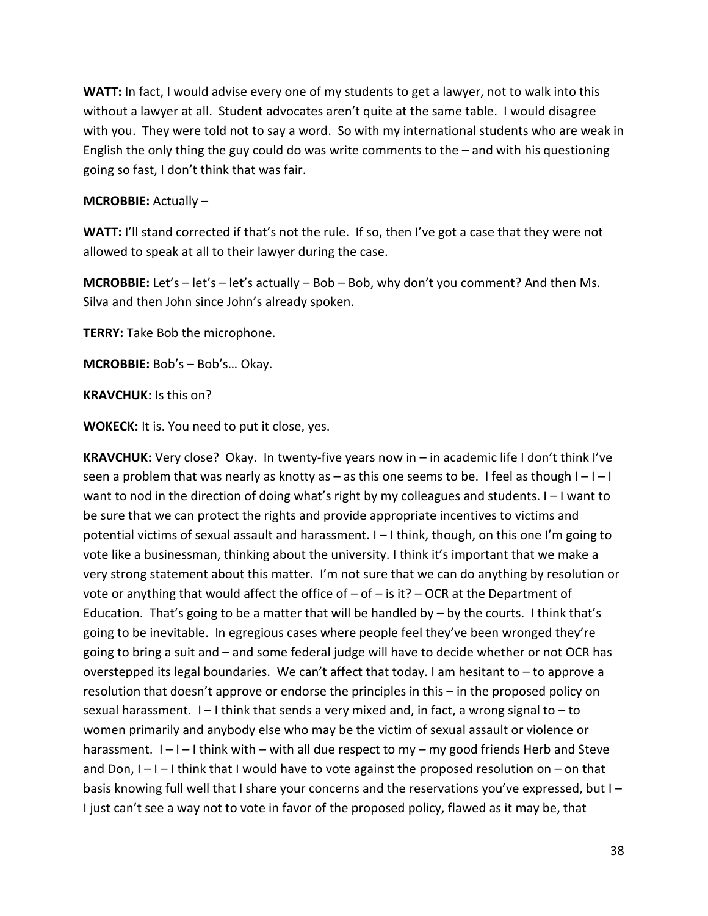**WATT:** In fact, I would advise every one of my students to get a lawyer, not to walk into this without a lawyer at all. Student advocates aren't quite at the same table. I would disagree with you. They were told not to say a word. So with my international students who are weak in English the only thing the guy could do was write comments to the – and with his questioning going so fast, I don't think that was fair.

**MCROBBIE:** Actually –

**WATT:** I'll stand corrected if that's not the rule. If so, then I've got a case that they were not allowed to speak at all to their lawyer during the case.

**MCROBBIE:** Let's – let's – let's actually – Bob – Bob, why don't you comment? And then Ms. Silva and then John since John's already spoken.

**TERRY:** Take Bob the microphone.

**MCROBBIE:** Bob's – Bob's… Okay.

**KRAVCHUK:** Is this on?

**WOKECK:** It is. You need to put it close, yes.

**KRAVCHUK:** Very close? Okay. In twenty-five years now in – in academic life I don't think I've seen a problem that was nearly as knotty as – as this one seems to be. I feel as though I – I – I want to nod in the direction of doing what's right by my colleagues and students. I – I want to be sure that we can protect the rights and provide appropriate incentives to victims and potential victims of sexual assault and harassment. I – I think, though, on this one I'm going to vote like a businessman, thinking about the university. I think it's important that we make a very strong statement about this matter. I'm not sure that we can do anything by resolution or vote or anything that would affect the office of – of – is it? – OCR at the Department of Education. That's going to be a matter that will be handled by – by the courts. I think that's going to be inevitable. In egregious cases where people feel they've been wronged they're going to bring a suit and – and some federal judge will have to decide whether or not OCR has overstepped its legal boundaries. We can't affect that today. I am hesitant to – to approve a resolution that doesn't approve or endorse the principles in this – in the proposed policy on sexual harassment. I – I think that sends a very mixed and, in fact, a wrong signal to – to women primarily and anybody else who may be the victim of sexual assault or violence or harassment. I – I – I think with – with all due respect to my – my good friends Herb and Steve and Don, I – I – I think that I would have to vote against the proposed resolution on – on that basis knowing full well that I share your concerns and the reservations you've expressed, but I – I just can't see a way not to vote in favor of the proposed policy, flawed as it may be, that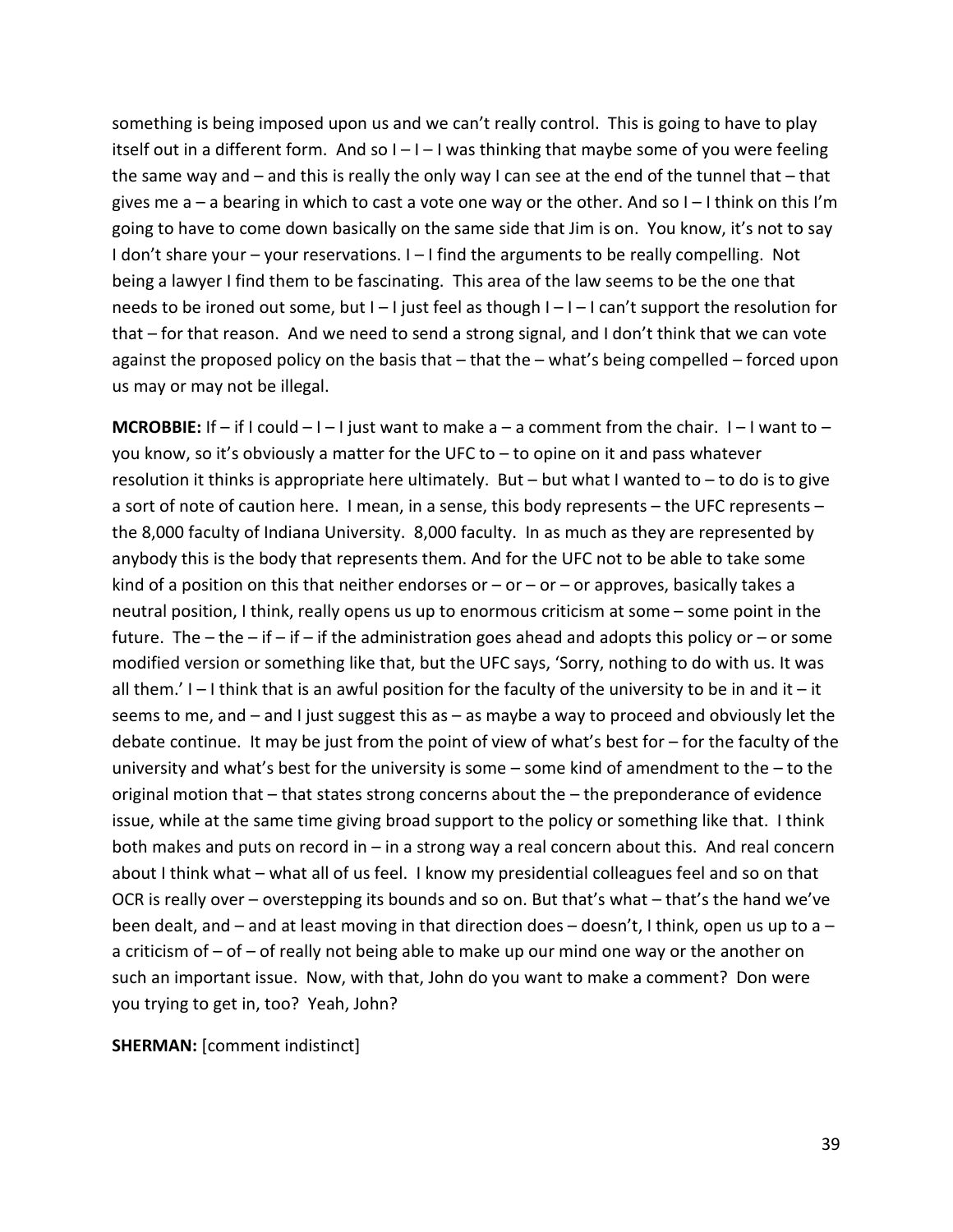something is being imposed upon us and we can't really control. This is going to have to play itself out in a different form. And so I – I – I was thinking that maybe some of you were feeling the same way and – and this is really the only way I can see at the end of the tunnel that – that gives me a – a bearing in which to cast a vote one way or the other. And so I – I think on this I'm going to have to come down basically on the same side that Jim is on. You know, it's not to say I don't share your – your reservations. I – I find the arguments to be really compelling. Not being a lawyer I find them to be fascinating. This area of the law seems to be the one that needs to be ironed out some, but I – I just feel as though I – I – I can't support the resolution for that – for that reason. And we need to send a strong signal, and I don't think that we can vote against the proposed policy on the basis that – that the – what's being compelled – forced upon us may or may not be illegal.

**MCROBBIE:** If – if I could – I – I just want to make a – a comment from the chair. I – I want to – you know, so it's obviously a matter for the UFC to – to opine on it and pass whatever resolution it thinks is appropriate here ultimately. But – but what I wanted to – to do is to give a sort of note of caution here. I mean, in a sense, this body represents – the UFC represents – the 8,000 faculty of Indiana University. 8,000 faculty. In as much as they are represented by anybody this is the body that represents them. And for the UFC not to be able to take some kind of a position on this that neither endorses or – or – or – or approves, basically takes a neutral position, I think, really opens us up to enormous criticism at some – some point in the future. The – the – if – if – if the administration goes ahead and adopts this policy or – or some modified version or something like that, but the UFC says, 'Sorry, nothing to do with us. It was all them.' I – I think that is an awful position for the faculty of the university to be in and it – it seems to me, and – and I just suggest this as – as maybe a way to proceed and obviously let the debate continue. It may be just from the point of view of what's best for – for the faculty of the university and what's best for the university is some – some kind of amendment to the – to the original motion that – that states strong concerns about the – the preponderance of evidence issue, while at the same time giving broad support to the policy or something like that. I think both makes and puts on record in – in a strong way a real concern about this. And real concern about I think what – what all of us feel. I know my presidential colleagues feel and so on that OCR is really over – overstepping its bounds and so on. But that's what – that's the hand we've been dealt, and – and at least moving in that direction does – doesn't, I think, open us up to a – a criticism of – of – of really not being able to make up our mind one way or the another on such an important issue. Now, with that, John do you want to make a comment? Don were you trying to get in, too? Yeah, John?

**SHERMAN:** [comment indistinct]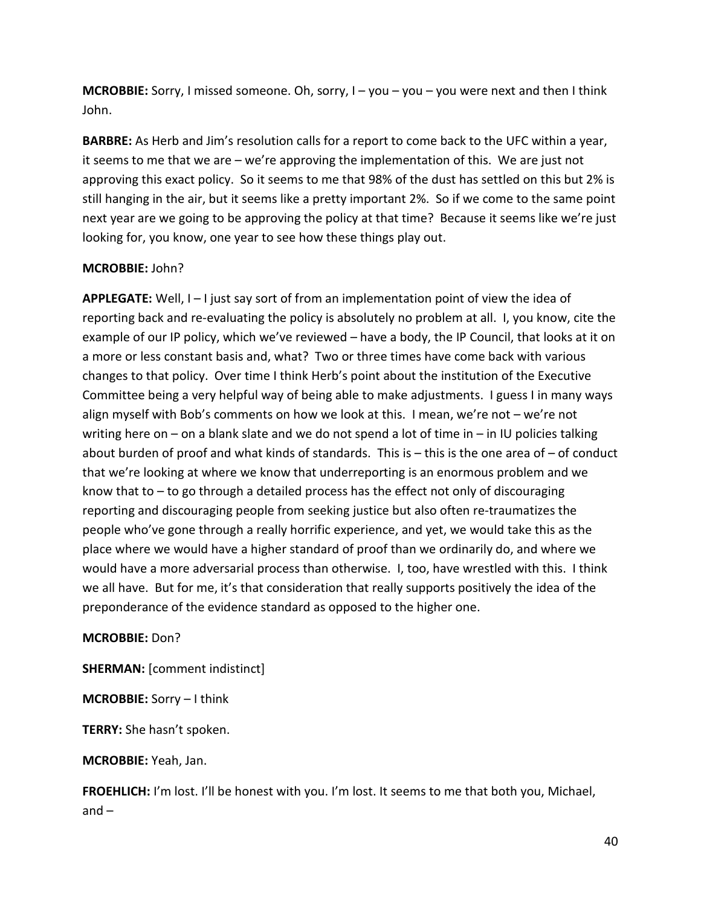**MCROBBIE:** Sorry, I missed someone. Oh, sorry, I – you – you – you were next and then I think John.

**BARBRE:** As Herb and Jim's resolution calls for a report to come back to the UFC within a year, it seems to me that we are – we're approving the implementation of this. We are just not approving this exact policy. So it seems to me that 98% of the dust has settled on this but 2% is still hanging in the air, but it seems like a pretty important 2%. So if we come to the same point next year are we going to be approving the policy at that time? Because it seems like we're just looking for, you know, one year to see how these things play out.

**MCROBBIE:** John?

**APPLEGATE:** Well, I – I just say sort of from an implementation point of view the idea of reporting back and re-evaluating the policy is absolutely no problem at all. I, you know, cite the example of our IP policy, which we've reviewed – have a body, the IP Council, that looks at it on a more or less constant basis and, what? Two or three times have come back with various changes to that policy. Over time I think Herb's point about the institution of the Executive Committee being a very helpful way of being able to make adjustments. I guess I in many ways align myself with Bob's comments on how we look at this. I mean, we're not – we're not writing here on – on a blank slate and we do not spend a lot of time in – in IU policies talking about burden of proof and what kinds of standards. This is – this is the one area of – of conduct that we're looking at where we know that underreporting is an enormous problem and we know that to – to go through a detailed process has the effect not only of discouraging reporting and discouraging people from seeking justice but also often re-traumatizes the people who've gone through a really horrific experience, and yet, we would take this as the place where we would have a higher standard of proof than we ordinarily do, and where we would have a more adversarial process than otherwise. I, too, have wrestled with this. I think we all have. But for me, it's that consideration that really supports positively the idea of the preponderance of the evidence standard as opposed to the higher one.

**MCROBBIE:** Don?

**SHERMAN:** [comment indistinct]

**MCROBBIE:** Sorry – I think

**TERRY:** She hasn't spoken.

**MCROBBIE:** Yeah, Jan.

**FROEHLICH:** I'm lost. I'll be honest with you. I'm lost. It seems to me that both you, Michael, and –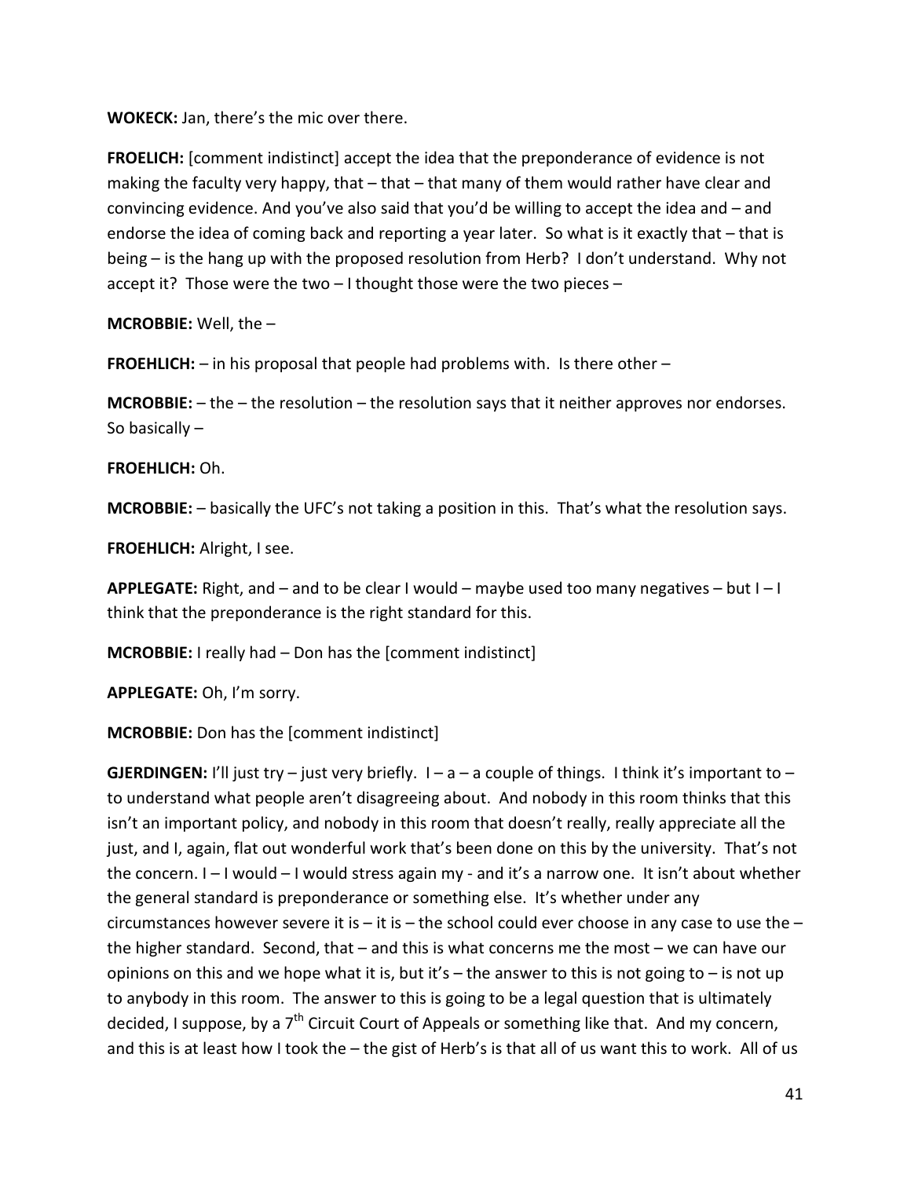**WOKECK:** Jan, there's the mic over there.

**FROELICH:** [comment indistinct] accept the idea that the preponderance of evidence is not making the faculty very happy, that – that – that many of them would rather have clear and convincing evidence. And you've also said that you'd be willing to accept the idea and – and endorse the idea of coming back and reporting a year later. So what is it exactly that – that is being – is the hang up with the proposed resolution from Herb? I don't understand. Why not accept it? Those were the two – I thought those were the two pieces –

**MCROBBIE:** Well, the –

**FROEHLICH:** – in his proposal that people had problems with. Is there other –

**MCROBBIE:** – the – the resolution – the resolution says that it neither approves nor endorses. So basically –

**FROEHLICH:** Oh.

**MCROBBIE:** – basically the UFC's not taking a position in this. That's what the resolution says.

**FROEHLICH:** Alright, I see.

**APPLEGATE:** Right, and – and to be clear I would – maybe used too many negatives – but I – I think that the preponderance is the right standard for this.

**MCROBBIE:** I really had – Don has the [comment indistinct]

**APPLEGATE:** Oh, I'm sorry.

**MCROBBIE:** Don has the [comment indistinct]

**GJERDINGEN:** I'll just try – just very briefly. I – a – a couple of things. I think it's important to – to understand what people aren't disagreeing about. And nobody in this room thinks that this isn't an important policy, and nobody in this room that doesn't really, really appreciate all the just, and I, again, flat out wonderful work that's been done on this by the university. That's not the concern. I – I would – I would stress again my - and it's a narrow one. It isn't about whether the general standard is preponderance or something else. It's whether under any circumstances however severe it is – it is – the school could ever choose in any case to use the – the higher standard. Second, that – and this is what concerns me the most – we can have our opinions on this and we hope what it is, but it's – the answer to this is not going to – is not up to anybody in this room. The answer to this is going to be a legal question that is ultimately decided, I suppose, by a 7th Circuit Court of Appeals or something like that. And my concern, and this is at least how I took the – the gist of Herb's is that all of us want this to work. All of us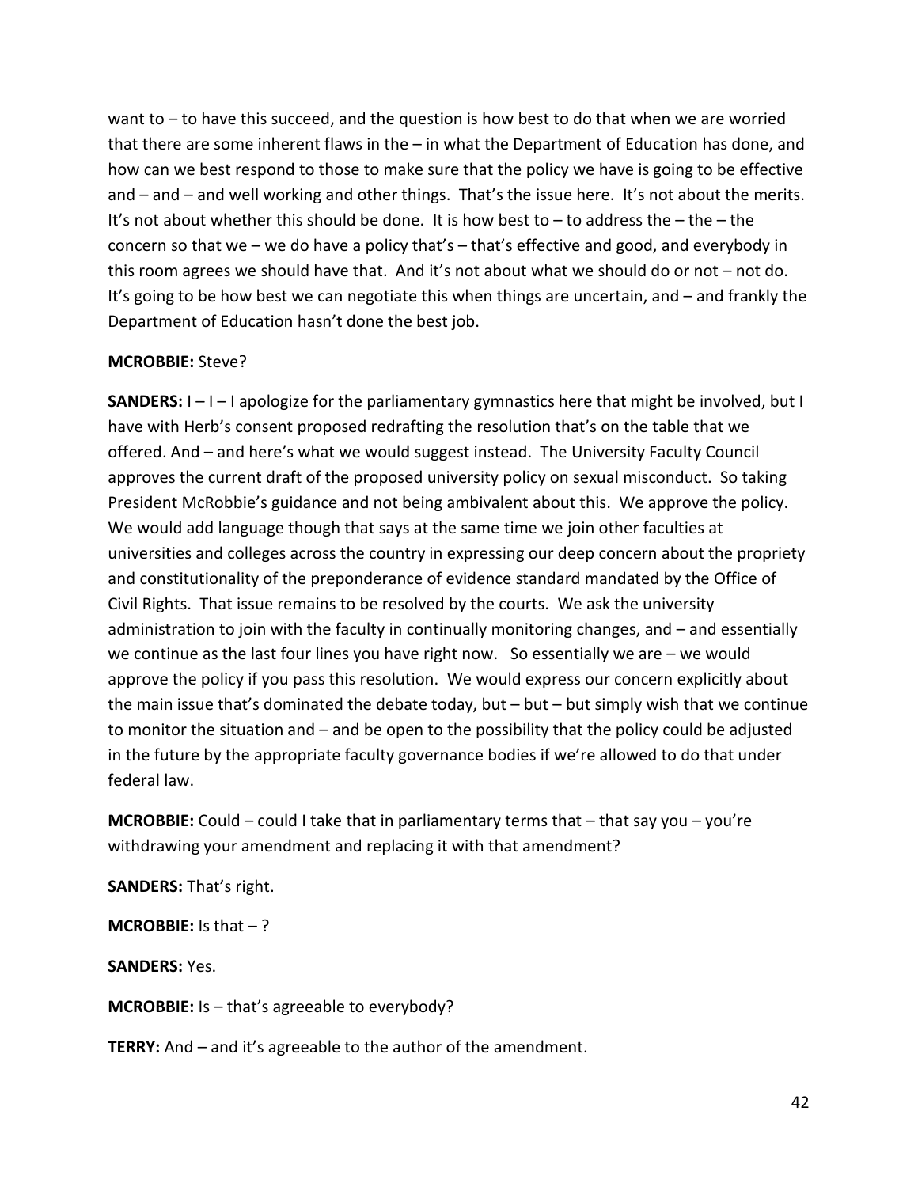want to – to have this succeed, and the question is how best to do that when we are worried that there are some inherent flaws in the – in what the Department of Education has done, and how can we best respond to those to make sure that the policy we have is going to be effective and – and – and well working and other things. That's the issue here. It's not about the merits. It's not about whether this should be done. It is how best to – to address the – the – the concern so that we – we do have a policy that's – that's effective and good, and everybody in this room agrees we should have that. And it's not about what we should do or not – not do. It's going to be how best we can negotiate this when things are uncertain, and – and frankly the Department of Education hasn't done the best job.

**MCROBBIE:** Steve?

**SANDERS:** I – I – I apologize for the parliamentary gymnastics here that might be involved, but I have with Herb's consent proposed redrafting the resolution that's on the table that we offered. And – and here's what we would suggest instead. The University Faculty Council approves the current draft of the proposed university policy on sexual misconduct. So taking President McRobbie's guidance and not being ambivalent about this. We approve the policy. We would add language though that says at the same time we join other faculties at universities and colleges across the country in expressing our deep concern about the propriety and constitutionality of the preponderance of evidence standard mandated by the Office of Civil Rights. That issue remains to be resolved by the courts. We ask the university administration to join with the faculty in continually monitoring changes, and – and essentially we continue as the last four lines you have right now. So essentially we are – we would approve the policy if you pass this resolution. We would express our concern explicitly about the main issue that's dominated the debate today, but – but – but simply wish that we continue to monitor the situation and – and be open to the possibility that the policy could be adjusted in the future by the appropriate faculty governance bodies if we're allowed to do that under federal law.

**MCROBBIE:** Could – could I take that in parliamentary terms that – that say you – you're withdrawing your amendment and replacing it with that amendment?

**SANDERS:** That's right.

**MCROBBIE:** Is that – ?

**SANDERS:** Yes.

**MCROBBIE:** Is – that's agreeable to everybody?

**TERRY:** And – and it's agreeable to the author of the amendment.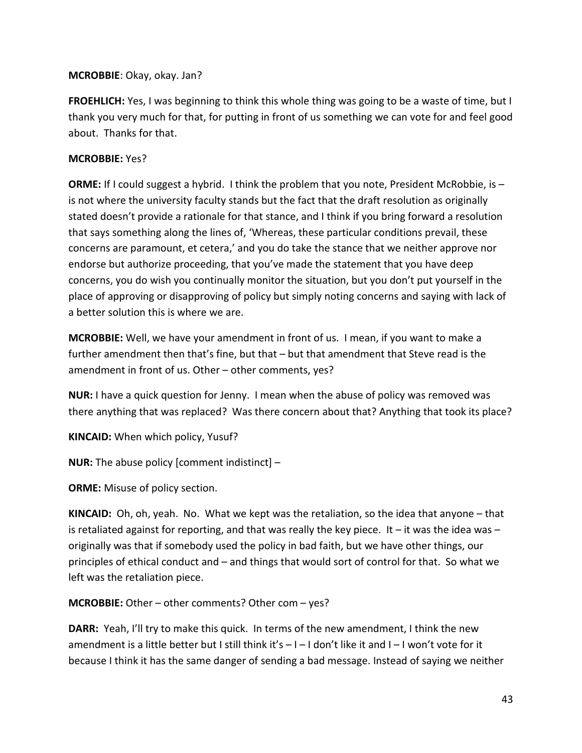**MCROBBIE**: Okay, okay. Jan?

**FROEHLICH:** Yes, I was beginning to think this whole thing was going to be a waste of time, but I thank you very much for that, for putting in front of us something we can vote for and feel good about. Thanks for that.

**MCROBBIE:** Yes?

**ORME:** If I could suggest a hybrid. I think the problem that you note, President McRobbie, is – is not where the university faculty stands but the fact that the draft resolution as originally stated doesn't provide a rationale for that stance, and I think if you bring forward a resolution that says something along the lines of, 'Whereas, these particular conditions prevail, these concerns are paramount, et cetera,' and you do take the stance that we neither approve nor endorse but authorize proceeding, that you've made the statement that you have deep concerns, you do wish you continually monitor the situation, but you don't put yourself in the place of approving or disapproving of policy but simply noting concerns and saying with lack of a better solution this is where we are.

**MCROBBIE:** Well, we have your amendment in front of us. I mean, if you want to make a further amendment then that's fine, but that – but that amendment that Steve read is the amendment in front of us. Other – other comments, yes?

**NUR:** I have a quick question for Jenny. I mean when the abuse of policy was removed was there anything that was replaced? Was there concern about that? Anything that took its place?

**KINCAID:** When which policy, Yusuf?

**NUR:** The abuse policy [comment indistinct] –

**ORME:** Misuse of policy section.

**KINCAID:** Oh, oh, yeah. No. What we kept was the retaliation, so the idea that anyone – that is retaliated against for reporting, and that was really the key piece. It – it was the idea was – originally was that if somebody used the policy in bad faith, but we have other things, our principles of ethical conduct and – and things that would sort of control for that. So what we left was the retaliation piece.

**MCROBBIE:** Other – other comments? Other com – yes?

**DARR:** Yeah, I'll try to make this quick. In terms of the new amendment, I think the new amendment is a little better but I still think it's – I – I don't like it and I – I won't vote for it because I think it has the same danger of sending a bad message. Instead of saying we neither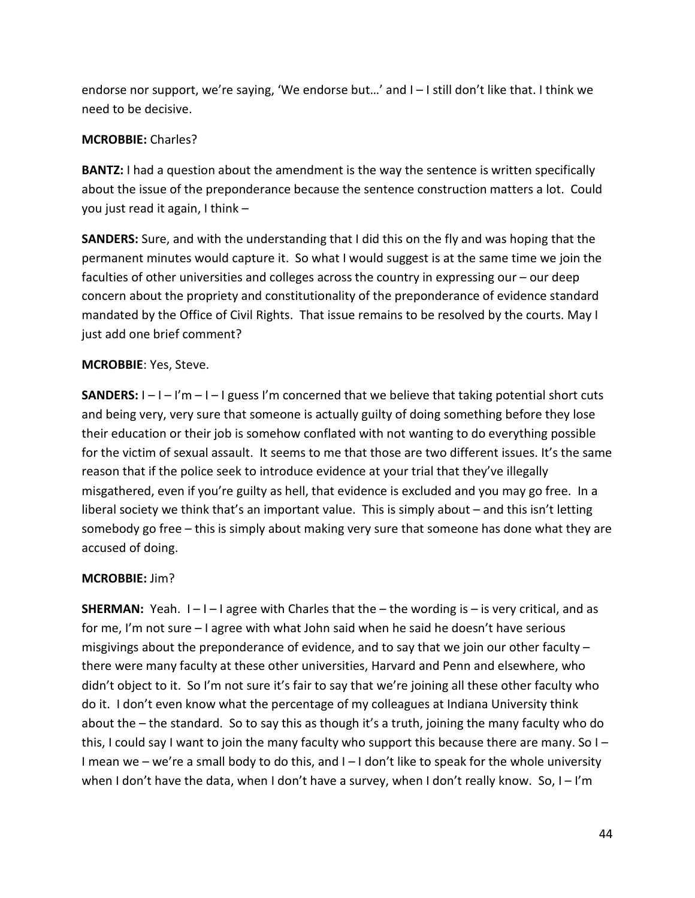endorse nor support, we're saying, 'We endorse but…' and I – I still don't like that. I think we need to be decisive.

**MCROBBIE:** Charles?

**BANTZ:** I had a question about the amendment is the way the sentence is written specifically about the issue of the preponderance because the sentence construction matters a lot. Could you just read it again, I think –

**SANDERS:** Sure, and with the understanding that I did this on the fly and was hoping that the permanent minutes would capture it. So what I would suggest is at the same time we join the faculties of other universities and colleges across the country in expressing our – our deep concern about the propriety and constitutionality of the preponderance of evidence standard mandated by the Office of Civil Rights. That issue remains to be resolved by the courts. May I just add one brief comment?

**MCROBBIE**: Yes, Steve.

**SANDERS:** I – I – I'm – I – I guess I'm concerned that we believe that taking potential short cuts and being very, very sure that someone is actually guilty of doing something before they lose their education or their job is somehow conflated with not wanting to do everything possible for the victim of sexual assault. It seems to me that those are two different issues. It's the same reason that if the police seek to introduce evidence at your trial that they've illegally misgathered, even if you're guilty as hell, that evidence is excluded and you may go free. In a liberal society we think that's an important value. This is simply about – and this isn't letting somebody go free – this is simply about making very sure that someone has done what they are accused of doing.

**MCROBBIE:** Jim?

**SHERMAN:** Yeah. I – I – I agree with Charles that the – the wording is – is very critical, and as for me, I'm not sure – I agree with what John said when he said he doesn't have serious misgivings about the preponderance of evidence, and to say that we join our other faculty – there were many faculty at these other universities, Harvard and Penn and elsewhere, who didn't object to it. So I'm not sure it's fair to say that we're joining all these other faculty who do it. I don't even know what the percentage of my colleagues at Indiana University think about the – the standard. So to say this as though it's a truth, joining the many faculty who do this, I could say I want to join the many faculty who support this because there are many. So I – I mean we – we're a small body to do this, and I – I don't like to speak for the whole university when I don't have the data, when I don't have a survey, when I don't really know. So, I – I'm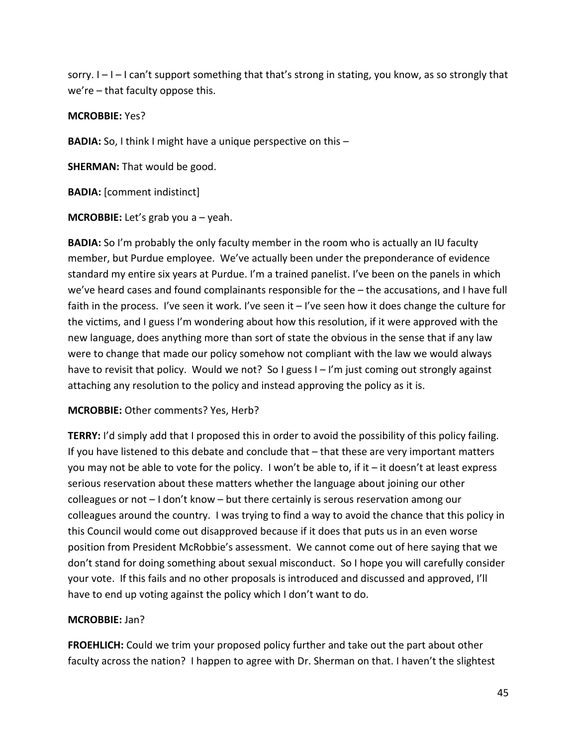sorry. I – I – I can't support something that that's strong in stating, you know, as so strongly that we're – that faculty oppose this.

**MCROBBIE:** Yes?

**BADIA:** So, I think I might have a unique perspective on this –

**SHERMAN:** That would be good.

**BADIA:** [comment indistinct]

**MCROBBIE:** Let's grab you a – yeah.

**BADIA:** So I'm probably the only faculty member in the room who is actually an IU faculty member, but Purdue employee. We've actually been under the preponderance of evidence standard my entire six years at Purdue. I'm a trained panelist. I've been on the panels in which we've heard cases and found complainants responsible for the – the accusations, and I have full faith in the process. I've seen it work. I've seen it – I've seen how it does change the culture for the victims, and I guess I'm wondering about how this resolution, if it were approved with the new language, does anything more than sort of state the obvious in the sense that if any law were to change that made our policy somehow not compliant with the law we would always have to revisit that policy. Would we not? So I guess I – I'm just coming out strongly against attaching any resolution to the policy and instead approving the policy as it is.

**MCROBBIE:** Other comments? Yes, Herb?

**TERRY:** I'd simply add that I proposed this in order to avoid the possibility of this policy failing. If you have listened to this debate and conclude that – that these are very important matters you may not be able to vote for the policy. I won't be able to, if it – it doesn't at least express serious reservation about these matters whether the language about joining our other colleagues or not – I don't know – but there certainly is serous reservation among our colleagues around the country. I was trying to find a way to avoid the chance that this policy in this Council would come out disapproved because if it does that puts us in an even worse position from President McRobbie's assessment. We cannot come out of here saying that we don't stand for doing something about sexual misconduct. So I hope you will carefully consider your vote. If this fails and no other proposals is introduced and discussed and approved, I'll have to end up voting against the policy which I don't want to do.

**MCROBBIE:** Jan?

**FROEHLICH:** Could we trim your proposed policy further and take out the part about other faculty across the nation? I happen to agree with Dr. Sherman on that. I haven't the slightest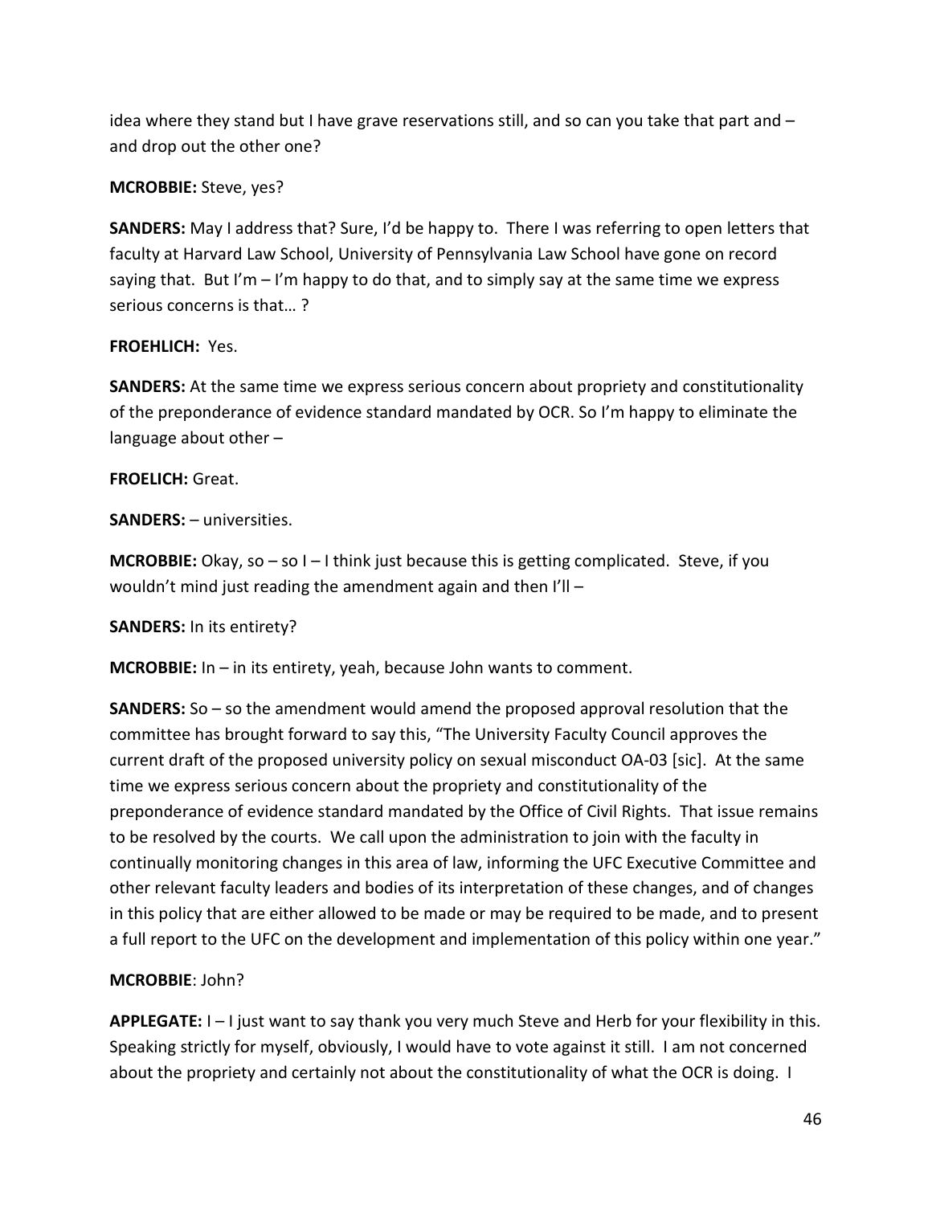idea where they stand but I have grave reservations still, and so can you take that part and – and drop out the other one?

**MCROBBIE:** Steve, yes?

**SANDERS:** May I address that? Sure, I'd be happy to. There I was referring to open letters that faculty at Harvard Law School, University of Pennsylvania Law School have gone on record saying that. But I'm – I'm happy to do that, and to simply say at the same time we express serious concerns is that… ?

**FROEHLICH:** Yes.

**SANDERS:** At the same time we express serious concern about propriety and constitutionality of the preponderance of evidence standard mandated by OCR. So I'm happy to eliminate the language about other –

**FROELICH:** Great.

**SANDERS:** – universities.

**MCROBBIE:** Okay, so – so I – I think just because this is getting complicated. Steve, if you wouldn't mind just reading the amendment again and then I'll –

**SANDERS:** In its entirety?

**MCROBBIE:** In – in its entirety, yeah, because John wants to comment.

**SANDERS:** So – so the amendment would amend the proposed approval resolution that the committee has brought forward to say this, "The University Faculty Council approves the current draft of the proposed university policy on sexual misconduct OA-03 [sic]. At the same time we express serious concern about the propriety and constitutionality of the preponderance of evidence standard mandated by the Office of Civil Rights. That issue remains to be resolved by the courts. We call upon the administration to join with the faculty in continually monitoring changes in this area of law, informing the UFC Executive Committee and other relevant faculty leaders and bodies of its interpretation of these changes, and of changes in this policy that are either allowed to be made or may be required to be made, and to present a full report to the UFC on the development and implementation of this policy within one year."

**MCROBBIE**: John?

**APPLEGATE:** I – I just want to say thank you very much Steve and Herb for your flexibility in this. Speaking strictly for myself, obviously, I would have to vote against it still. I am not concerned about the propriety and certainly not about the constitutionality of what the OCR is doing. I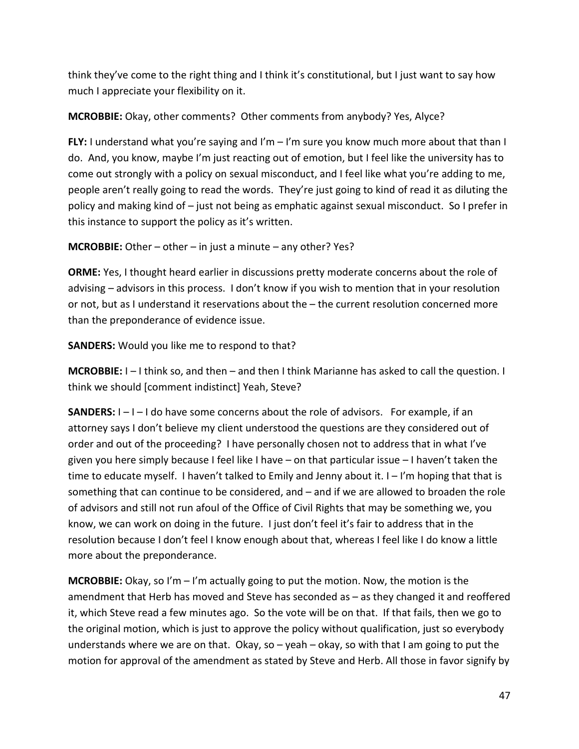think they've come to the right thing and I think it's constitutional, but I just want to say how much I appreciate your flexibility on it.

**MCROBBIE:** Okay, other comments? Other comments from anybody? Yes, Alyce?

**FLY:** I understand what you're saying and I'm – I'm sure you know much more about that than I do. And, you know, maybe I'm just reacting out of emotion, but I feel like the university has to come out strongly with a policy on sexual misconduct, and I feel like what you're adding to me, people aren't really going to read the words. They're just going to kind of read it as diluting the policy and making kind of – just not being as emphatic against sexual misconduct. So I prefer in this instance to support the policy as it's written.

**MCROBBIE:** Other – other – in just a minute – any other? Yes?

**ORME:** Yes, I thought heard earlier in discussions pretty moderate concerns about the role of advising – advisors in this process. I don't know if you wish to mention that in your resolution or not, but as I understand it reservations about the – the current resolution concerned more than the preponderance of evidence issue.

**SANDERS:** Would you like me to respond to that?

**MCROBBIE:** I – I think so, and then – and then I think Marianne has asked to call the question. I think we should [comment indistinct] Yeah, Steve?

**SANDERS:** I – I – I do have some concerns about the role of advisors. For example, if an attorney says I don't believe my client understood the questions are they considered out of order and out of the proceeding? I have personally chosen not to address that in what I've given you here simply because I feel like I have – on that particular issue – I haven't taken the time to educate myself. I haven't talked to Emily and Jenny about it. I – I'm hoping that that is something that can continue to be considered, and – and if we are allowed to broaden the role of advisors and still not run afoul of the Office of Civil Rights that may be something we, you know, we can work on doing in the future. I just don't feel it's fair to address that in the resolution because I don't feel I know enough about that, whereas I feel like I do know a little more about the preponderance.

**MCROBBIE:** Okay, so I'm – I'm actually going to put the motion. Now, the motion is the amendment that Herb has moved and Steve has seconded as – as they changed it and reoffered it, which Steve read a few minutes ago. So the vote will be on that. If that fails, then we go to the original motion, which is just to approve the policy without qualification, just so everybody understands where we are on that. Okay, so – yeah – okay, so with that I am going to put the motion for approval of the amendment as stated by Steve and Herb. All those in favor signify by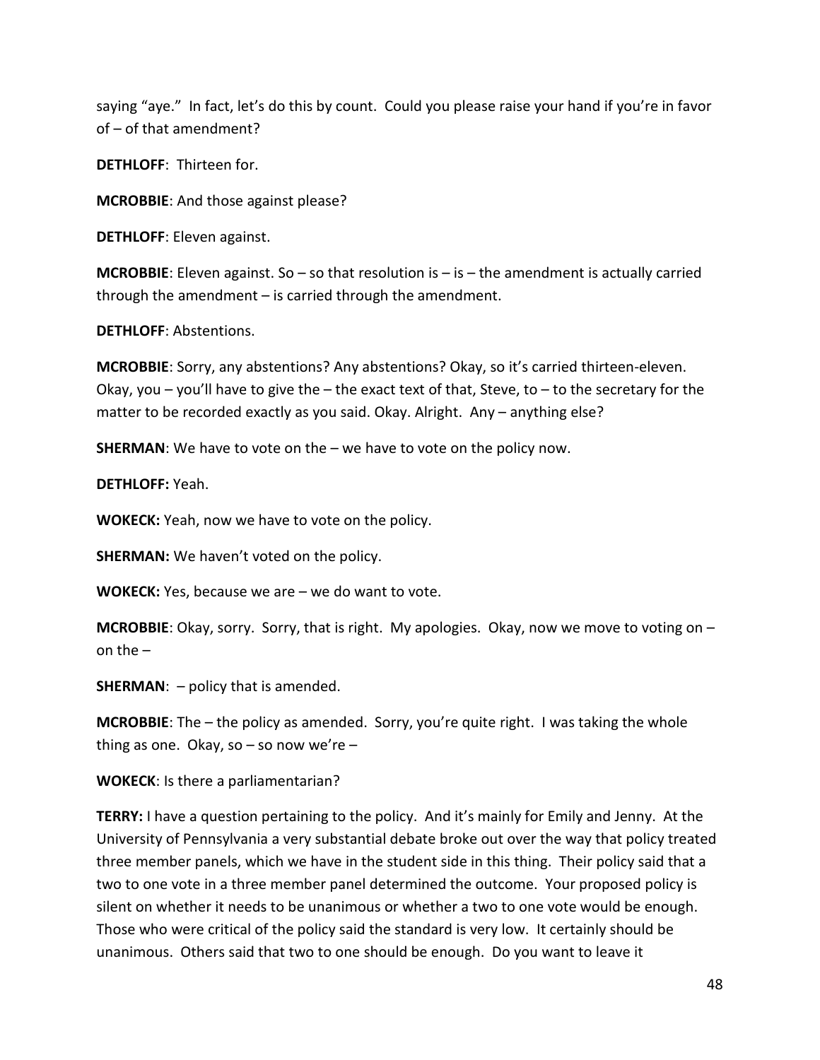saying "aye." In fact, let's do this by count. Could you please raise your hand if you're in favor of – of that amendment?

**DETHLOFF**: Thirteen for.

**MCROBBIE**: And those against please?

**DETHLOFF**: Eleven against.

**MCROBBIE**: Eleven against. So – so that resolution is – is – the amendment is actually carried through the amendment – is carried through the amendment.

**DETHLOFF**: Abstentions.

**MCROBBIE**: Sorry, any abstentions? Any abstentions? Okay, so it's carried thirteen-eleven. Okay, you – you'll have to give the – the exact text of that, Steve, to – to the secretary for the matter to be recorded exactly as you said. Okay. Alright. Any – anything else?

**SHERMAN**: We have to vote on the – we have to vote on the policy now.

**DETHLOFF:** Yeah.

**WOKECK:** Yeah, now we have to vote on the policy.

**SHERMAN:** We haven't voted on the policy.

**WOKECK:** Yes, because we are – we do want to vote.

**MCROBBIE**: Okay, sorry. Sorry, that is right. My apologies. Okay, now we move to voting on – on the –

**SHERMAN**: – policy that is amended.

**MCROBBIE**: The – the policy as amended. Sorry, you're quite right. I was taking the whole thing as one. Okay, so – so now we're –

**WOKECK**: Is there a parliamentarian?

**TERRY:** I have a question pertaining to the policy. And it's mainly for Emily and Jenny. At the University of Pennsylvania a very substantial debate broke out over the way that policy treated three member panels, which we have in the student side in this thing. Their policy said that a two to one vote in a three member panel determined the outcome. Your proposed policy is silent on whether it needs to be unanimous or whether a two to one vote would be enough. Those who were critical of the policy said the standard is very low. It certainly should be unanimous. Others said that two to one should be enough. Do you want to leave it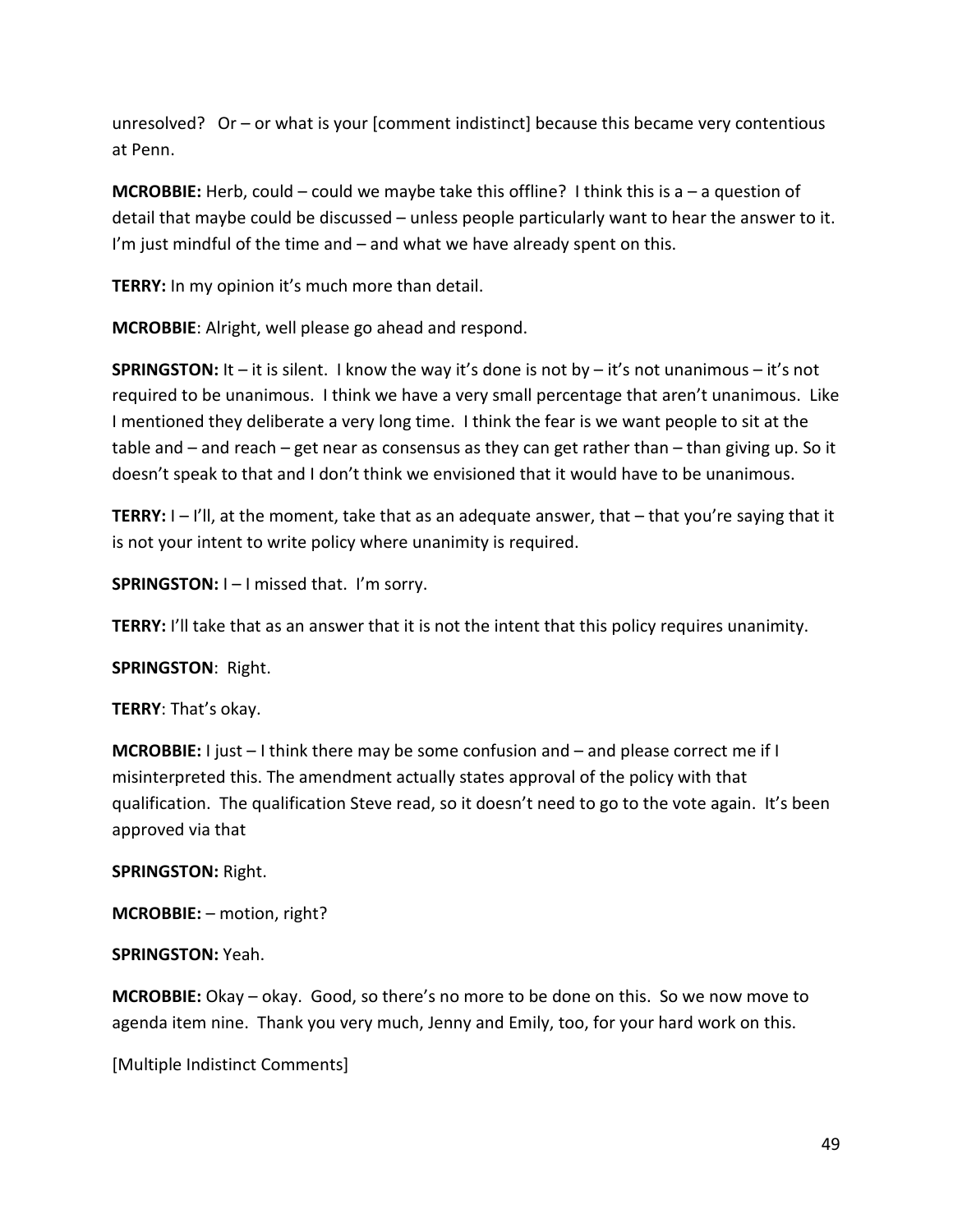unresolved?  Or – or what is your [comment indistinct] because this became very contentious at Penn.

**MCROBBIE:** Herb, could – could we maybe take this offline?  I think this is a – a question of detail that maybe could be discussed – unless people particularly want to hear the answer to it.  I'm just mindful of the time and – and what we have already spent on this.

**TERRY:** In my opinion it's much more than detail.

**MCROBBIE**: Alright, well please go ahead and respond.

**SPRINGSTON:** It – it is silent.  I know the way it's done is not by – it's not unanimous – it's not required to be unanimous.  I think we have a very small percentage that aren't unanimous.  Like I mentioned they deliberate a very long time.  I think the fear is we want people to sit at the table and – and reach – get near as consensus as they can get rather than – than giving up. So it doesn't speak to that and I don't think we envisioned that it would have to be unanimous.

**TERRY:** I – I'll, at the moment, take that as an adequate answer, that – that you're saying that it is not your intent to write policy where unanimity is required.

**SPRINGSTON:** I – I missed that.  I'm sorry.

**TERRY:** I'll take that as an answer that it is not the intent that this policy requires unanimity.

**SPRINGSTON**:  Right.

**TERRY**: That's okay.

**MCROBBIE:** I just – I think there may be some confusion and – and please correct me if I misinterpreted this. The amendment actually states approval of the policy with that qualification.  The qualification Steve read, so it doesn't need to go to the vote again.  It's been approved via that

**SPRINGSTON:** Right.

**MCROBBIE:** – motion, right?

**SPRINGSTON:** Yeah.

**MCROBBIE:** Okay – okay.  Good, so there's no more to be done on this.  So we now move to agenda item nine.  Thank you very much, Jenny and Emily, too, for your hard work on this.

[Multiple Indistinct Comments]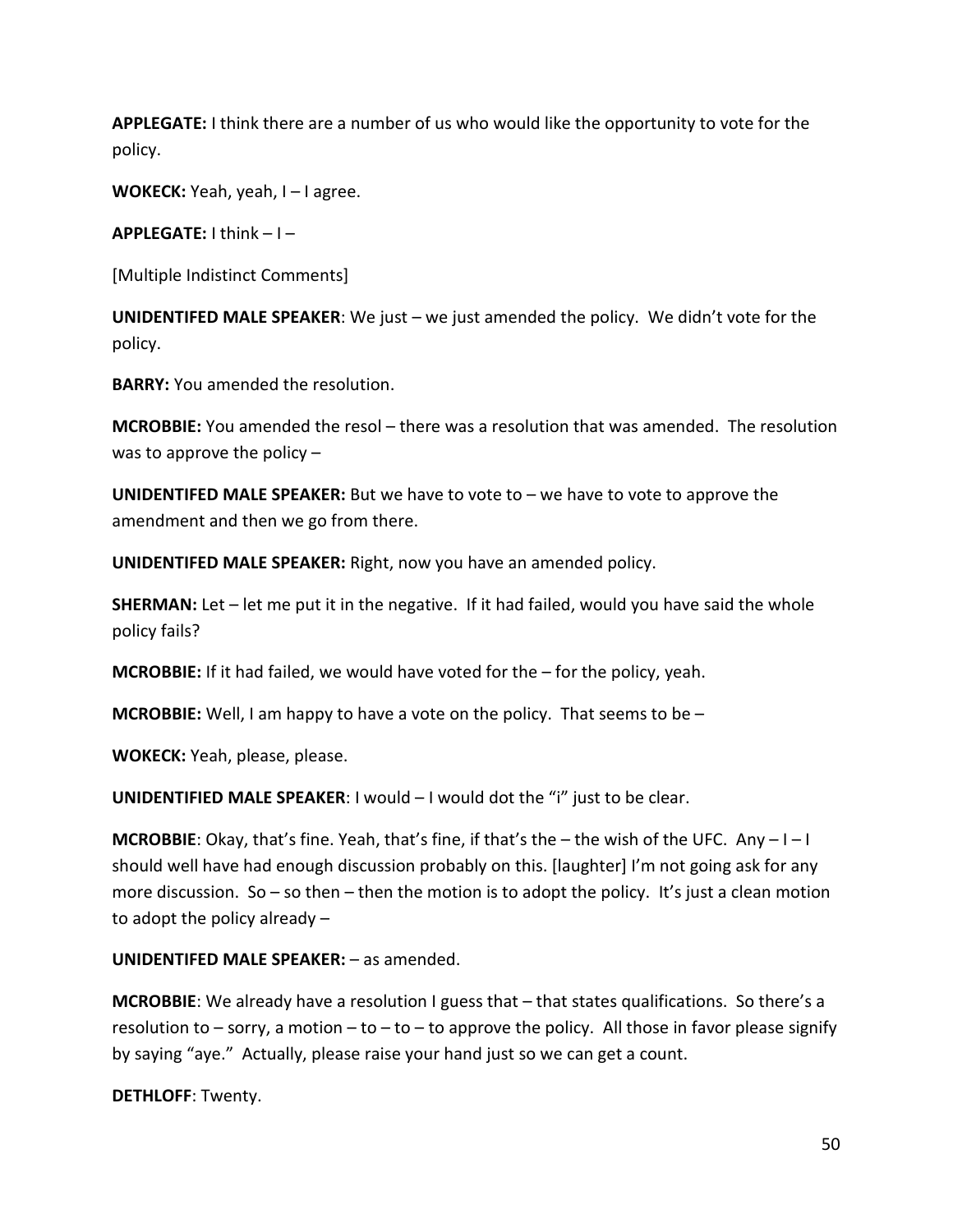**APPLEGATE:** I think there are a number of us who would like the opportunity to vote for the policy.

**WOKECK:** Yeah, yeah, I – I agree.

**APPLEGATE:** I think – I –

[Multiple Indistinct Comments]

**UNIDENTIFED MALE SPEAKER**: We just – we just amended the policy. We didn't vote for the policy.

**BARRY:** You amended the resolution.

**MCROBBIE:** You amended the resol – there was a resolution that was amended. The resolution was to approve the policy –

**UNIDENTIFED MALE SPEAKER:** But we have to vote to – we have to vote to approve the amendment and then we go from there.

**UNIDENTIFED MALE SPEAKER:** Right, now you have an amended policy.

**SHERMAN:** Let – let me put it in the negative. If it had failed, would you have said the whole policy fails?

**MCROBBIE:** If it had failed, we would have voted for the – for the policy, yeah.

**MCROBBIE:** Well, I am happy to have a vote on the policy. That seems to be –

**WOKECK:** Yeah, please, please.

**UNIDENTIFIED MALE SPEAKER**: I would – I would dot the "i" just to be clear.

**MCROBBIE**: Okay, that's fine. Yeah, that's fine, if that's the – the wish of the UFC. Any – I – I should well have had enough discussion probably on this. [laughter] I'm not going ask for any more discussion. So – so then – then the motion is to adopt the policy. It's just a clean motion to adopt the policy already –

**UNIDENTIFED MALE SPEAKER:** – as amended.

**MCROBBIE**: We already have a resolution I guess that – that states qualifications. So there's a resolution to – sorry, a motion – to – to – to approve the policy. All those in favor please signify by saying "aye." Actually, please raise your hand just so we can get a count.

**DETHLOFF**: Twenty.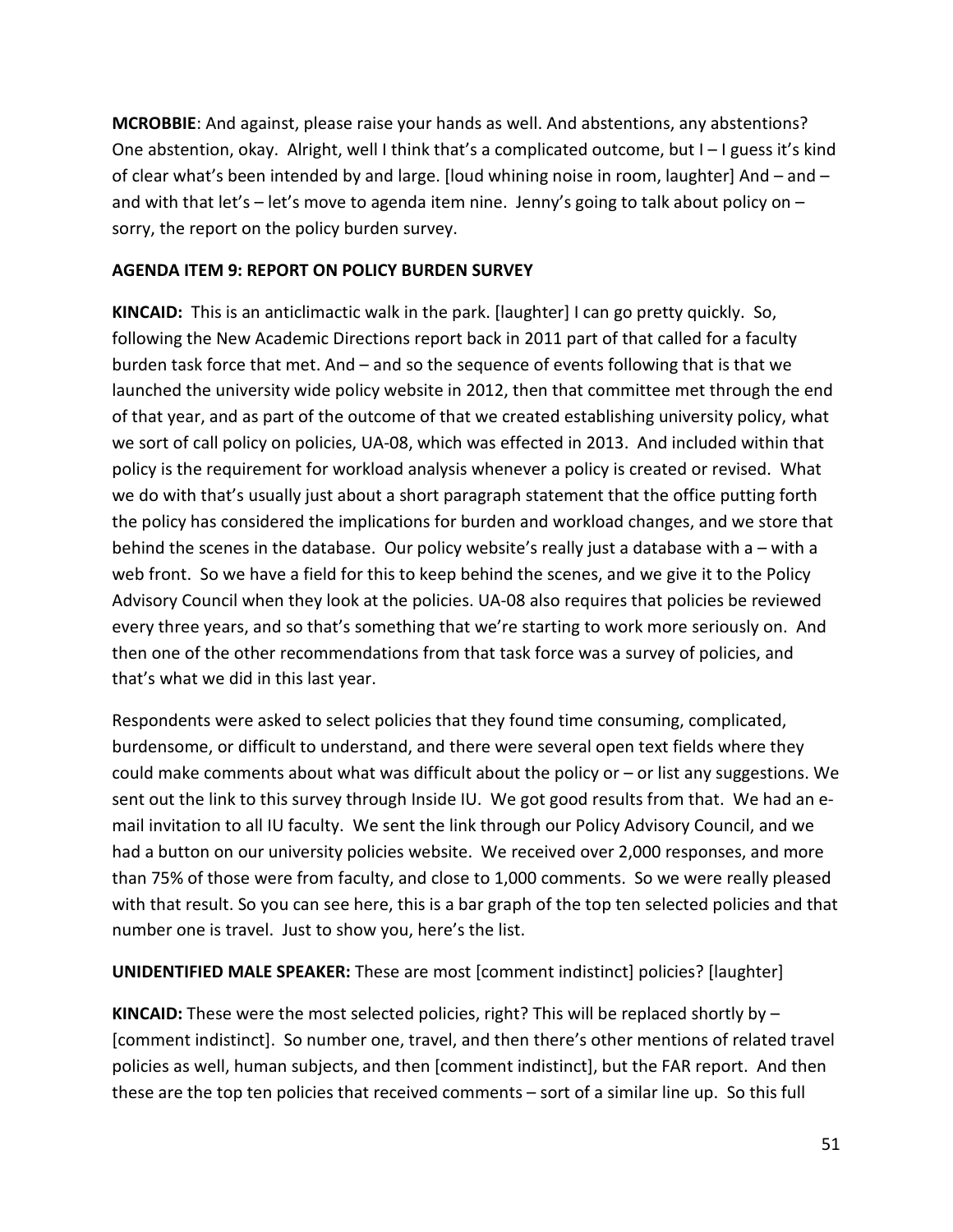**MCROBBIE**: And against, please raise your hands as well. And abstentions, any abstentions? One abstention, okay. Alright, well I think that's a complicated outcome, but I – I guess it's kind of clear what's been intended by and large. [loud whining noise in room, laughter] And – and – and with that let's – let's move to agenda item nine. Jenny's going to talk about policy on – sorry, the report on the policy burden survey.

**AGENDA ITEM 9: REPORT ON POLICY BURDEN SURVEY**

**KINCAID:** This is an anticlimactic walk in the park. [laughter] I can go pretty quickly. So, following the New Academic Directions report back in 2011 part of that called for a faculty burden task force that met. And – and so the sequence of events following that is that we launched the university wide policy website in 2012, then that committee met through the end of that year, and as part of the outcome of that we created establishing university policy, what we sort of call policy on policies, UA-08, which was effected in 2013. And included within that policy is the requirement for workload analysis whenever a policy is created or revised. What we do with that's usually just about a short paragraph statement that the office putting forth the policy has considered the implications for burden and workload changes, and we store that behind the scenes in the database. Our policy website's really just a database with a – with a web front. So we have a field for this to keep behind the scenes, and we give it to the Policy Advisory Council when they look at the policies. UA-08 also requires that policies be reviewed every three years, and so that's something that we're starting to work more seriously on. And then one of the other recommendations from that task force was a survey of policies, and that's what we did in this last year.

Respondents were asked to select policies that they found time consuming, complicated, burdensome, or difficult to understand, and there were several open text fields where they could make comments about what was difficult about the policy or – or list any suggestions. We sent out the link to this survey through Inside IU. We got good results from that. We had an e-mail invitation to all IU faculty. We sent the link through our Policy Advisory Council, and we had a button on our university policies website. We received over 2,000 responses, and more than 75% of those were from faculty, and close to 1,000 comments. So we were really pleased with that result. So you can see here, this is a bar graph of the top ten selected policies and that number one is travel. Just to show you, here's the list.

**UNIDENTIFIED MALE SPEAKER:** These are most [comment indistinct] policies? [laughter]

**KINCAID:** These were the most selected policies, right? This will be replaced shortly by – [comment indistinct]. So number one, travel, and then there's other mentions of related travel policies as well, human subjects, and then [comment indistinct], but the FAR report. And then these are the top ten policies that received comments – sort of a similar line up. So this full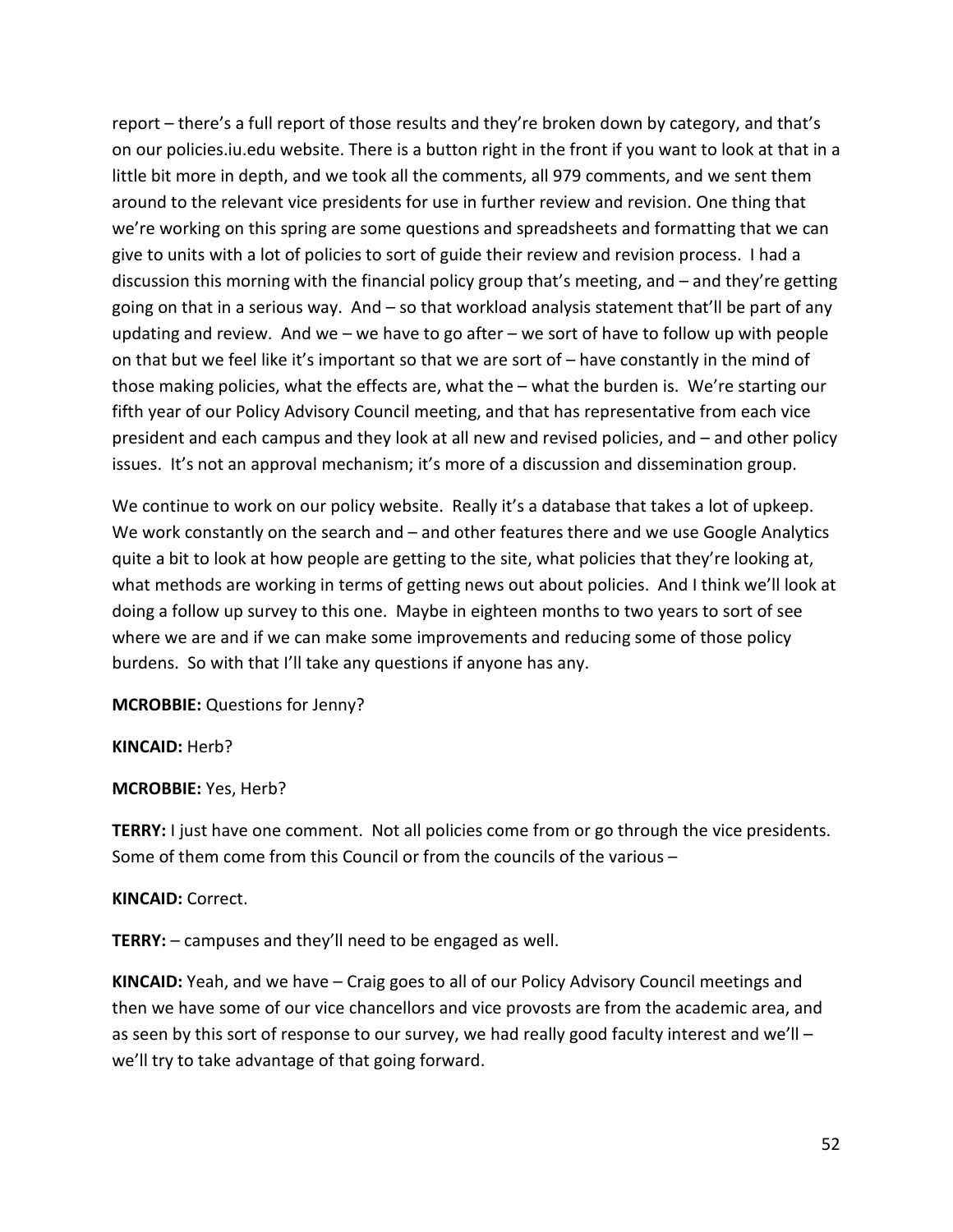report – there's a full report of those results and they're broken down by category, and that's on our policies.iu.edu website. There is a button right in the front if you want to look at that in a little bit more in depth, and we took all the comments, all 979 comments, and we sent them around to the relevant vice presidents for use in further review and revision. One thing that we're working on this spring are some questions and spreadsheets and formatting that we can give to units with a lot of policies to sort of guide their review and revision process. I had a discussion this morning with the financial policy group that's meeting, and – and they're getting going on that in a serious way. And – so that workload analysis statement that'll be part of any updating and review. And we – we have to go after – we sort of have to follow up with people on that but we feel like it's important so that we are sort of – have constantly in the mind of those making policies, what the effects are, what the – what the burden is. We're starting our fifth year of our Policy Advisory Council meeting, and that has representative from each vice president and each campus and they look at all new and revised policies, and – and other policy issues. It's not an approval mechanism; it's more of a discussion and dissemination group.

We continue to work on our policy website. Really it's a database that takes a lot of upkeep. We work constantly on the search and – and other features there and we use Google Analytics quite a bit to look at how people are getting to the site, what policies that they're looking at, what methods are working in terms of getting news out about policies. And I think we'll look at doing a follow up survey to this one. Maybe in eighteen months to two years to sort of see where we are and if we can make some improvements and reducing some of those policy burdens. So with that I'll take any questions if anyone has any.

**MCROBBIE:** Questions for Jenny?

**KINCAID:** Herb?

**MCROBBIE:** Yes, Herb?

**TERRY:** I just have one comment. Not all policies come from or go through the vice presidents. Some of them come from this Council or from the councils of the various –

**KINCAID:** Correct.

**TERRY:** – campuses and they'll need to be engaged as well.

**KINCAID:** Yeah, and we have – Craig goes to all of our Policy Advisory Council meetings and then we have some of our vice chancellors and vice provosts are from the academic area, and as seen by this sort of response to our survey, we had really good faculty interest and we'll – we'll try to take advantage of that going forward.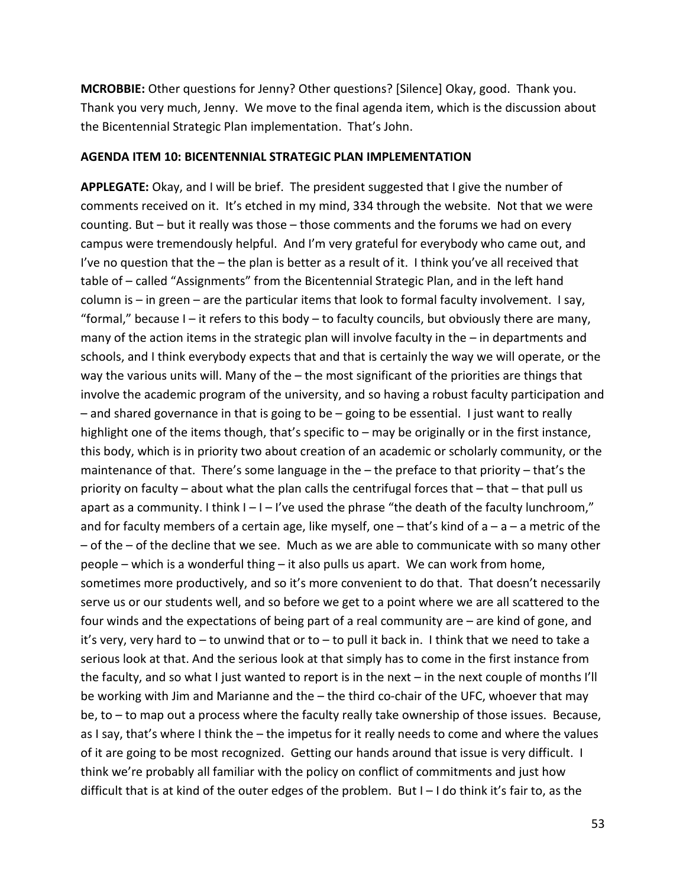**MCROBBIE:** Other questions for Jenny? Other questions? [Silence] Okay, good. Thank you. Thank you very much, Jenny. We move to the final agenda item, which is the discussion about the Bicentennial Strategic Plan implementation. That's John.

**AGENDA ITEM 10: BICENTENNIAL STRATEGIC PLAN IMPLEMENTATION**

**APPLEGATE:** Okay, and I will be brief. The president suggested that I give the number of comments received on it. It's etched in my mind, 334 through the website. Not that we were counting. But – but it really was those – those comments and the forums we had on every campus were tremendously helpful. And I'm very grateful for everybody who came out, and I've no question that the – the plan is better as a result of it. I think you've all received that table of – called "Assignments" from the Bicentennial Strategic Plan, and in the left hand column is – in green – are the particular items that look to formal faculty involvement. I say, "formal," because I – it refers to this body – to faculty councils, but obviously there are many, many of the action items in the strategic plan will involve faculty in the – in departments and schools, and I think everybody expects that and that is certainly the way we will operate, or the way the various units will. Many of the – the most significant of the priorities are things that involve the academic program of the university, and so having a robust faculty participation and – and shared governance in that is going to be – going to be essential. I just want to really highlight one of the items though, that's specific to – may be originally or in the first instance, this body, which is in priority two about creation of an academic or scholarly community, or the maintenance of that. There's some language in the – the preface to that priority – that's the priority on faculty – about what the plan calls the centrifugal forces that – that – that pull us apart as a community. I think I – I – I've used the phrase "the death of the faculty lunchroom," and for faculty members of a certain age, like myself, one – that's kind of a – a – a metric of the – of the – of the decline that we see. Much as we are able to communicate with so many other people – which is a wonderful thing – it also pulls us apart. We can work from home, sometimes more productively, and so it's more convenient to do that. That doesn't necessarily serve us or our students well, and so before we get to a point where we are all scattered to the four winds and the expectations of being part of a real community are – are kind of gone, and it's very, very hard to – to unwind that or to – to pull it back in. I think that we need to take a serious look at that. And the serious look at that simply has to come in the first instance from the faculty, and so what I just wanted to report is in the next – in the next couple of months I'll be working with Jim and Marianne and the – the third co-chair of the UFC, whoever that may be, to – to map out a process where the faculty really take ownership of those issues. Because, as I say, that's where I think the – the impetus for it really needs to come and where the values of it are going to be most recognized. Getting our hands around that issue is very difficult. I think we're probably all familiar with the policy on conflict of commitments and just how difficult that is at kind of the outer edges of the problem. But I – I do think it's fair to, as the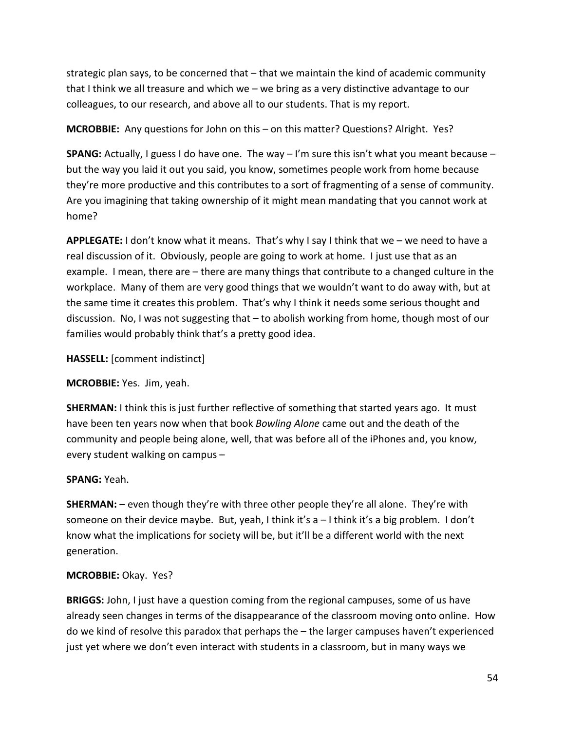strategic plan says, to be concerned that – that we maintain the kind of academic community that I think we all treasure and which we – we bring as a very distinctive advantage to our colleagues, to our research, and above all to our students. That is my report.

**MCROBBIE:** Any questions for John on this – on this matter? Questions? Alright. Yes?

**SPANG:** Actually, I guess I do have one. The way – I'm sure this isn't what you meant because – but the way you laid it out you said, you know, sometimes people work from home because they're more productive and this contributes to a sort of fragmenting of a sense of community. Are you imagining that taking ownership of it might mean mandating that you cannot work at home?

**APPLEGATE:** I don't know what it means. That's why I say I think that we – we need to have a real discussion of it. Obviously, people are going to work at home. I just use that as an example. I mean, there are – there are many things that contribute to a changed culture in the workplace. Many of them are very good things that we wouldn't want to do away with, but at the same time it creates this problem. That's why I think it needs some serious thought and discussion. No, I was not suggesting that – to abolish working from home, though most of our families would probably think that's a pretty good idea.

**HASSELL:** [comment indistinct]

**MCROBBIE:** Yes. Jim, yeah.

**SHERMAN:** I think this is just further reflective of something that started years ago. It must have been ten years now when that book *Bowling Alone* came out and the death of the community and people being alone, well, that was before all of the iPhones and, you know, every student walking on campus –

**SPANG:** Yeah.

**SHERMAN:** – even though they're with three other people they're all alone. They're with someone on their device maybe. But, yeah, I think it's a – I think it's a big problem. I don't know what the implications for society will be, but it'll be a different world with the next generation.

**MCROBBIE:** Okay. Yes?

**BRIGGS:** John, I just have a question coming from the regional campuses, some of us have already seen changes in terms of the disappearance of the classroom moving onto online. How do we kind of resolve this paradox that perhaps the – the larger campuses haven't experienced just yet where we don't even interact with students in a classroom, but in many ways we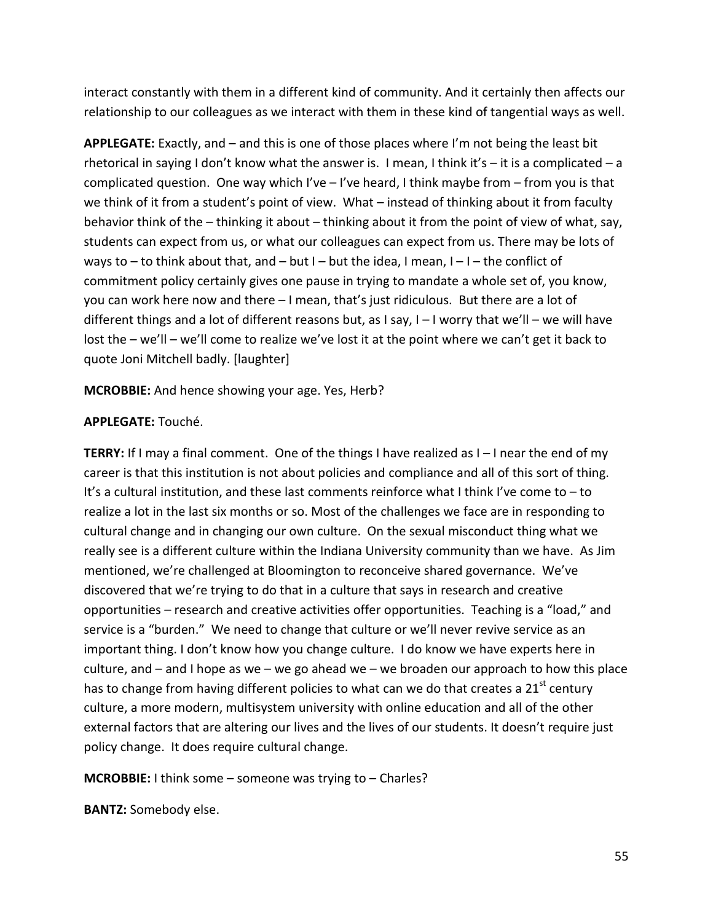interact constantly with them in a different kind of community. And it certainly then affects our relationship to our colleagues as we interact with them in these kind of tangential ways as well.

**APPLEGATE:** Exactly, and – and this is one of those places where I'm not being the least bit rhetorical in saying I don't know what the answer is. I mean, I think it's – it is a complicated – a complicated question. One way which I've – I've heard, I think maybe from – from you is that we think of it from a student's point of view. What – instead of thinking about it from faculty behavior think of the – thinking it about – thinking about it from the point of view of what, say, students can expect from us, or what our colleagues can expect from us. There may be lots of ways to – to think about that, and – but I – but the idea, I mean, I – I – the conflict of commitment policy certainly gives one pause in trying to mandate a whole set of, you know, you can work here now and there – I mean, that's just ridiculous. But there are a lot of different things and a lot of different reasons but, as I say, I – I worry that we'll – we will have lost the – we'll – we'll come to realize we've lost it at the point where we can't get it back to quote Joni Mitchell badly. [laughter]

**MCROBBIE:** And hence showing your age. Yes, Herb?

**APPLEGATE:** Touché.

**TERRY:** If I may a final comment. One of the things I have realized as I – I near the end of my career is that this institution is not about policies and compliance and all of this sort of thing. It's a cultural institution, and these last comments reinforce what I think I've come to – to realize a lot in the last six months or so. Most of the challenges we face are in responding to cultural change and in changing our own culture. On the sexual misconduct thing what we really see is a different culture within the Indiana University community than we have. As Jim mentioned, we're challenged at Bloomington to reconceive shared governance. We've discovered that we're trying to do that in a culture that says in research and creative opportunities – research and creative activities offer opportunities. Teaching is a "load," and service is a "burden." We need to change that culture or we'll never revive service as an important thing. I don't know how you change culture. I do know we have experts here in culture, and – and I hope as we – we go ahead we – we broaden our approach to how this place has to change from having different policies to what can we do that creates a 21st century culture, a more modern, multisystem university with online education and all of the other external factors that are altering our lives and the lives of our students. It doesn't require just policy change. It does require cultural change.

**MCROBBIE:** I think some – someone was trying to – Charles?

**BANTZ:** Somebody else.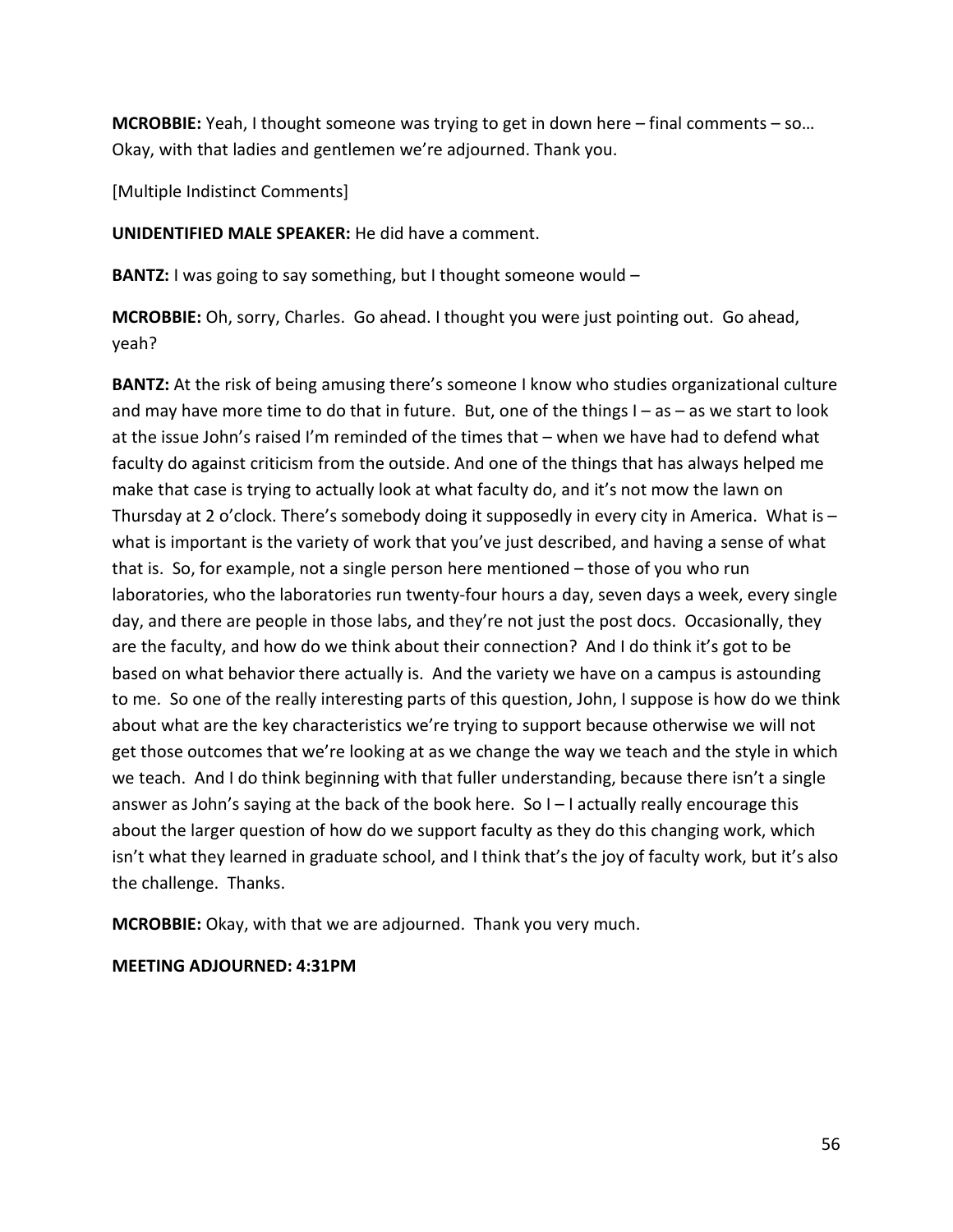**MCROBBIE:** Yeah, I thought someone was trying to get in down here – final comments – so… Okay, with that ladies and gentlemen we're adjourned. Thank you.

[Multiple Indistinct Comments]

**UNIDENTIFIED MALE SPEAKER:** He did have a comment.

**BANTZ:** I was going to say something, but I thought someone would –

**MCROBBIE:** Oh, sorry, Charles. Go ahead. I thought you were just pointing out. Go ahead, yeah?

**BANTZ:** At the risk of being amusing there's someone I know who studies organizational culture and may have more time to do that in future. But, one of the things I – as – as we start to look at the issue John's raised I'm reminded of the times that – when we have had to defend what faculty do against criticism from the outside. And one of the things that has always helped me make that case is trying to actually look at what faculty do, and it's not mow the lawn on Thursday at 2 o'clock. There's somebody doing it supposedly in every city in America. What is – what is important is the variety of work that you've just described, and having a sense of what that is. So, for example, not a single person here mentioned – those of you who run laboratories, who the laboratories run twenty-four hours a day, seven days a week, every single day, and there are people in those labs, and they're not just the post docs. Occasionally, they are the faculty, and how do we think about their connection? And I do think it's got to be based on what behavior there actually is. And the variety we have on a campus is astounding to me. So one of the really interesting parts of this question, John, I suppose is how do we think about what are the key characteristics we're trying to support because otherwise we will not get those outcomes that we're looking at as we change the way we teach and the style in which we teach. And I do think beginning with that fuller understanding, because there isn't a single answer as John's saying at the back of the book here. So I – I actually really encourage this about the larger question of how do we support faculty as they do this changing work, which isn't what they learned in graduate school, and I think that's the joy of faculty work, but it's also the challenge. Thanks.

**MCROBBIE:** Okay, with that we are adjourned. Thank you very much.

**MEETING ADJOURNED: 4:31PM**